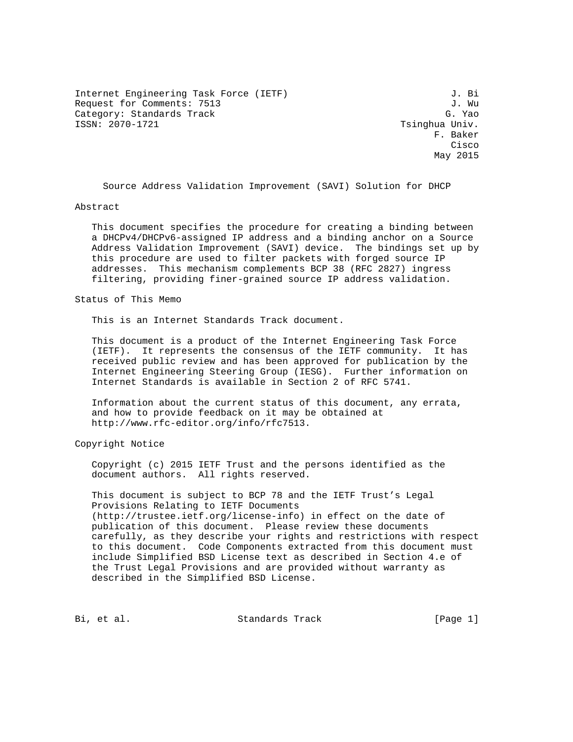Internet Engineering Task Force (IETF)  
Request for Comments: 7513  
Category: Standards Track  
ISSN: 2070-1721

J. Bi  
J. Wu  
G. Yao  
Tsinghua Univ.  
F. Baker  
Cisco  
May 2015

# Source Address Validation Improvement (SAVI) Solution for DHCP

## Abstract

This document specifies the procedure for creating a binding between a DHCPv4/DHCPv6-assigned IP address and a binding anchor on a Source Address Validation Improvement (SAVI) device. The bindings set up by this procedure are used to filter packets with forged source IP addresses. This mechanism complements BCP 38 (RFC 2827) ingress filtering, providing finer-grained source IP address validation.

## Status of This Memo

This is an Internet Standards Track document.

This document is a product of the Internet Engineering Task Force (IETF). It represents the consensus of the IETF community. It has received public review and has been approved for publication by the Internet Engineering Steering Group (IESG). Further information on Internet Standards is available in Section 2 of RFC 5741.

Information about the current status of this document, any errata, and how to provide feedback on it may be obtained at http://www.rfc-editor.org/info/rfc7513.

## Copyright Notice

Copyright (c) 2015 IETF Trust and the persons identified as the document authors. All rights reserved.

This document is subject to BCP 78 and the IETF Trust's Legal Provisions Relating to IETF Documents (http://trustee.ietf.org/license-info) in effect on the date of publication of this document. Please review these documents carefully, as they describe your rights and restrictions with respect to this document. Code Components extracted from this document must include Simplified BSD License text as described in Section 4.e of the Trust Legal Provisions and are provided without warranty as described in the Simplified BSD License.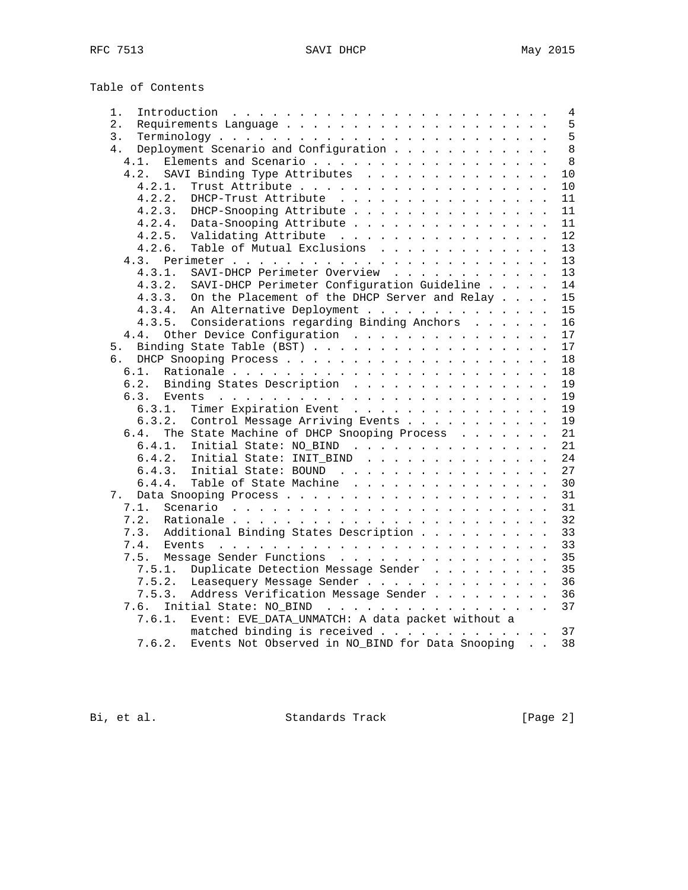## Table of Contents

```
   1.  Introduction . . . . . . . . . . . . . . . . . . . . . . . .   4
   2.  Requirements Language . . . . . . . . . . . . . . . . . . . .   5
   3.  Terminology . . . . . . . . . . . . . . . . . . . . . . . . .   5
   4.  Deployment Scenario and Configuration . . . . . . . . . . . .   8
     4.1.  Elements and Scenario . . . . . . . . . . . . . . . . . .   8
     4.2.  SAVI Binding Type Attributes  . . . . . . . . . . . . . .  10
       4.2.1.  Trust Attribute . . . . . . . . . . . . . . . . . . .  10
       4.2.2.  DHCP-Trust Attribute  . . . . . . . . . . . . . . . .  11
       4.2.3.  DHCP-Snooping Attribute . . . . . . . . . . . . . . .  11
       4.2.4.  Data-Snooping Attribute . . . . . . . . . . . . . . .  11
       4.2.5.  Validating Attribute  . . . . . . . . . . . . . . . .  12
       4.2.6.  Table of Mutual Exclusions  . . . . . . . . . . . . .  13
     4.3.  Perimeter . . . . . . . . . . . . . . . . . . . . . . . .  13
       4.3.1.  SAVI-DHCP Perimeter Overview  . . . . . . . . . . . .  13
       4.3.2.  SAVI-DHCP Perimeter Configuration Guideline . . . . .  14
       4.3.3.  On the Placement of the DHCP Server and Relay . . . .  15
       4.3.4.  An Alternative Deployment . . . . . . . . . . . . . .  15
       4.3.5.  Considerations regarding Binding Anchors  . . . . . .  16
     4.4.  Other Device Configuration  . . . . . . . . . . . . . . .  17
   5.  Binding State Table (BST) . . . . . . . . . . . . . . . . . .  17
   6.  DHCP Snooping Process . . . . . . . . . . . . . . . . . . . .  18
     6.1.  Rationale . . . . . . . . . . . . . . . . . . . . . . . .  18
     6.2.  Binding States Description  . . . . . . . . . . . . . . .  19
     6.3.  Events  . . . . . . . . . . . . . . . . . . . . . . . . .  19
       6.3.1.  Timer Expiration Event  . . . . . . . . . . . . . . .  19
       6.3.2.  Control Message Arriving Events . . . . . . . . . . .  19
     6.4.  The State Machine of DHCP Snooping Process  . . . . . . .  21
       6.4.1.  Initial State: NO_BIND  . . . . . . . . . . . . . . .  21
       6.4.2.  Initial State: INIT_BIND  . . . . . . . . . . . . . .  24
       6.4.3.  Initial State: BOUND  . . . . . . . . . . . . . . . .  27
       6.4.4.  Table of State Machine  . . . . . . . . . . . . . . .  30
   7.  Data Snooping Process . . . . . . . . . . . . . . . . . . . .  31
     7.1.  Scenario  . . . . . . . . . . . . . . . . . . . . . . . .  31
     7.2.  Rationale . . . . . . . . . . . . . . . . . . . . . . . .  32
     7.3.  Additional Binding States Description . . . . . . . . . .  33
     7.4.  Events  . . . . . . . . . . . . . . . . . . . . . . . . .  33
     7.5.  Message Sender Functions  . . . . . . . . . . . . . . . .  35
       7.5.1.  Duplicate Detection Message Sender  . . . . . . . . .  35
       7.5.2.  Leasequery Message Sender . . . . . . . . . . . . . .  36
       7.5.3.  Address Verification Message Sender . . . . . . . . .  36
     7.6.  Initial State: NO_BIND  . . . . . . . . . . . . . . . . .  37
       7.6.1.  Event: EVE_DATA_UNMATCH: A data packet without a
               matched binding is received . . . . . . . . . . . . .  37
       7.6.2.  Events Not Observed in NO_BIND for Data Snooping  . .  38
```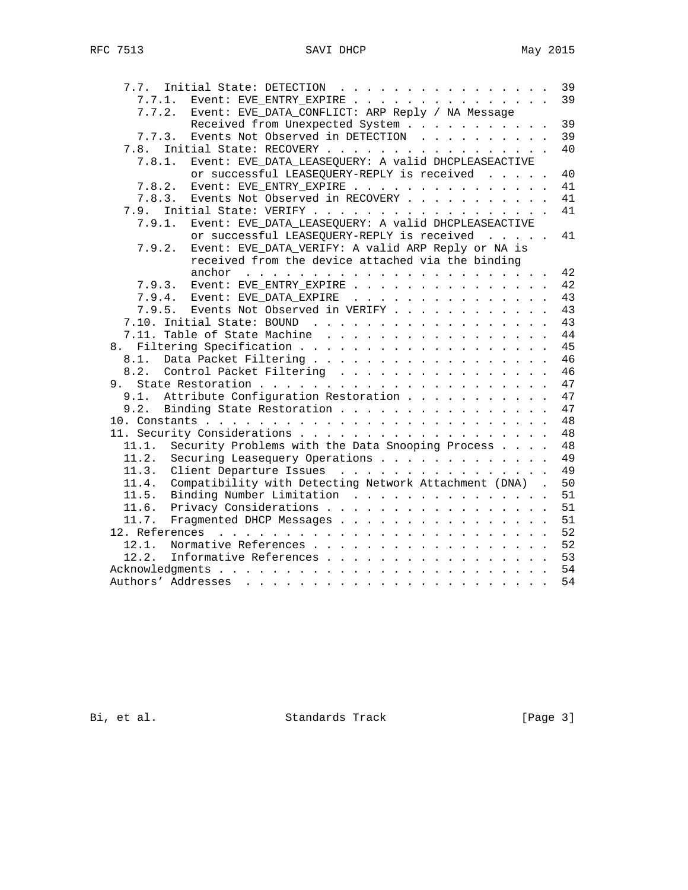```
   7.7.  Initial State: DETECTION . . . . . . . . . . . . . . . . .  39
     7.7.1.  Event: EVE_ENTRY_EXPIRE . . . . . . . . . . . . . . . .  39
     7.7.2.  Event: EVE_DATA_CONFLICT: ARP Reply / NA Message
             Received from Unexpected System . . . . . . . . . . .  39
     7.7.3.  Events Not Observed in DETECTION  . . . . . . . . . .  39
   7.8.  Initial State: RECOVERY . . . . . . . . . . . . . . . . .  40
     7.8.1.  Event: EVE_DATA_LEASEQUERY: A valid DHCPLEASEACTIVE
             or successful LEASEQUERY-REPLY is received  . . . . .  40
     7.8.2.  Event: EVE_ENTRY_EXPIRE . . . . . . . . . . . . . . .  41
     7.8.3.  Events Not Observed in RECOVERY . . . . . . . . . . .  41
   7.9.  Initial State: VERIFY . . . . . . . . . . . . . . . . . .  41
     7.9.1.  Event: EVE_DATA_LEASEQUERY: A valid DHCPLEASEACTIVE
             or successful LEASEQUERY-REPLY is received  . . . . .  41
     7.9.2.  Event: EVE_DATA_VERIFY: A valid ARP Reply or NA is
             received from the device attached via the binding
             anchor  . . . . . . . . . . . . . . . . . . . . . . .  42
     7.9.3.  Event: EVE_ENTRY_EXPIRE . . . . . . . . . . . . . . .  42
     7.9.4.  Event: EVE_DATA_EXPIRE  . . . . . . . . . . . . . . .  43
     7.9.5.  Events Not Observed in VERIFY . . . . . . . . . . . .  43
   7.10. Initial State: BOUND  . . . . . . . . . . . . . . . . . .  43
   7.11. Table of State Machine  . . . . . . . . . . . . . . . . .  44
 8.  Filtering Specification . . . . . . . . . . . . . . . . . . .  45
   8.1.  Data Packet Filtering . . . . . . . . . . . . . . . . . .  46
   8.2.  Control Packet Filtering  . . . . . . . . . . . . . . . .  46
 9.  State Restoration . . . . . . . . . . . . . . . . . . . . . .  47
   9.1.  Attribute Configuration Restoration . . . . . . . . . . .  47
   9.2.  Binding State Restoration . . . . . . . . . . . . . . . .  47
 10. Constants . . . . . . . . . . . . . . . . . . . . . . . . . .  48
 11. Security Considerations . . . . . . . . . . . . . . . . . . .  48
   11.1.  Security Problems with the Data Snooping Process . . . .  48
   11.2.  Securing Leasequery Operations . . . . . . . . . . . . .  49
   11.3.  Client Departure Issues  . . . . . . . . . . . . . . . .  49
   11.4.  Compatibility with Detecting Network Attachment (DNA)  .  50
   11.5.  Binding Number Limitation  . . . . . . . . . . . . . . .  51
   11.6.  Privacy Considerations . . . . . . . . . . . . . . . . .  51
   11.7.  Fragmented DHCP Messages . . . . . . . . . . . . . . . .  51
 12. References  . . . . . . . . . . . . . . . . . . . . . . . . .  52
   12.1.  Normative References . . . . . . . . . . . . . . . . . .  52
   12.2.  Informative References . . . . . . . . . . . . . . . . .  53
 Acknowledgments . . . . . . . . . . . . . . . . . . . . . . . . .  54
 Authors' Addresses  . . . . . . . . . . . . . . . . . . . . . . .  54
```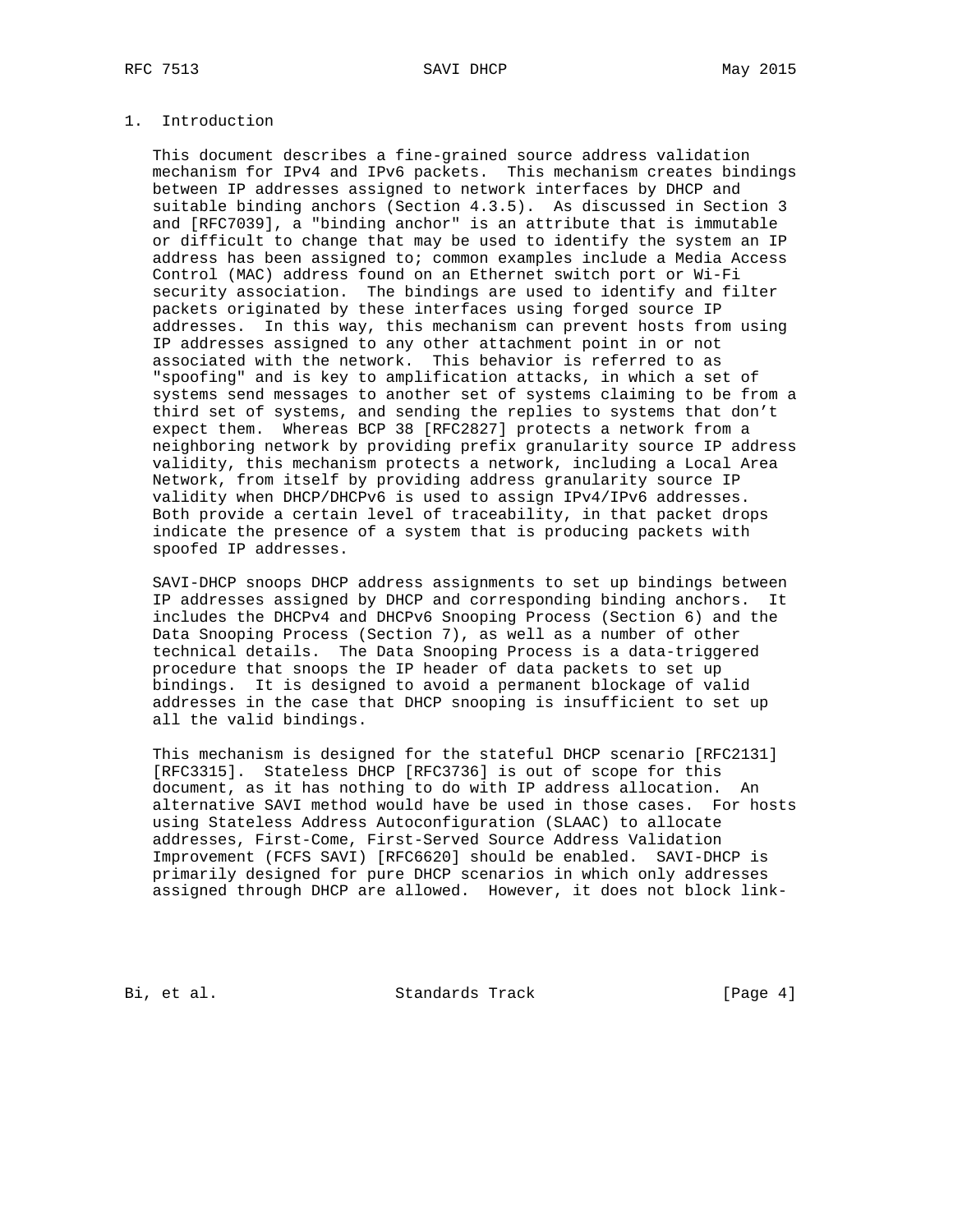# 1. Introduction

This document describes a fine-grained source address validation mechanism for IPv4 and IPv6 packets. This mechanism creates bindings between IP addresses assigned to network interfaces by DHCP and suitable binding anchors (Section 4.3.5). As discussed in Section 3 and [RFC7039], a "binding anchor" is an attribute that is immutable or difficult to change that may be used to identify the system an IP address has been assigned to; common examples include a Media Access Control (MAC) address found on an Ethernet switch port or Wi-Fi security association. The bindings are used to identify and filter packets originated by these interfaces using forged source IP addresses. In this way, this mechanism can prevent hosts from using IP addresses assigned to any other attachment point in or not associated with the network. This behavior is referred to as "spoofing" and is key to amplification attacks, in which a set of systems send messages to another set of systems claiming to be from a third set of systems, and sending the replies to systems that don't expect them. Whereas BCP 38 [RFC2827] protects a network from a neighboring network by providing prefix granularity source IP address validity, this mechanism protects a network, including a Local Area Network, from itself by providing address granularity source IP validity when DHCP/DHCPv6 is used to assign IPv4/IPv6 addresses. Both provide a certain level of traceability, in that packet drops indicate the presence of a system that is producing packets with spoofed IP addresses.

SAVI-DHCP snoops DHCP address assignments to set up bindings between IP addresses assigned by DHCP and corresponding binding anchors. It includes the DHCPv4 and DHCPv6 Snooping Process (Section 6) and the Data Snooping Process (Section 7), as well as a number of other technical details. The Data Snooping Process is a data-triggered procedure that snoops the IP header of data packets to set up bindings. It is designed to avoid a permanent blockage of valid addresses in the case that DHCP snooping is insufficient to set up all the valid bindings.

This mechanism is designed for the stateful DHCP scenario [RFC2131] [RFC3315]. Stateless DHCP [RFC3736] is out of scope for this document, as it has nothing to do with IP address allocation. An alternative SAVI method would have be used in those cases. For hosts using Stateless Address Autoconfiguration (SLAAC) to allocate addresses, First-Come, First-Served Source Address Validation Improvement (FCFS SAVI) [RFC6620] should be enabled. SAVI-DHCP is primarily designed for pure DHCP scenarios in which only addresses assigned through DHCP are allowed. However, it does not block link-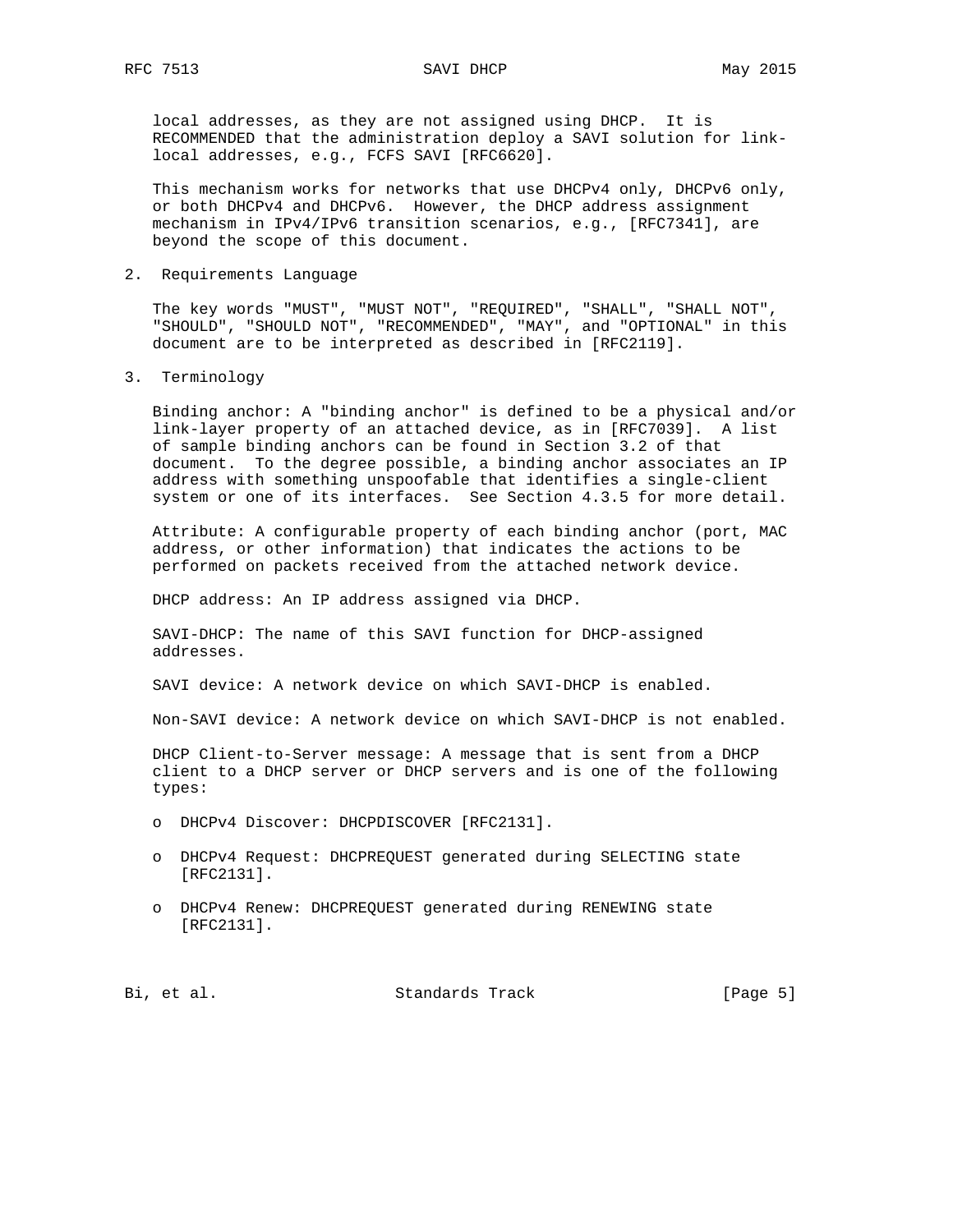local addresses, as they are not assigned using DHCP. It is RECOMMENDED that the administration deploy a SAVI solution for link-local addresses, e.g., FCFS SAVI [RFC6620].

This mechanism works for networks that use DHCPv4 only, DHCPv6 only, or both DHCPv4 and DHCPv6. However, the DHCP address assignment mechanism in IPv4/IPv6 transition scenarios, e.g., [RFC7341], are beyond the scope of this document.

## 2. Requirements Language

The key words "MUST", "MUST NOT", "REQUIRED", "SHALL", "SHALL NOT", "SHOULD", "SHOULD NOT", "RECOMMENDED", "MAY", and "OPTIONAL" in this document are to be interpreted as described in [RFC2119].

## 3. Terminology

Binding anchor: A "binding anchor" is defined to be a physical and/or link-layer property of an attached device, as in [RFC7039]. A list of sample binding anchors can be found in Section 3.2 of that document. To the degree possible, a binding anchor associates an IP address with something unspoofable that identifies a single-client system or one of its interfaces. See Section 4.3.5 for more detail.

Attribute: A configurable property of each binding anchor (port, MAC address, or other information) that indicates the actions to be performed on packets received from the attached network device.

DHCP address: An IP address assigned via DHCP.

SAVI-DHCP: The name of this SAVI function for DHCP-assigned addresses.

SAVI device: A network device on which SAVI-DHCP is enabled.

Non-SAVI device: A network device on which SAVI-DHCP is not enabled.

DHCP Client-to-Server message: A message that is sent from a DHCP client to a DHCP server or DHCP servers and is one of the following types:

- DHCPv4 Discover: DHCPDISCOVER [RFC2131].
- DHCPv4 Request: DHCPREQUEST generated during SELECTING state [RFC2131].
- DHCPv4 Renew: DHCPREQUEST generated during RENEWING state [RFC2131].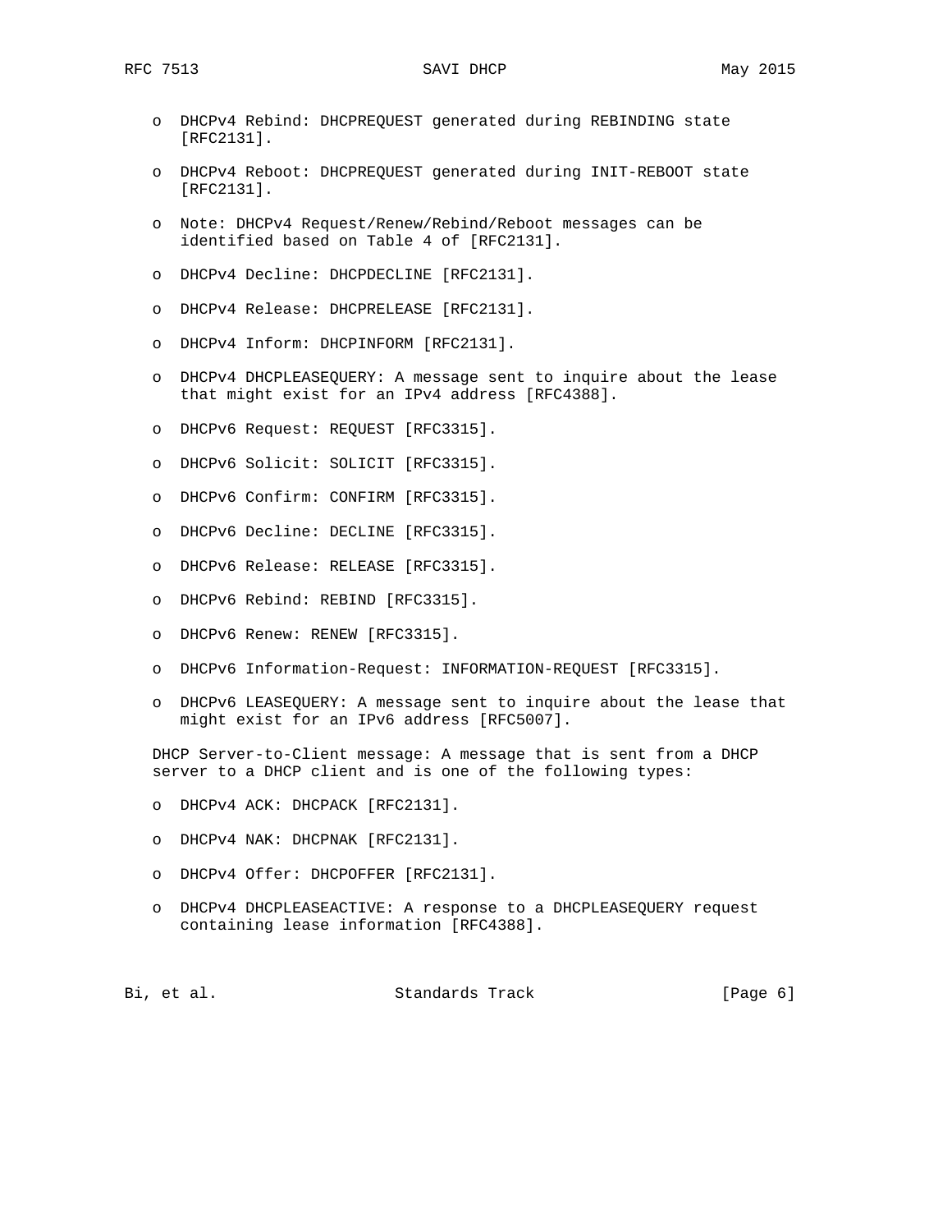- DHCPv4 Rebind: DHCPREQUEST generated during REBINDING state [RFC2131].

- DHCPv4 Reboot: DHCPREQUEST generated during INIT-REBOOT state [RFC2131].

- Note: DHCPv4 Request/Renew/Rebind/Reboot messages can be identified based on Table 4 of [RFC2131].

- DHCPv4 Decline: DHCPDECLINE [RFC2131].

- DHCPv4 Release: DHCPRELEASE [RFC2131].

- DHCPv4 Inform: DHCPINFORM [RFC2131].

- DHCPv4 DHCPLEASEQUERY: A message sent to inquire about the lease that might exist for an IPv4 address [RFC4388].

- DHCPv6 Request: REQUEST [RFC3315].

- DHCPv6 Solicit: SOLICIT [RFC3315].

- DHCPv6 Confirm: CONFIRM [RFC3315].

- DHCPv6 Decline: DECLINE [RFC3315].

- DHCPv6 Release: RELEASE [RFC3315].

- DHCPv6 Rebind: REBIND [RFC3315].

- DHCPv6 Renew: RENEW [RFC3315].

- DHCPv6 Information-Request: INFORMATION-REQUEST [RFC3315].

- DHCPv6 LEASEQUERY: A message sent to inquire about the lease that might exist for an IPv6 address [RFC5007].

DHCP Server-to-Client message: A message that is sent from a DHCP server to a DHCP client and is one of the following types:

- DHCPv4 ACK: DHCPACK [RFC2131].

- DHCPv4 NAK: DHCPNAK [RFC2131].

- DHCPv4 Offer: DHCPOFFER [RFC2131].

- DHCPv4 DHCPLEASEACTIVE: A response to a DHCPLEASEQUERY request containing lease information [RFC4388].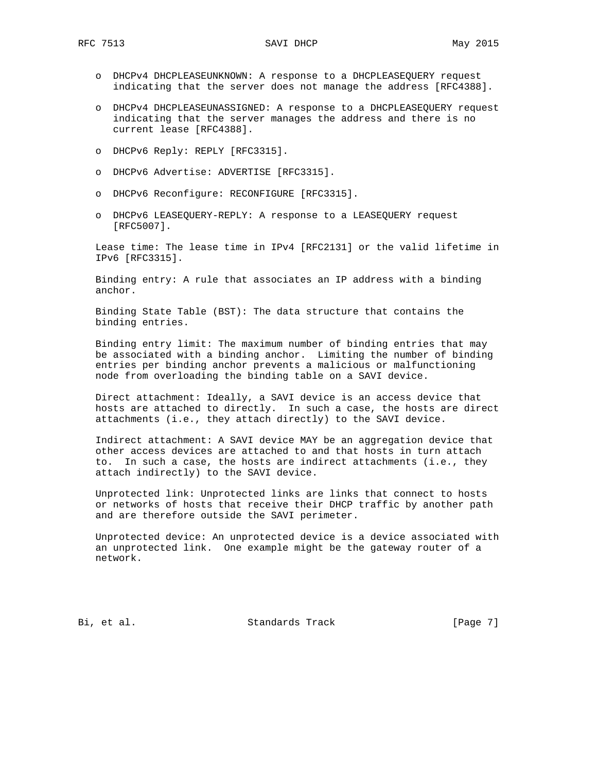- DHCPv4 DHCPLEASEUNKNOWN: A response to a DHCPLEASEQUERY request indicating that the server does not manage the address [RFC4388].

- DHCPv4 DHCPLEASEUNASSIGNED: A response to a DHCPLEASEQUERY request indicating that the server manages the address and there is no current lease [RFC4388].

- DHCPv6 Reply: REPLY [RFC3315].

- DHCPv6 Advertise: ADVERTISE [RFC3315].

- DHCPv6 Reconfigure: RECONFIGURE [RFC3315].

- DHCPv6 LEASEQUERY-REPLY: A response to a LEASEQUERY request [RFC5007].

Lease time: The lease time in IPv4 [RFC2131] or the valid lifetime in IPv6 [RFC3315].

Binding entry: A rule that associates an IP address with a binding anchor.

Binding State Table (BST): The data structure that contains the binding entries.

Binding entry limit: The maximum number of binding entries that may be associated with a binding anchor. Limiting the number of binding entries per binding anchor prevents a malicious or malfunctioning node from overloading the binding table on a SAVI device.

Direct attachment: Ideally, a SAVI device is an access device that hosts are attached to directly. In such a case, the hosts are direct attachments (i.e., they attach directly) to the SAVI device.

Indirect attachment: A SAVI device MAY be an aggregation device that other access devices are attached to and that hosts in turn attach to. In such a case, the hosts are indirect attachments (i.e., they attach indirectly) to the SAVI device.

Unprotected link: Unprotected links are links that connect to hosts or networks of hosts that receive their DHCP traffic by another path and are therefore outside the SAVI perimeter.

Unprotected device: An unprotected device is a device associated with an unprotected link. One example might be the gateway router of a network.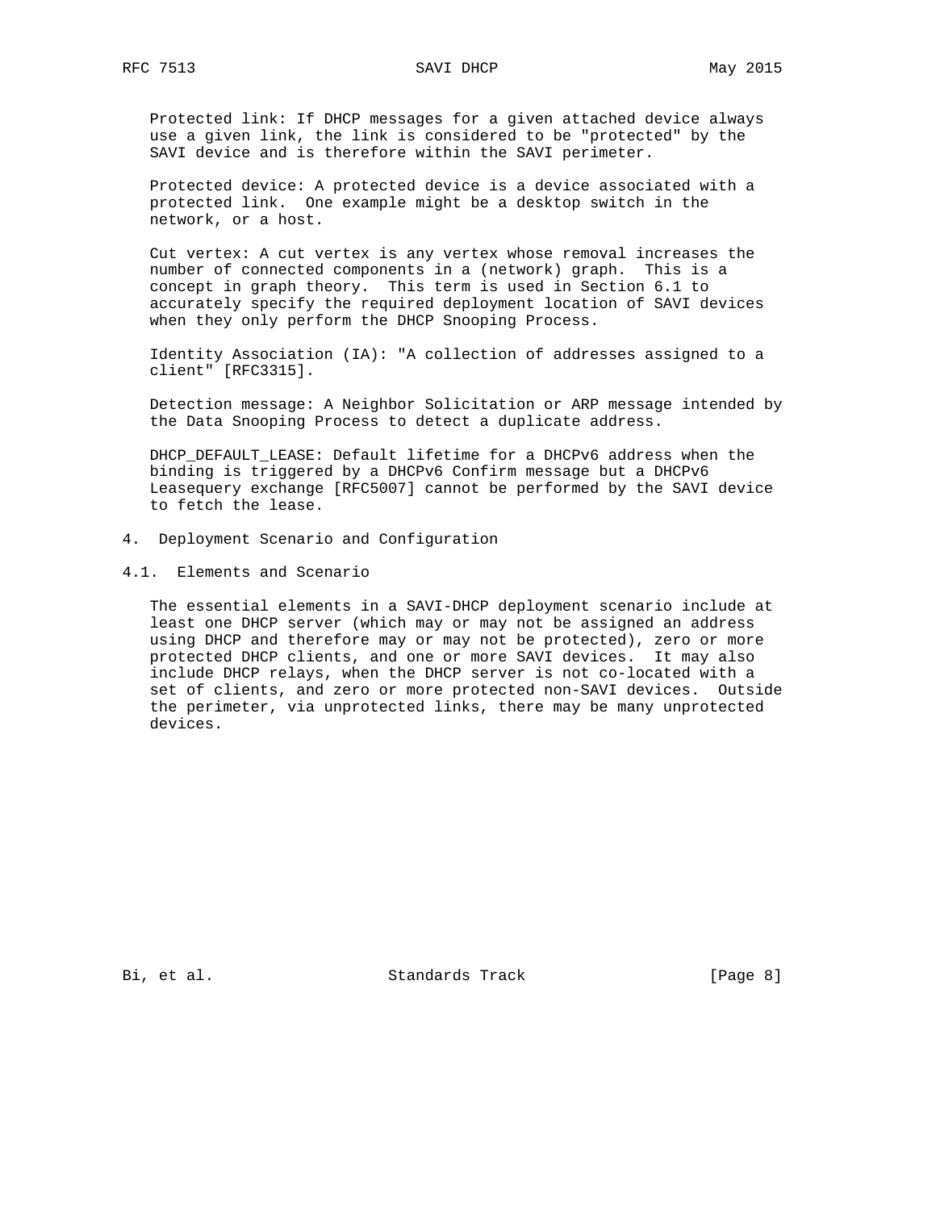Protected link: If DHCP messages for a given attached device always use a given link, the link is considered to be "protected" by the SAVI device and is therefore within the SAVI perimeter.

Protected device: A protected device is a device associated with a protected link. One example might be a desktop switch in the network, or a host.

Cut vertex: A cut vertex is any vertex whose removal increases the number of connected components in a (network) graph. This is a concept in graph theory. This term is used in Section 6.1 to accurately specify the required deployment location of SAVI devices when they only perform the DHCP Snooping Process.

Identity Association (IA): "A collection of addresses assigned to a client" [RFC3315].

Detection message: A Neighbor Solicitation or ARP message intended by the Data Snooping Process to detect a duplicate address.

DHCP_DEFAULT_LEASE: Default lifetime for a DHCPv6 address when the binding is triggered by a DHCPv6 Confirm message but a DHCPv6 Leasequery exchange [RFC5007] cannot be performed by the SAVI device to fetch the lease.

## 4. Deployment Scenario and Configuration

### 4.1. Elements and Scenario

The essential elements in a SAVI-DHCP deployment scenario include at least one DHCP server (which may or may not be assigned an address using DHCP and therefore may or may not be protected), zero or more protected DHCP clients, and one or more SAVI devices. It may also include DHCP relays, when the DHCP server is not co-located with a set of clients, and zero or more protected non-SAVI devices. Outside the perimeter, via unprotected links, there may be many unprotected devices.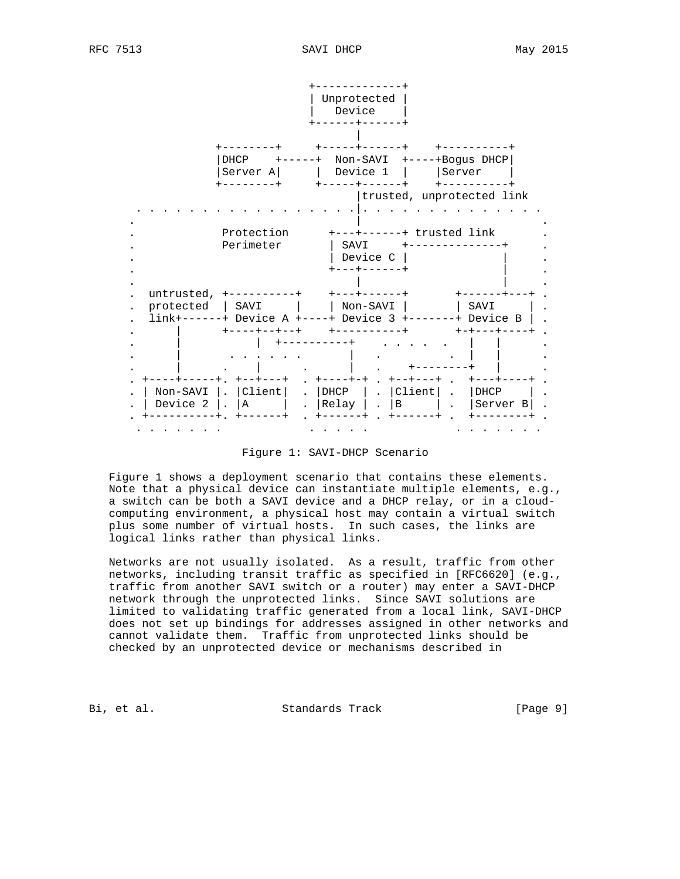```
                              +-------------+
                              | Unprotected |
                              |   Device    |
                              +------+------+
                                     |
              +--------+     +-----+------+    +----------+
              |DHCP    +-----+  Non-SAVI  +----+Bogus DHCP|
              |Server A|     |  Device 1  |    |Server    |
              +--------+     +-----+------+    +----------+
                                   |trusted, unprotected link
    . . . . . . . . . . . . . . . .|. . . . . . . . . . . . . .
    .                              |                          .
    .           Protection      +---+------+ trusted link      .
    .           Perimeter       | SAVI     +---------------+   .
    .                           | Device C |               |   .
    .                           +---+------+               |   .
    .                               |                      |   .
    .  untrusted, +----------+    +---+------+       +------+---+ .
    .  protected  | SAVI     |    | Non-SAVI |       | SAVI     | .
    .  link+------+ Device A +----+ Device 3 +-------+ Device B | .
    .      |      +----+--+--+    +----------+       +-+---+----+ .
    .      |           |  +----------+    . . . .  .   |   |      .
    .      |       . . . . . .       |   .          .  |   |      .
    .      |      .    |      .      |   .    +--------+   |      .
    . +----+-----+. +--+---+  . +----+-+ . +--+---+ .  +---+----+ .
    . | Non-SAVI |. |Client|  . |DHCP  | . |Client| .  |DHCP    | .
    . | Device 2 |. |A     |  . |Relay | . |B     | .  |Server B| .
    . +----------+. +------+  . +------+ . +------+ .  +--------+ .
     . . . . . . .           . . . . .            . . . . . . .
```

Figure 1: SAVI-DHCP Scenario

Figure 1 shows a deployment scenario that contains these elements. Note that a physical device can instantiate multiple elements, e.g., a switch can be both a SAVI device and a DHCP relay, or in a cloud-computing environment, a physical host may contain a virtual switch plus some number of virtual hosts. In such cases, the links are logical links rather than physical links.

Networks are not usually isolated. As a result, traffic from other networks, including transit traffic as specified in [RFC6620] (e.g., traffic from another SAVI switch or a router) may enter a SAVI-DHCP network through the unprotected links. Since SAVI solutions are limited to validating traffic generated from a local link, SAVI-DHCP does not set up bindings for addresses assigned in other networks and cannot validate them. Traffic from unprotected links should be checked by an unprotected device or mechanisms described in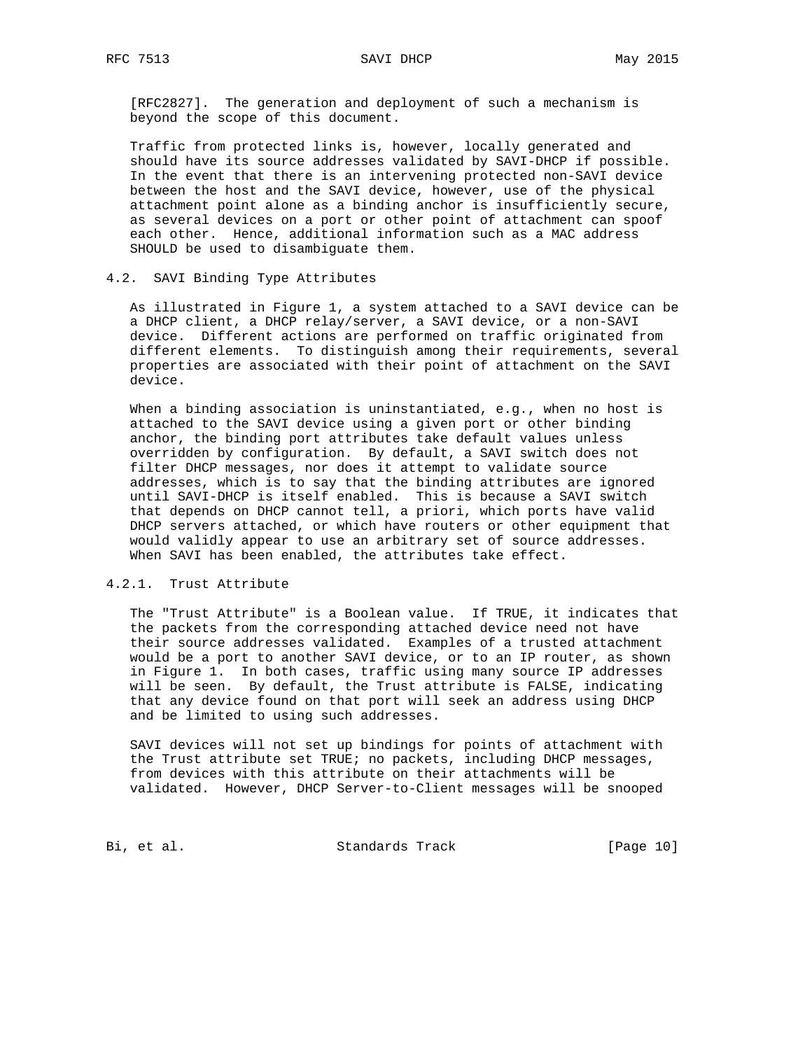[RFC2827]. The generation and deployment of such a mechanism is beyond the scope of this document.

Traffic from protected links is, however, locally generated and should have its source addresses validated by SAVI-DHCP if possible. In the event that there is an intervening protected non-SAVI device between the host and the SAVI device, however, use of the physical attachment point alone as a binding anchor is insufficiently secure, as several devices on a port or other point of attachment can spoof each other. Hence, additional information such as a MAC address SHOULD be used to disambiguate them.

### 4.2. SAVI Binding Type Attributes

As illustrated in Figure 1, a system attached to a SAVI device can be a DHCP client, a DHCP relay/server, a SAVI device, or a non-SAVI device. Different actions are performed on traffic originated from different elements. To distinguish among their requirements, several properties are associated with their point of attachment on the SAVI device.

When a binding association is uninstantiated, e.g., when no host is attached to the SAVI device using a given port or other binding anchor, the binding port attributes take default values unless overridden by configuration. By default, a SAVI switch does not filter DHCP messages, nor does it attempt to validate source addresses, which is to say that the binding attributes are ignored until SAVI-DHCP is itself enabled. This is because a SAVI switch that depends on DHCP cannot tell, a priori, which ports have valid DHCP servers attached, or which have routers or other equipment that would validly appear to use an arbitrary set of source addresses. When SAVI has been enabled, the attributes take effect.

#### 4.2.1. Trust Attribute

The "Trust Attribute" is a Boolean value. If TRUE, it indicates that the packets from the corresponding attached device need not have their source addresses validated. Examples of a trusted attachment would be a port to another SAVI device, or to an IP router, as shown in Figure 1. In both cases, traffic using many source IP addresses will be seen. By default, the Trust attribute is FALSE, indicating that any device found on that port will seek an address using DHCP and be limited to using such addresses.

SAVI devices will not set up bindings for points of attachment with the Trust attribute set TRUE; no packets, including DHCP messages, from devices with this attribute on their attachments will be validated. However, DHCP Server-to-Client messages will be snooped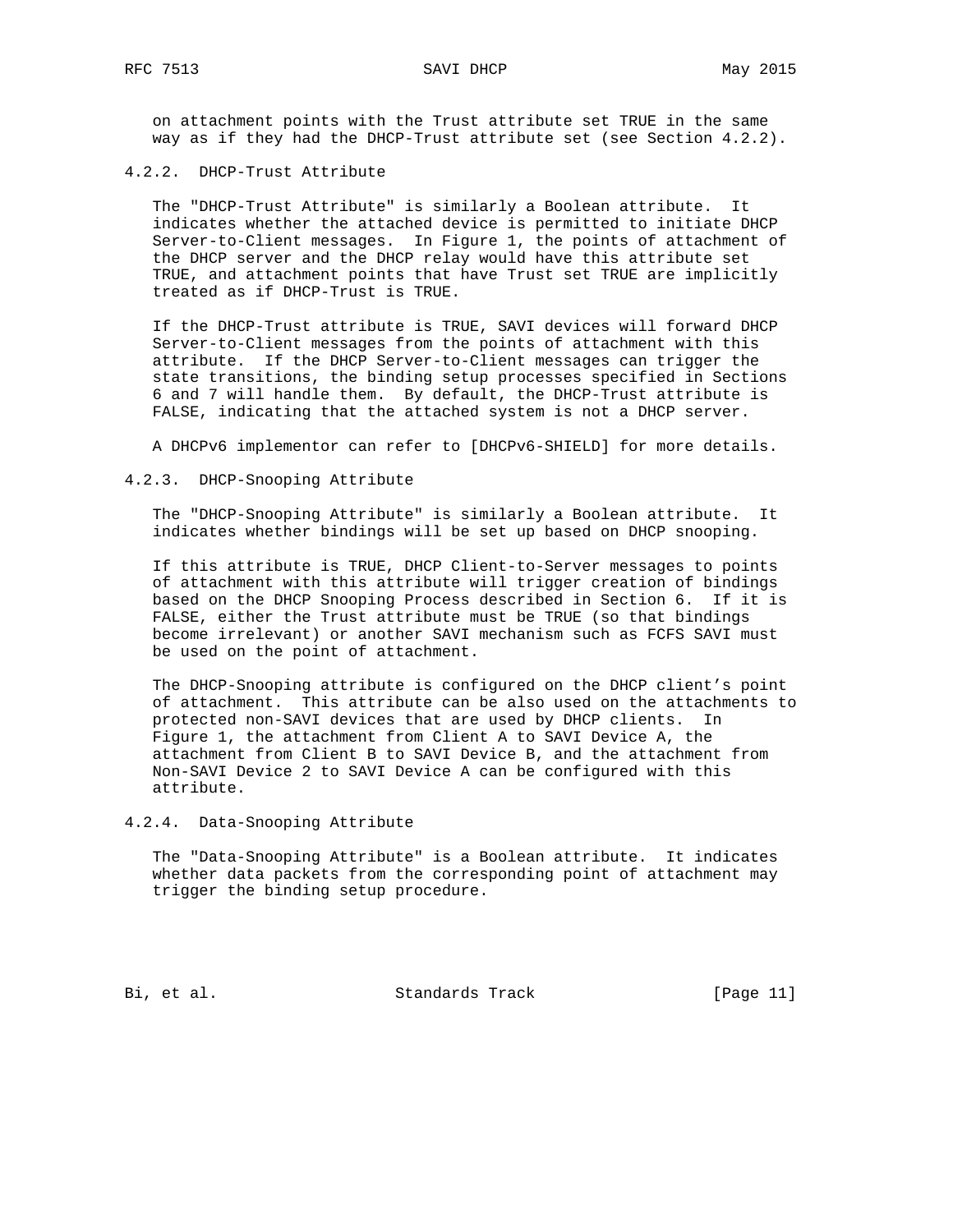on attachment points with the Trust attribute set TRUE in the same way as if they had the DHCP-Trust attribute set (see Section 4.2.2).

#### 4.2.2. DHCP-Trust Attribute

The "DHCP-Trust Attribute" is similarly a Boolean attribute. It indicates whether the attached device is permitted to initiate DHCP Server-to-Client messages. In Figure 1, the points of attachment of the DHCP server and the DHCP relay would have this attribute set TRUE, and attachment points that have Trust set TRUE are implicitly treated as if DHCP-Trust is TRUE.

If the DHCP-Trust attribute is TRUE, SAVI devices will forward DHCP Server-to-Client messages from the points of attachment with this attribute. If the DHCP Server-to-Client messages can trigger the state transitions, the binding setup processes specified in Sections 6 and 7 will handle them. By default, the DHCP-Trust attribute is FALSE, indicating that the attached system is not a DHCP server.

A DHCPv6 implementor can refer to [DHCPv6-SHIELD] for more details.

#### 4.2.3. DHCP-Snooping Attribute

The "DHCP-Snooping Attribute" is similarly a Boolean attribute. It indicates whether bindings will be set up based on DHCP snooping.

If this attribute is TRUE, DHCP Client-to-Server messages to points of attachment with this attribute will trigger creation of bindings based on the DHCP Snooping Process described in Section 6. If it is FALSE, either the Trust attribute must be TRUE (so that bindings become irrelevant) or another SAVI mechanism such as FCFS SAVI must be used on the point of attachment.

The DHCP-Snooping attribute is configured on the DHCP client's point of attachment. This attribute can be also used on the attachments to protected non-SAVI devices that are used by DHCP clients. In Figure 1, the attachment from Client A to SAVI Device A, the attachment from Client B to SAVI Device B, and the attachment from Non-SAVI Device 2 to SAVI Device A can be configured with this attribute.

#### 4.2.4. Data-Snooping Attribute

The "Data-Snooping Attribute" is a Boolean attribute. It indicates whether data packets from the corresponding point of attachment may trigger the binding setup procedure.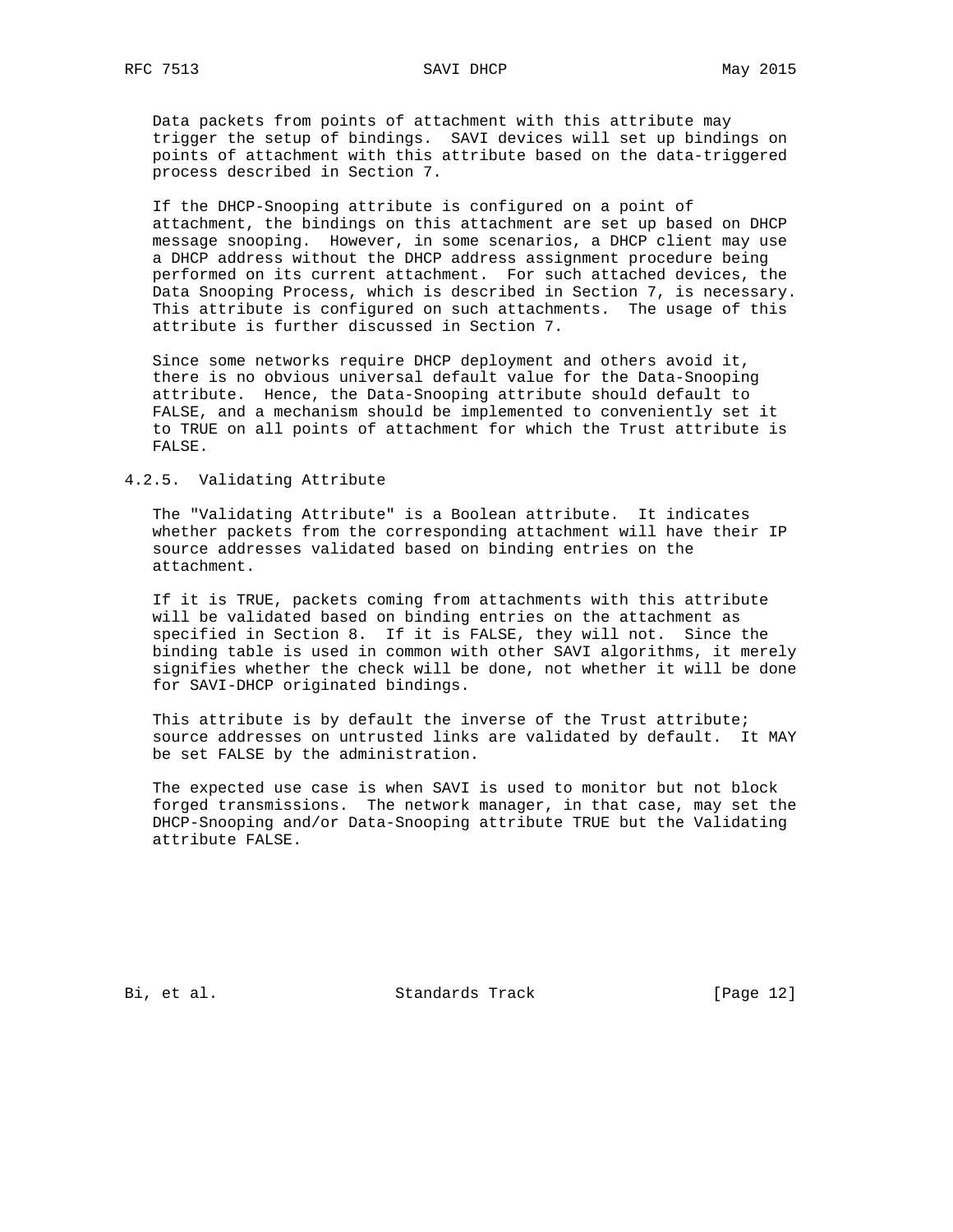Data packets from points of attachment with this attribute may trigger the setup of bindings. SAVI devices will set up bindings on points of attachment with this attribute based on the data-triggered process described in Section 7.

If the DHCP-Snooping attribute is configured on a point of attachment, the bindings on this attachment are set up based on DHCP message snooping. However, in some scenarios, a DHCP client may use a DHCP address without the DHCP address assignment procedure being performed on its current attachment. For such attached devices, the Data Snooping Process, which is described in Section 7, is necessary. This attribute is configured on such attachments. The usage of this attribute is further discussed in Section 7.

Since some networks require DHCP deployment and others avoid it, there is no obvious universal default value for the Data-Snooping attribute. Hence, the Data-Snooping attribute should default to FALSE, and a mechanism should be implemented to conveniently set it to TRUE on all points of attachment for which the Trust attribute is FALSE.

#### 4.2.5. Validating Attribute

The "Validating Attribute" is a Boolean attribute. It indicates whether packets from the corresponding attachment will have their IP source addresses validated based on binding entries on the attachment.

If it is TRUE, packets coming from attachments with this attribute will be validated based on binding entries on the attachment as specified in Section 8. If it is FALSE, they will not. Since the binding table is used in common with other SAVI algorithms, it merely signifies whether the check will be done, not whether it will be done for SAVI-DHCP originated bindings.

This attribute is by default the inverse of the Trust attribute; source addresses on untrusted links are validated by default. It MAY be set FALSE by the administration.

The expected use case is when SAVI is used to monitor but not block forged transmissions. The network manager, in that case, may set the DHCP-Snooping and/or Data-Snooping attribute TRUE but the Validating attribute FALSE.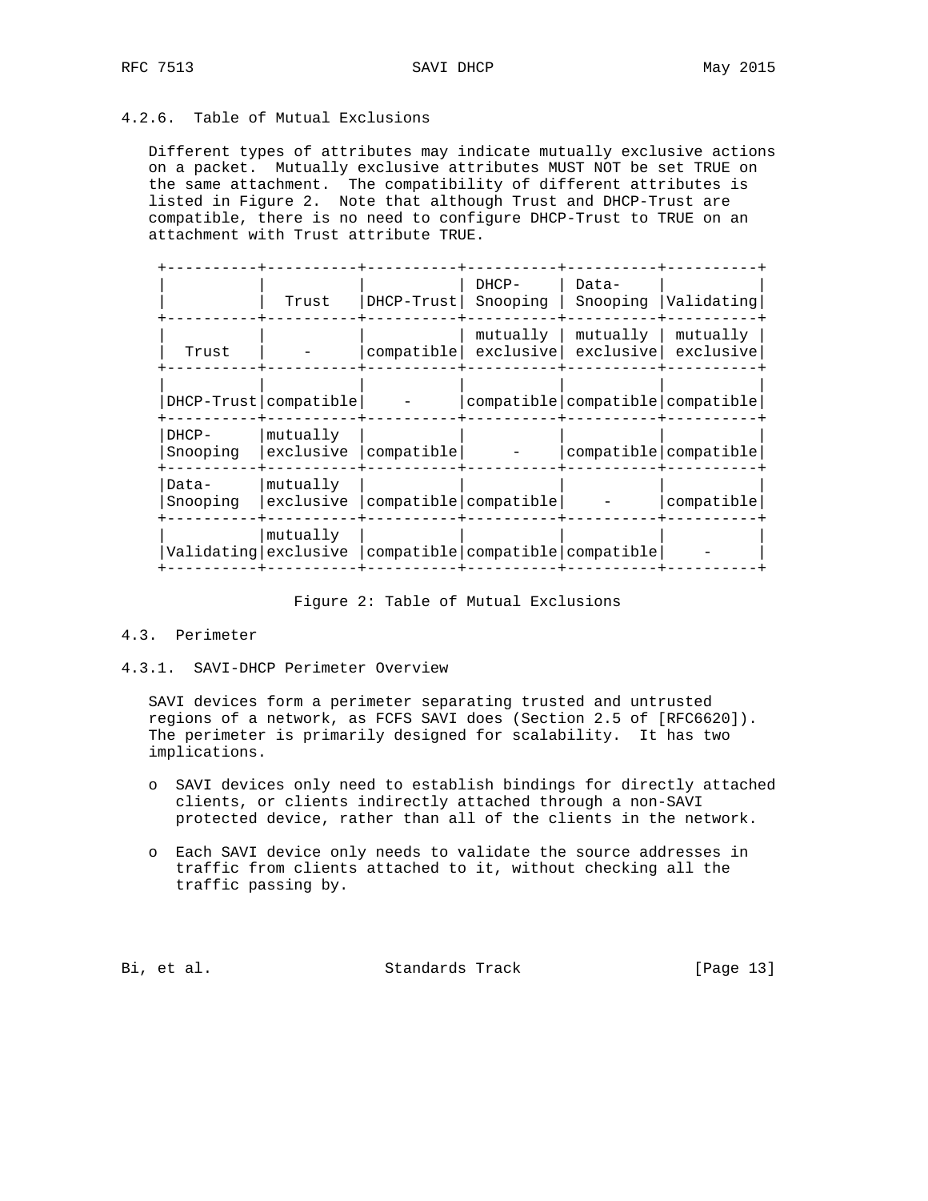#### 4.2.6. Table of Mutual Exclusions

Different types of attributes may indicate mutually exclusive actions on a packet. Mutually exclusive attributes MUST NOT be set TRUE on the same attachment. The compatibility of different attributes is listed in Figure 2. Note that although Trust and DHCP-Trust are compatible, there is no need to configure DHCP-Trust to TRUE on an attachment with Trust attribute TRUE.

| | Trust | DHCP-Trust | DHCP-Snooping | Data-Snooping | Validating |
|---|---|---|---|---|---|
| Trust | - | compatible | mutually exclusive | mutually exclusive | mutually exclusive |
| DHCP-Trust | compatible | - | compatible | compatible | compatible |
| DHCP-Snooping | mutually exclusive | compatible | - | compatible | compatible |
| Data-Snooping | mutually exclusive | compatible | compatible | - | compatible |
| Validating | mutually exclusive | compatible | compatible | compatible | - |

Figure 2: Table of Mutual Exclusions

### 4.3. Perimeter

#### 4.3.1. SAVI-DHCP Perimeter Overview

SAVI devices form a perimeter separating trusted and untrusted regions of a network, as FCFS SAVI does (Section 2.5 of [RFC6620]). The perimeter is primarily designed for scalability. It has two implications.

- SAVI devices only need to establish bindings for directly attached clients, or clients indirectly attached through a non-SAVI protected device, rather than all of the clients in the network.

- Each SAVI device only needs to validate the source addresses in traffic from clients attached to it, without checking all the traffic passing by.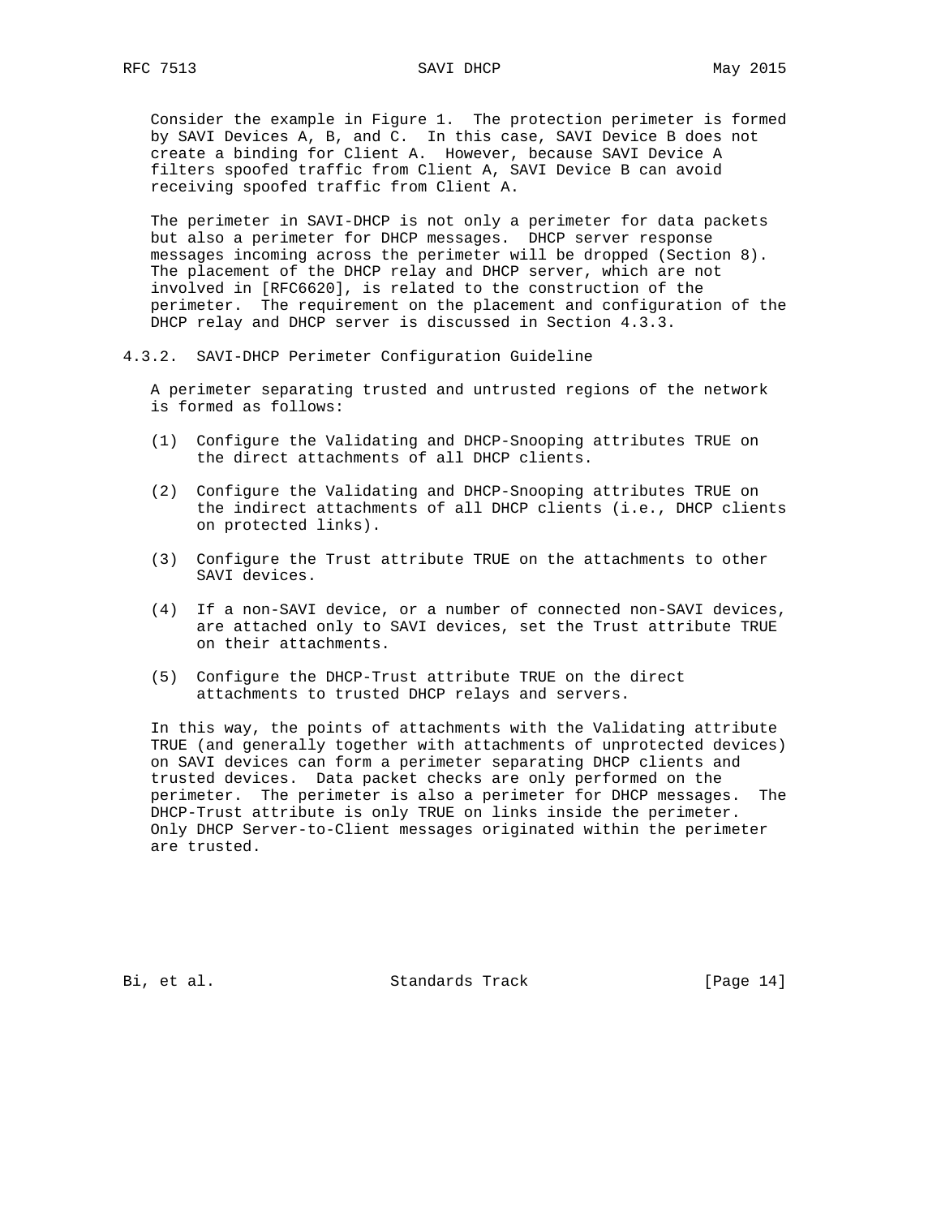Consider the example in Figure 1. The protection perimeter is formed by SAVI Devices A, B, and C. In this case, SAVI Device B does not create a binding for Client A. However, because SAVI Device A filters spoofed traffic from Client A, SAVI Device B can avoid receiving spoofed traffic from Client A.

The perimeter in SAVI-DHCP is not only a perimeter for data packets but also a perimeter for DHCP messages. DHCP server response messages incoming across the perimeter will be dropped (Section 8). The placement of the DHCP relay and DHCP server, which are not involved in [RFC6620], is related to the construction of the perimeter. The requirement on the placement and configuration of the DHCP relay and DHCP server is discussed in Section 4.3.3.

#### 4.3.2. SAVI-DHCP Perimeter Configuration Guideline

A perimeter separating trusted and untrusted regions of the network is formed as follows:

(1) Configure the Validating and DHCP-Snooping attributes TRUE on the direct attachments of all DHCP clients.

(2) Configure the Validating and DHCP-Snooping attributes TRUE on the indirect attachments of all DHCP clients (i.e., DHCP clients on protected links).

(3) Configure the Trust attribute TRUE on the attachments to other SAVI devices.

(4) If a non-SAVI device, or a number of connected non-SAVI devices, are attached only to SAVI devices, set the Trust attribute TRUE on their attachments.

(5) Configure the DHCP-Trust attribute TRUE on the direct attachments to trusted DHCP relays and servers.

In this way, the points of attachments with the Validating attribute TRUE (and generally together with attachments of unprotected devices) on SAVI devices can form a perimeter separating DHCP clients and trusted devices. Data packet checks are only performed on the perimeter. The perimeter is also a perimeter for DHCP messages. The DHCP-Trust attribute is only TRUE on links inside the perimeter. Only DHCP Server-to-Client messages originated within the perimeter are trusted.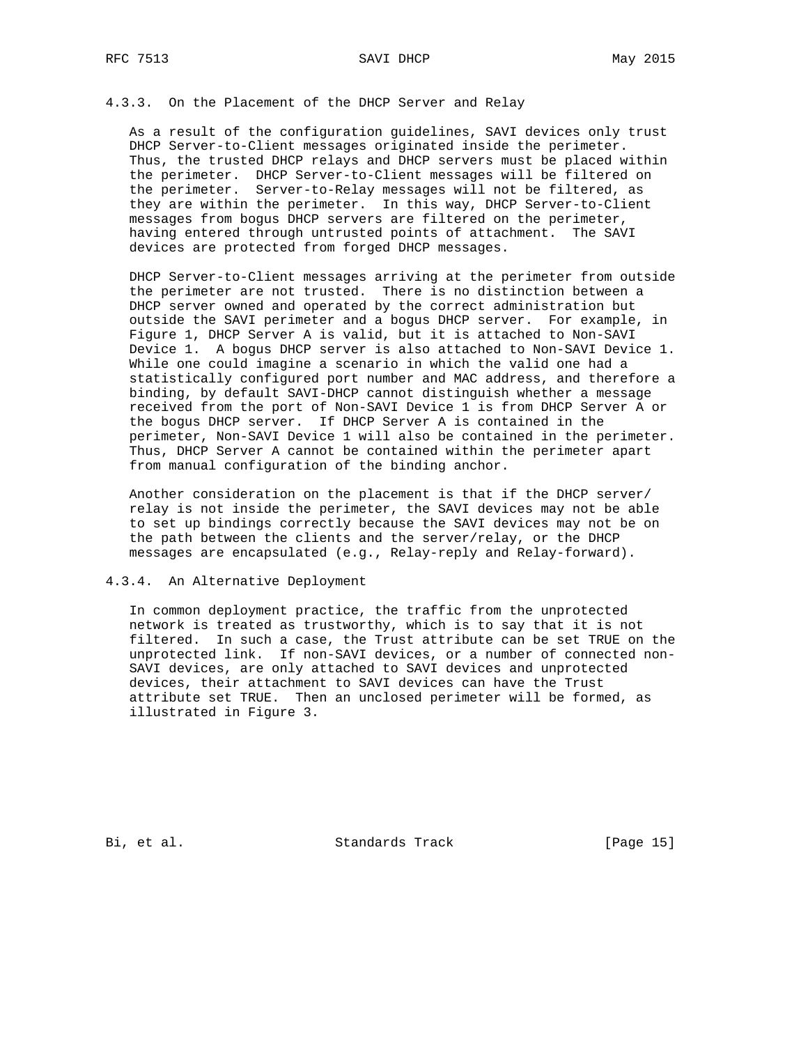### 4.3.3. On the Placement of the DHCP Server and Relay

As a result of the configuration guidelines, SAVI devices only trust DHCP Server-to-Client messages originated inside the perimeter. Thus, the trusted DHCP relays and DHCP servers must be placed within the perimeter. DHCP Server-to-Client messages will be filtered on the perimeter. Server-to-Relay messages will not be filtered, as they are within the perimeter. In this way, DHCP Server-to-Client messages from bogus DHCP servers are filtered on the perimeter, having entered through untrusted points of attachment. The SAVI devices are protected from forged DHCP messages.

DHCP Server-to-Client messages arriving at the perimeter from outside the perimeter are not trusted. There is no distinction between a DHCP server owned and operated by the correct administration but outside the SAVI perimeter and a bogus DHCP server. For example, in Figure 1, DHCP Server A is valid, but it is attached to Non-SAVI Device 1. A bogus DHCP server is also attached to Non-SAVI Device 1. While one could imagine a scenario in which the valid one had a statistically configured port number and MAC address, and therefore a binding, by default SAVI-DHCP cannot distinguish whether a message received from the port of Non-SAVI Device 1 is from DHCP Server A or the bogus DHCP server. If DHCP Server A is contained in the perimeter, Non-SAVI Device 1 will also be contained in the perimeter. Thus, DHCP Server A cannot be contained within the perimeter apart from manual configuration of the binding anchor.

Another consideration on the placement is that if the DHCP server/relay is not inside the perimeter, the SAVI devices may not be able to set up bindings correctly because the SAVI devices may not be on the path between the clients and the server/relay, or the DHCP messages are encapsulated (e.g., Relay-reply and Relay-forward).

### 4.3.4. An Alternative Deployment

In common deployment practice, the traffic from the unprotected network is treated as trustworthy, which is to say that it is not filtered. In such a case, the Trust attribute can be set TRUE on the unprotected link. If non-SAVI devices, or a number of connected non-SAVI devices, are only attached to SAVI devices and unprotected devices, their attachment to SAVI devices can have the Trust attribute set TRUE. Then an unclosed perimeter will be formed, as illustrated in Figure 3.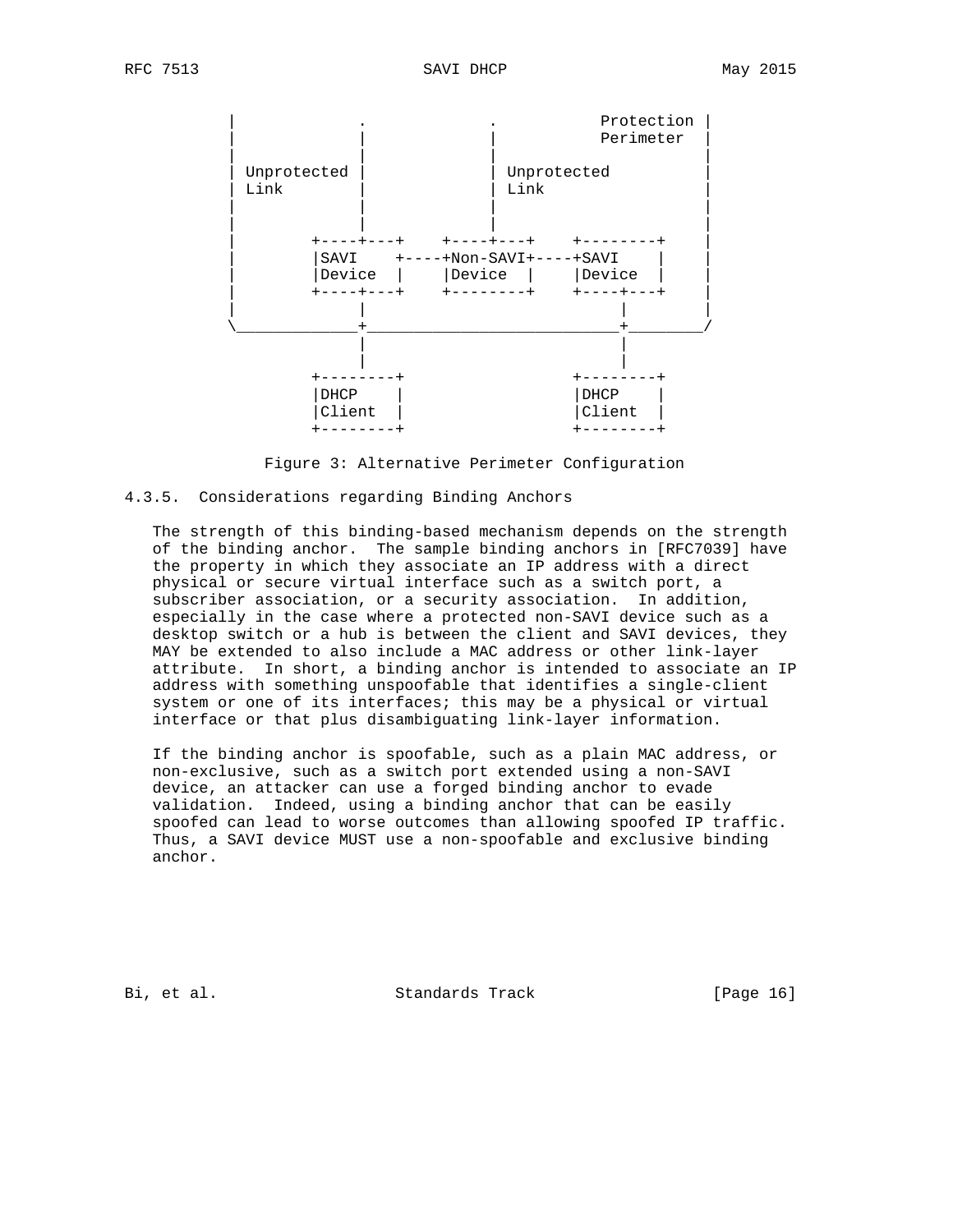```
   |             .             .           Protection |
   |             |             |           Perimeter  |
   |             |             |                      |
   | Unprotected |             | Unprotected          |
   | Link        |             | Link                 |
   |             |             |                      |
   |             |             |                      |
   |        +----+---+    +----+---+    +--------+    |
   |        |SAVI    +----+Non-SAVI+----+SAVI    |    |
   |        |Device  |    |Device  |    |Device  |    |
   |        +----+---+    +--------+    +----+---+    |
   |             |                           |        |
   \_____________+___________________________+________/
                 |                           |
                 |                           |
            +--------+                  +--------+
            |DHCP    |                  |DHCP    |
            |Client  |                  |Client  |
            +--------+                  +--------+
```

Figure 3: Alternative Perimeter Configuration

### 4.3.5. Considerations regarding Binding Anchors

The strength of this binding-based mechanism depends on the strength of the binding anchor. The sample binding anchors in [RFC7039] have the property in which they associate an IP address with a direct physical or secure virtual interface such as a switch port, a subscriber association, or a security association. In addition, especially in the case where a protected non-SAVI device such as a desktop switch or a hub is between the client and SAVI devices, they MAY be extended to also include a MAC address or other link-layer attribute. In short, a binding anchor is intended to associate an IP address with something unspoofable that identifies a single-client system or one of its interfaces; this may be a physical or virtual interface or that plus disambiguating link-layer information.

If the binding anchor is spoofable, such as a plain MAC address, or non-exclusive, such as a switch port extended using a non-SAVI device, an attacker can use a forged binding anchor to evade validation. Indeed, using a binding anchor that can be easily spoofed can lead to worse outcomes than allowing spoofed IP traffic. Thus, a SAVI device MUST use a non-spoofable and exclusive binding anchor.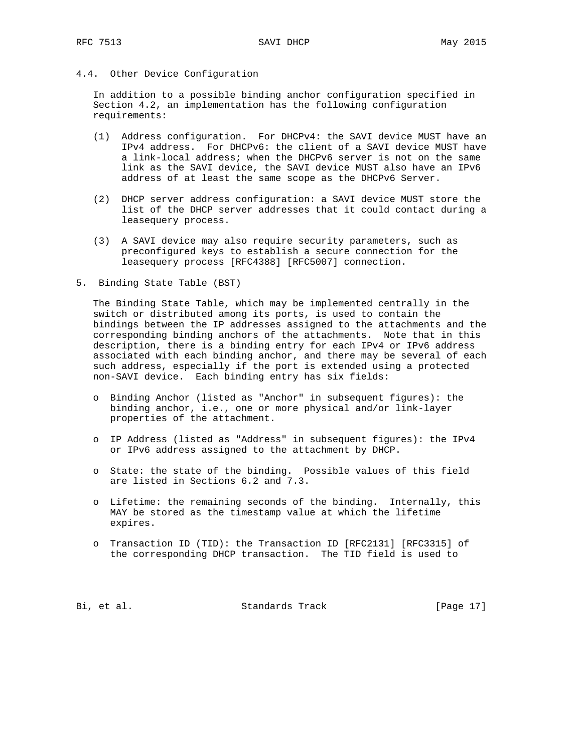### 4.4. Other Device Configuration

In addition to a possible binding anchor configuration specified in Section 4.2, an implementation has the following configuration requirements:

(1) Address configuration. For DHCPv4: the SAVI device MUST have an IPv4 address. For DHCPv6: the client of a SAVI device MUST have a link-local address; when the DHCPv6 server is not on the same link as the SAVI device, the SAVI device MUST also have an IPv6 address of at least the same scope as the DHCPv6 Server.

(2) DHCP server address configuration: a SAVI device MUST store the list of the DHCP server addresses that it could contact during a leasequery process.

(3) A SAVI device may also require security parameters, such as preconfigured keys to establish a secure connection for the leasequery process [RFC4388] [RFC5007] connection.

## 5. Binding State Table (BST)

The Binding State Table, which may be implemented centrally in the switch or distributed among its ports, is used to contain the bindings between the IP addresses assigned to the attachments and the corresponding binding anchors of the attachments. Note that in this description, there is a binding entry for each IPv4 or IPv6 address associated with each binding anchor, and there may be several of each such address, especially if the port is extended using a protected non-SAVI device. Each binding entry has six fields:

- Binding Anchor (listed as "Anchor" in subsequent figures): the binding anchor, i.e., one or more physical and/or link-layer properties of the attachment.

- IP Address (listed as "Address" in subsequent figures): the IPv4 or IPv6 address assigned to the attachment by DHCP.

- State: the state of the binding. Possible values of this field are listed in Sections 6.2 and 7.3.

- Lifetime: the remaining seconds of the binding. Internally, this MAY be stored as the timestamp value at which the lifetime expires.

- Transaction ID (TID): the Transaction ID [RFC2131] [RFC3315] of the corresponding DHCP transaction. The TID field is used to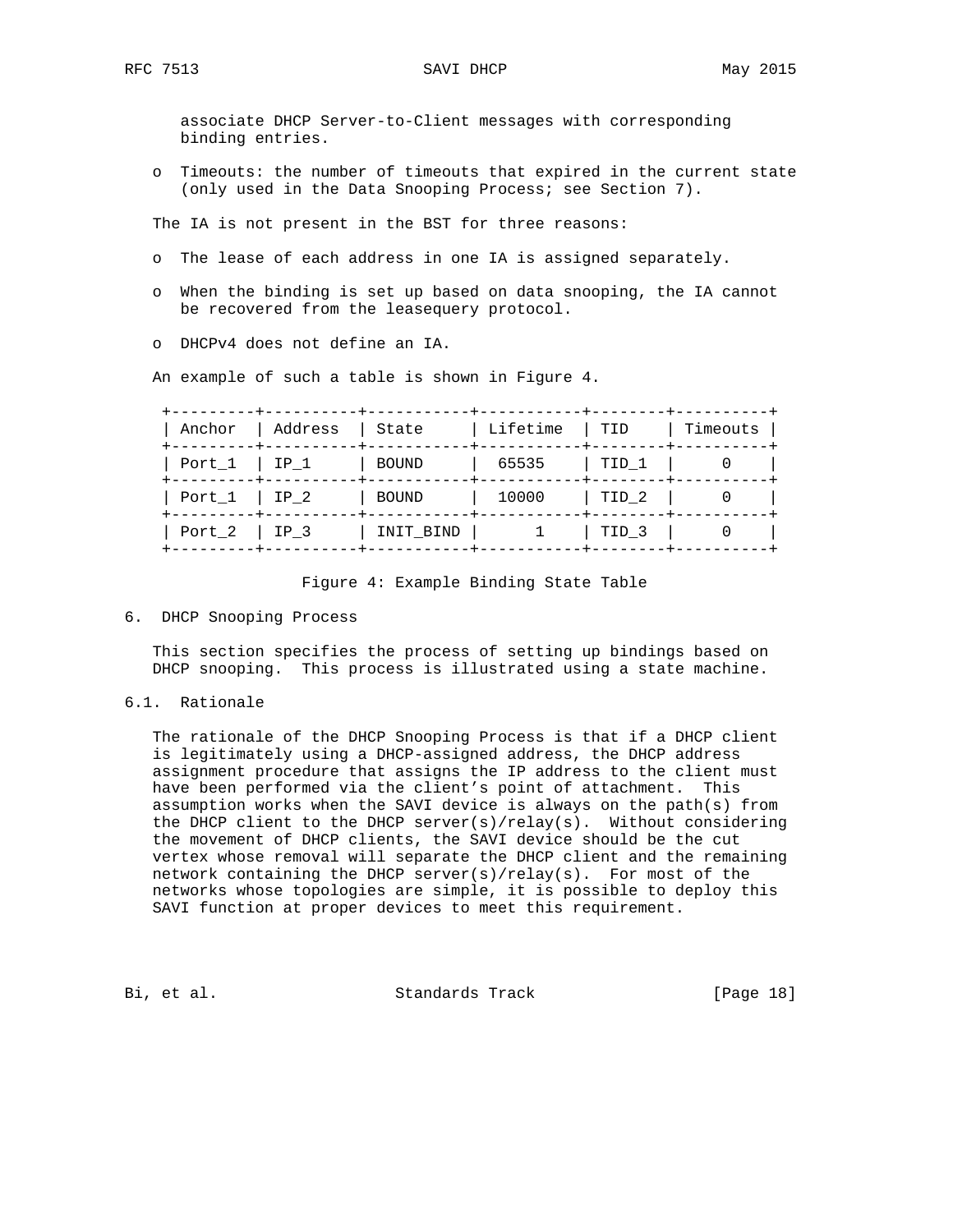associate DHCP Server-to-Client messages with corresponding binding entries.

- Timeouts: the number of timeouts that expired in the current state (only used in the Data Snooping Process; see Section 7).

The IA is not present in the BST for three reasons:

- The lease of each address in one IA is assigned separately.
- When the binding is set up based on data snooping, the IA cannot be recovered from the leasequery protocol.
- DHCPv4 does not define an IA.

An example of such a table is shown in Figure 4.

| Anchor | Address | State | Lifetime | TID | Timeouts |
|---|---|---|---|---|---|
| Port_1 | IP_1 | BOUND | 65535 | TID_1 | 0 |
| Port_1 | IP_2 | BOUND | 10000 | TID_2 | 0 |
| Port_2 | IP_3 | INIT_BIND | 1 | TID_3 | 0 |

Figure 4: Example Binding State Table

# 6. DHCP Snooping Process

This section specifies the process of setting up bindings based on DHCP snooping. This process is illustrated using a state machine.

## 6.1. Rationale

The rationale of the DHCP Snooping Process is that if a DHCP client is legitimately using a DHCP-assigned address, the DHCP address assignment procedure that assigns the IP address to the client must have been performed via the client's point of attachment. This assumption works when the SAVI device is always on the path(s) from the DHCP client to the DHCP server(s)/relay(s). Without considering the movement of DHCP clients, the SAVI device should be the cut vertex whose removal will separate the DHCP client and the remaining network containing the DHCP server(s)/relay(s). For most of the networks whose topologies are simple, it is possible to deploy this SAVI function at proper devices to meet this requirement.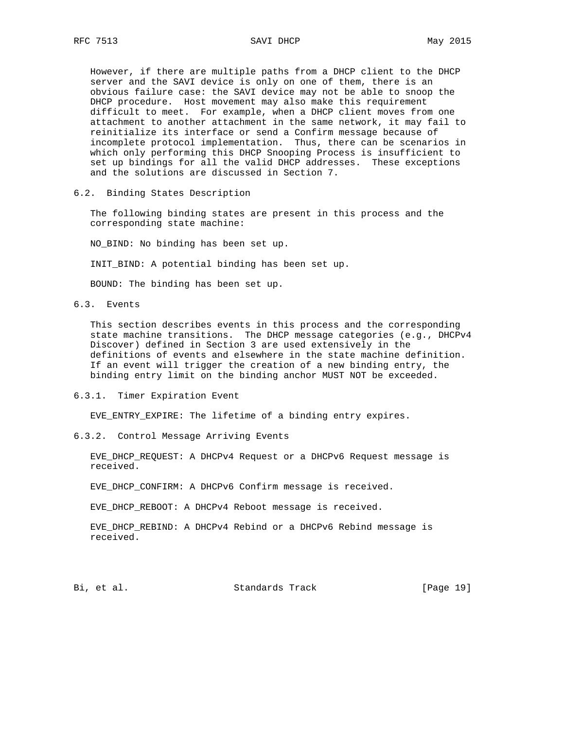However, if there are multiple paths from a DHCP client to the DHCP server and the SAVI device is only on one of them, there is an obvious failure case: the SAVI device may not be able to snoop the DHCP procedure. Host movement may also make this requirement difficult to meet. For example, when a DHCP client moves from one attachment to another attachment in the same network, it may fail to reinitialize its interface or send a Confirm message because of incomplete protocol implementation. Thus, there can be scenarios in which only performing this DHCP Snooping Process is insufficient to set up bindings for all the valid DHCP addresses. These exceptions and the solutions are discussed in Section 7.

### 6.2. Binding States Description

The following binding states are present in this process and the corresponding state machine:

NO_BIND: No binding has been set up.

INIT_BIND: A potential binding has been set up.

BOUND: The binding has been set up.

### 6.3. Events

This section describes events in this process and the corresponding state machine transitions. The DHCP message categories (e.g., DHCPv4 Discover) defined in Section 3 are used extensively in the definitions of events and elsewhere in the state machine definition. If an event will trigger the creation of a new binding entry, the binding entry limit on the binding anchor MUST NOT be exceeded.

#### 6.3.1. Timer Expiration Event

EVE_ENTRY_EXPIRE: The lifetime of a binding entry expires.

#### 6.3.2. Control Message Arriving Events

EVE_DHCP_REQUEST: A DHCPv4 Request or a DHCPv6 Request message is received.

EVE_DHCP_CONFIRM: A DHCPv6 Confirm message is received.

EVE_DHCP_REBOOT: A DHCPv4 Reboot message is received.

EVE_DHCP_REBIND: A DHCPv4 Rebind or a DHCPv6 Rebind message is received.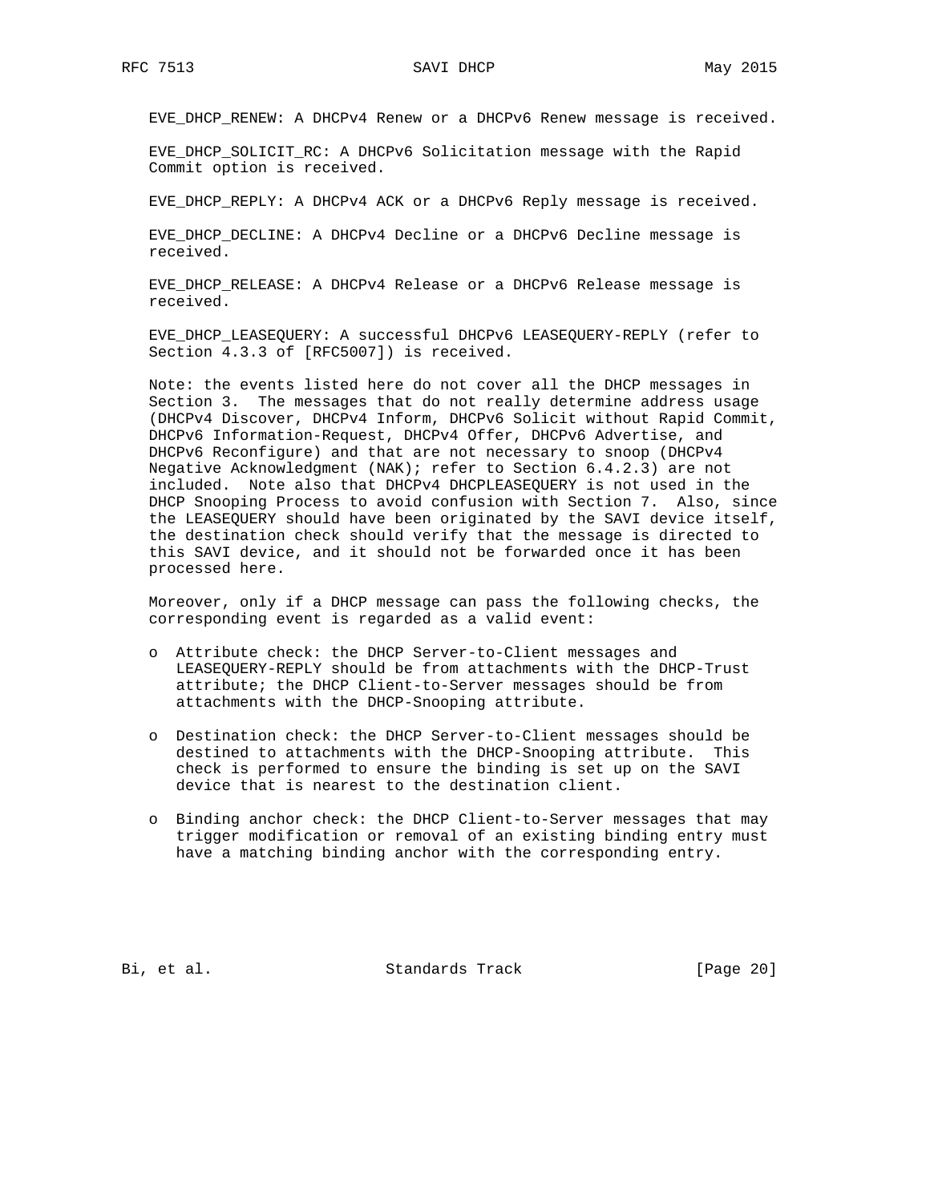EVE_DHCP_RENEW: A DHCPv4 Renew or a DHCPv6 Renew message is received.

EVE_DHCP_SOLICIT_RC: A DHCPv6 Solicitation message with the Rapid Commit option is received.

EVE_DHCP_REPLY: A DHCPv4 ACK or a DHCPv6 Reply message is received.

EVE_DHCP_DECLINE: A DHCPv4 Decline or a DHCPv6 Decline message is received.

EVE_DHCP_RELEASE: A DHCPv4 Release or a DHCPv6 Release message is received.

EVE_DHCP_LEASEQUERY: A successful DHCPv6 LEASEQUERY-REPLY (refer to Section 4.3.3 of [RFC5007]) is received.

Note: the events listed here do not cover all the DHCP messages in Section 3. The messages that do not really determine address usage (DHCPv4 Discover, DHCPv4 Inform, DHCPv6 Solicit without Rapid Commit, DHCPv6 Information-Request, DHCPv4 Offer, DHCPv6 Advertise, and DHCPv6 Reconfigure) and that are not necessary to snoop (DHCPv4 Negative Acknowledgment (NAK); refer to Section 6.4.2.3) are not included. Note also that DHCPv4 DHCPLEASEQUERY is not used in the DHCP Snooping Process to avoid confusion with Section 7. Also, since the LEASEQUERY should have been originated by the SAVI device itself, the destination check should verify that the message is directed to this SAVI device, and it should not be forwarded once it has been processed here.

Moreover, only if a DHCP message can pass the following checks, the corresponding event is regarded as a valid event:

- Attribute check: the DHCP Server-to-Client messages and LEASEQUERY-REPLY should be from attachments with the DHCP-Trust attribute; the DHCP Client-to-Server messages should be from attachments with the DHCP-Snooping attribute.

- Destination check: the DHCP Server-to-Client messages should be destined to attachments with the DHCP-Snooping attribute. This check is performed to ensure the binding is set up on the SAVI device that is nearest to the destination client.

- Binding anchor check: the DHCP Client-to-Server messages that may trigger modification or removal of an existing binding entry must have a matching binding anchor with the corresponding entry.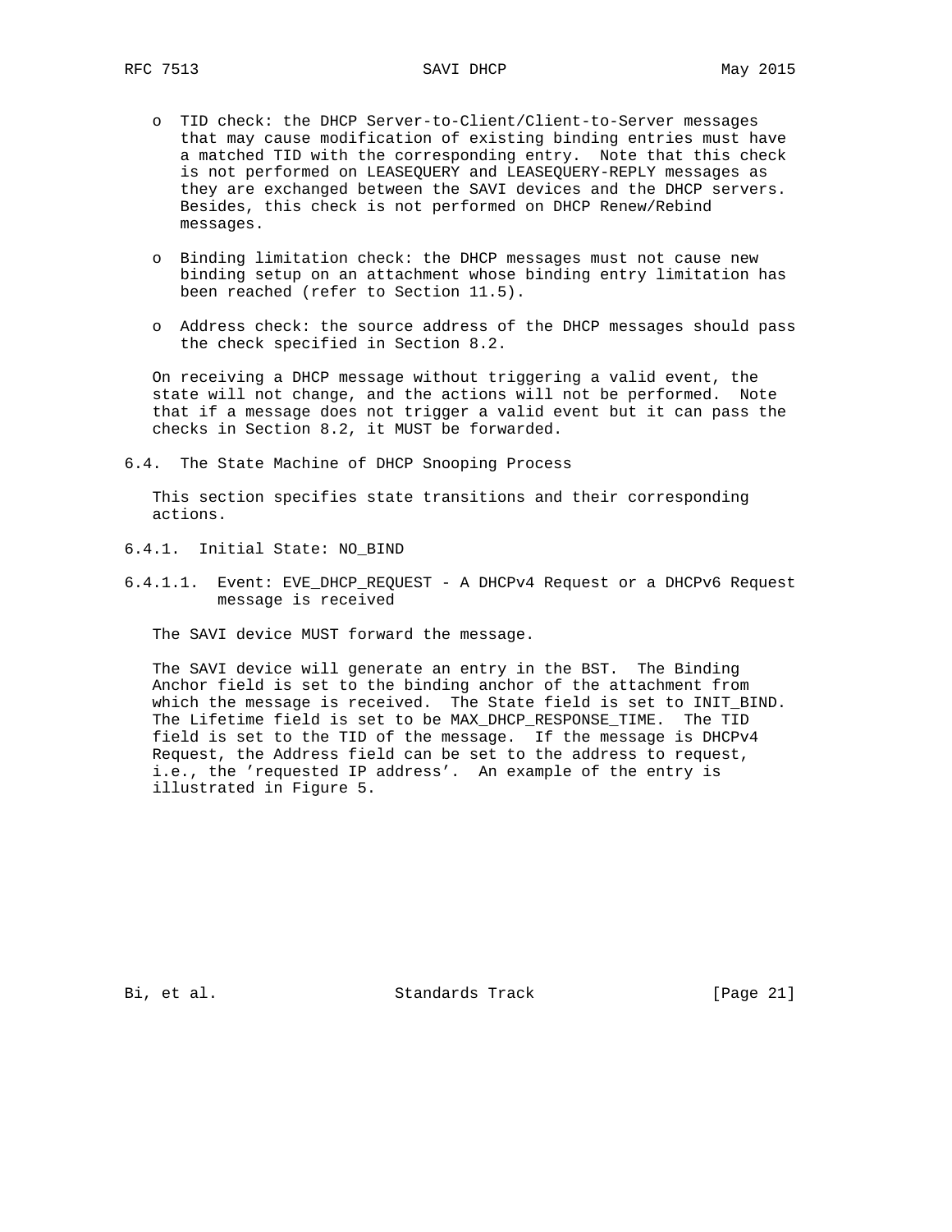- TID check: the DHCP Server-to-Client/Client-to-Server messages that may cause modification of existing binding entries must have a matched TID with the corresponding entry. Note that this check is not performed on LEASEQUERY and LEASEQUERY-REPLY messages as they are exchanged between the SAVI devices and the DHCP servers. Besides, this check is not performed on DHCP Renew/Rebind messages.

- Binding limitation check: the DHCP messages must not cause new binding setup on an attachment whose binding entry limitation has been reached (refer to Section 11.5).

- Address check: the source address of the DHCP messages should pass the check specified in Section 8.2.

On receiving a DHCP message without triggering a valid event, the state will not change, and the actions will not be performed. Note that if a message does not trigger a valid event but it can pass the checks in Section 8.2, it MUST be forwarded.

## 6.4. The State Machine of DHCP Snooping Process

This section specifies state transitions and their corresponding actions.

### 6.4.1. Initial State: NO_BIND

#### 6.4.1.1. Event: EVE_DHCP_REQUEST - A DHCPv4 Request or a DHCPv6 Request message is received

The SAVI device MUST forward the message.

The SAVI device will generate an entry in the BST. The Binding Anchor field is set to the binding anchor of the attachment from which the message is received. The State field is set to INIT_BIND. The Lifetime field is set to be MAX_DHCP_RESPONSE_TIME. The TID field is set to the TID of the message. If the message is DHCPv4 Request, the Address field can be set to the address to request, i.e., the 'requested IP address'. An example of the entry is illustrated in Figure 5.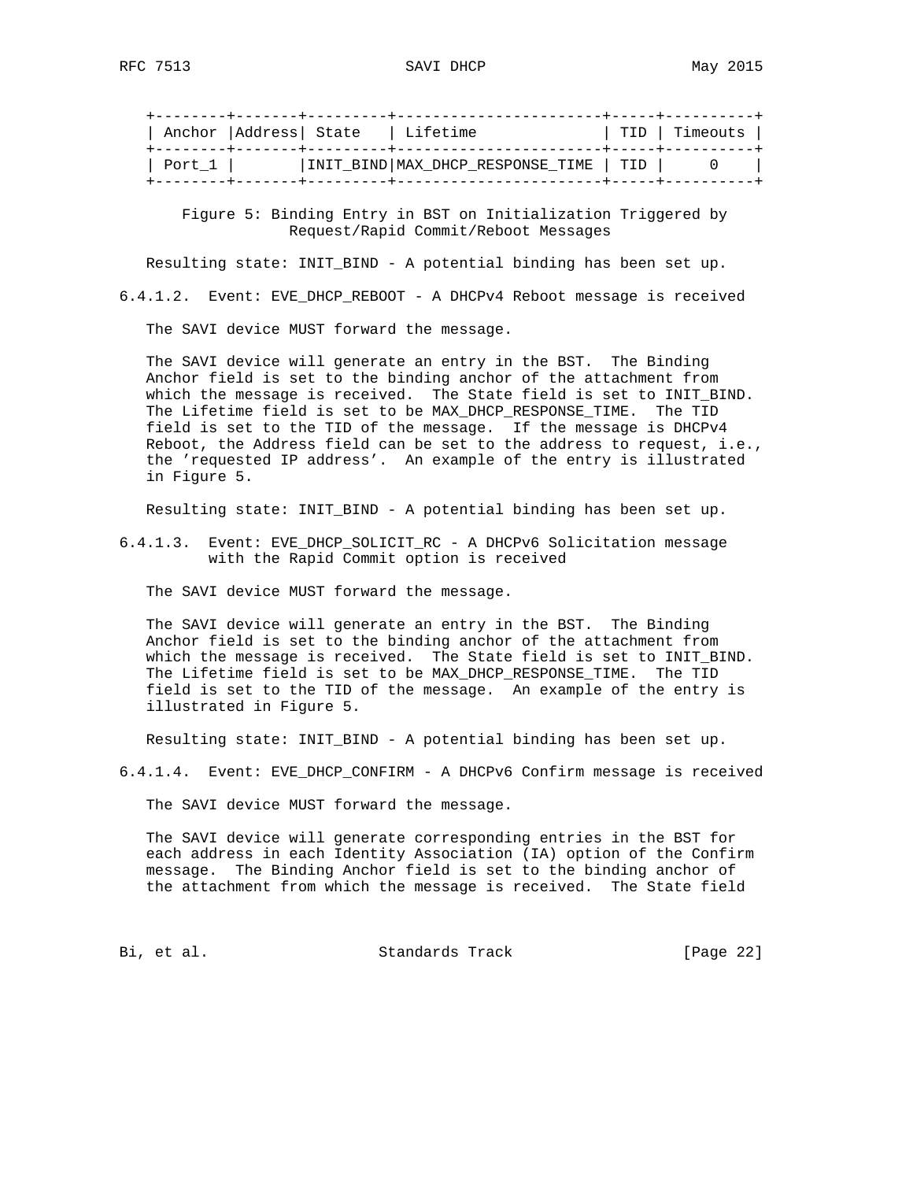| Anchor | Address | State | Lifetime | TID | Timeouts |
| --- | --- | --- | --- | --- | --- |
| Port_1 | | INIT_BIND | MAX_DHCP_RESPONSE_TIME | TID | 0 |

Figure 5: Binding Entry in BST on Initialization Triggered by Request/Rapid Commit/Reboot Messages

Resulting state: INIT_BIND - A potential binding has been set up.

#### 6.4.1.2. Event: EVE_DHCP_REBOOT - A DHCPv4 Reboot message is received

The SAVI device MUST forward the message.

The SAVI device will generate an entry in the BST. The Binding Anchor field is set to the binding anchor of the attachment from which the message is received. The State field is set to INIT_BIND. The Lifetime field is set to be MAX_DHCP_RESPONSE_TIME. The TID field is set to the TID of the message. If the message is DHCPv4 Reboot, the Address field can be set to the address to request, i.e., the 'requested IP address'. An example of the entry is illustrated in Figure 5.

Resulting state: INIT_BIND - A potential binding has been set up.

#### 6.4.1.3. Event: EVE_DHCP_SOLICIT_RC - A DHCPv6 Solicitation message with the Rapid Commit option is received

The SAVI device MUST forward the message.

The SAVI device will generate an entry in the BST. The Binding Anchor field is set to the binding anchor of the attachment from which the message is received. The State field is set to INIT_BIND. The Lifetime field is set to be MAX_DHCP_RESPONSE_TIME. The TID field is set to the TID of the message. An example of the entry is illustrated in Figure 5.

Resulting state: INIT_BIND - A potential binding has been set up.

#### 6.4.1.4. Event: EVE_DHCP_CONFIRM - A DHCPv6 Confirm message is received

The SAVI device MUST forward the message.

The SAVI device will generate corresponding entries in the BST for each address in each Identity Association (IA) option of the Confirm message. The Binding Anchor field is set to the binding anchor of the attachment from which the message is received. The State field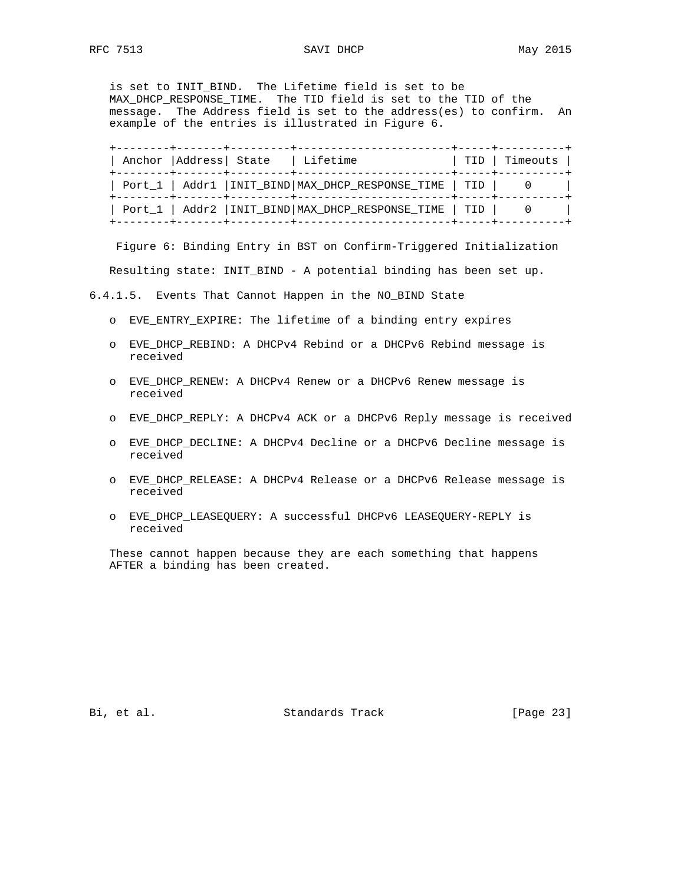is set to INIT_BIND. The Lifetime field is set to be MAX_DHCP_RESPONSE_TIME. The TID field is set to the TID of the message. The Address field is set to the address(es) to confirm. An example of the entries is illustrated in Figure 6.

| Anchor | Address | State | Lifetime | TID | Timeouts |
| --- | --- | --- | --- | --- | --- |
| Port_1 | Addr1 | INIT_BIND | MAX_DHCP_RESPONSE_TIME | TID | 0 |
| Port_1 | Addr2 | INIT_BIND | MAX_DHCP_RESPONSE_TIME | TID | 0 |

Figure 6: Binding Entry in BST on Confirm-Triggered Initialization

Resulting state: INIT_BIND - A potential binding has been set up.

#### 6.4.1.5. Events That Cannot Happen in the NO_BIND State

- EVE_ENTRY_EXPIRE: The lifetime of a binding entry expires
- EVE_DHCP_REBIND: A DHCPv4 Rebind or a DHCPv6 Rebind message is received
- EVE_DHCP_RENEW: A DHCPv4 Renew or a DHCPv6 Renew message is received
- EVE_DHCP_REPLY: A DHCPv4 ACK or a DHCPv6 Reply message is received
- EVE_DHCP_DECLINE: A DHCPv4 Decline or a DHCPv6 Decline message is received
- EVE_DHCP_RELEASE: A DHCPv4 Release or a DHCPv6 Release message is received
- EVE_DHCP_LEASEQUERY: A successful DHCPv6 LEASEQUERY-REPLY is received

These cannot happen because they are each something that happens AFTER a binding has been created.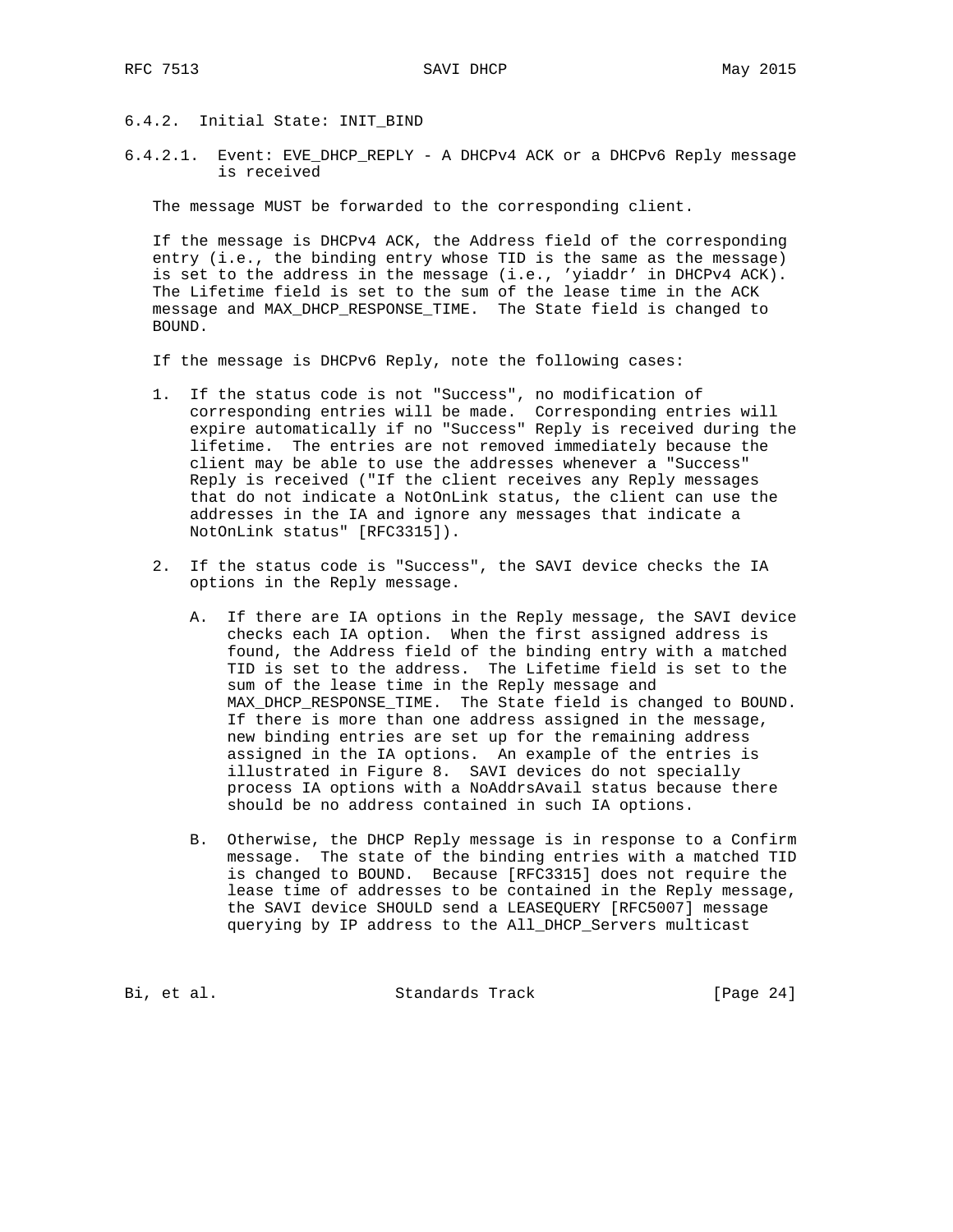### 6.4.2. Initial State: INIT_BIND

#### 6.4.2.1. Event: EVE_DHCP_REPLY - A DHCPv4 ACK or a DHCPv6 Reply message is received

The message MUST be forwarded to the corresponding client.

If the message is DHCPv4 ACK, the Address field of the corresponding entry (i.e., the binding entry whose TID is the same as the message) is set to the address in the message (i.e., 'yiaddr' in DHCPv4 ACK). The Lifetime field is set to the sum of the lease time in the ACK message and MAX_DHCP_RESPONSE_TIME. The State field is changed to BOUND.

If the message is DHCPv6 Reply, note the following cases:

1. If the status code is not "Success", no modification of corresponding entries will be made. Corresponding entries will expire automatically if no "Success" Reply is received during the lifetime. The entries are not removed immediately because the client may be able to use the addresses whenever a "Success" Reply is received ("If the client receives any Reply messages that do not indicate a NotOnLink status, the client can use the addresses in the IA and ignore any messages that indicate a NotOnLink status" [RFC3315]).

2. If the status code is "Success", the SAVI device checks the IA options in the Reply message.

   A. If there are IA options in the Reply message, the SAVI device checks each IA option. When the first assigned address is found, the Address field of the binding entry with a matched TID is set to the address. The Lifetime field is set to the sum of the lease time in the Reply message and MAX_DHCP_RESPONSE_TIME. The State field is changed to BOUND. If there is more than one address assigned in the message, new binding entries are set up for the remaining address assigned in the IA options. An example of the entries is illustrated in Figure 8. SAVI devices do not specially process IA options with a NoAddrsAvail status because there should be no address contained in such IA options.

   B. Otherwise, the DHCP Reply message is in response to a Confirm message. The state of the binding entries with a matched TID is changed to BOUND. Because [RFC3315] does not require the lease time of addresses to be contained in the Reply message, the SAVI device SHOULD send a LEASEQUERY [RFC5007] message querying by IP address to the All_DHCP_Servers multicast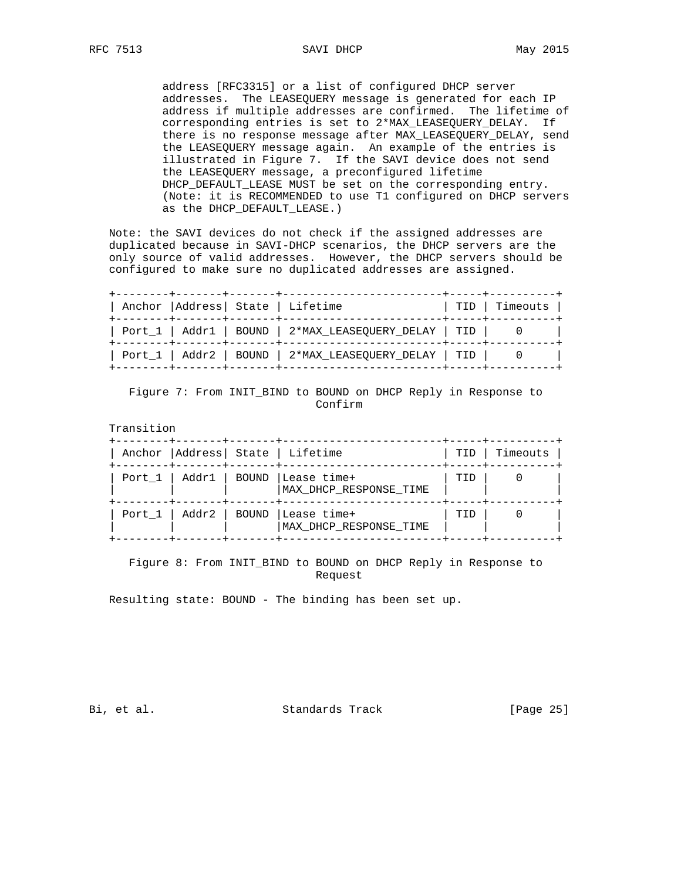address [RFC3315] or a list of configured DHCP server addresses. The LEASEQUERY message is generated for each IP address if multiple addresses are confirmed. The lifetime of corresponding entries is set to 2*MAX_LEASEQUERY_DELAY. If there is no response message after MAX_LEASEQUERY_DELAY, send the LEASEQUERY message again. An example of the entries is illustrated in Figure 7. If the SAVI device does not send the LEASEQUERY message, a preconfigured lifetime DHCP_DEFAULT_LEASE MUST be set on the corresponding entry. (Note: it is RECOMMENDED to use T1 configured on DHCP servers as the DHCP_DEFAULT_LEASE.)

Note: the SAVI devices do not check if the assigned addresses are duplicated because in SAVI-DHCP scenarios, the DHCP servers are the only source of valid addresses. However, the DHCP servers should be configured to make sure no duplicated addresses are assigned.

| Anchor | Address | State | Lifetime | TID | Timeouts |
|---|---|---|---|---|---|
| Port_1 | Addr1 | BOUND | 2*MAX_LEASEQUERY_DELAY | TID | 0 |
| Port_1 | Addr2 | BOUND | 2*MAX_LEASEQUERY_DELAY | TID | 0 |

Figure 7: From INIT_BIND to BOUND on DHCP Reply in Response to Confirm

Transition

| Anchor | Address | State | Lifetime | TID | Timeouts |
|---|---|---|---|---|---|
| Port_1 | Addr1 | BOUND | Lease time+ MAX_DHCP_RESPONSE_TIME | TID | 0 |
| Port_1 | Addr2 | BOUND | Lease time+ MAX_DHCP_RESPONSE_TIME | TID | 0 |

Figure 8: From INIT_BIND to BOUND on DHCP Reply in Response to Request

Resulting state: BOUND - The binding has been set up.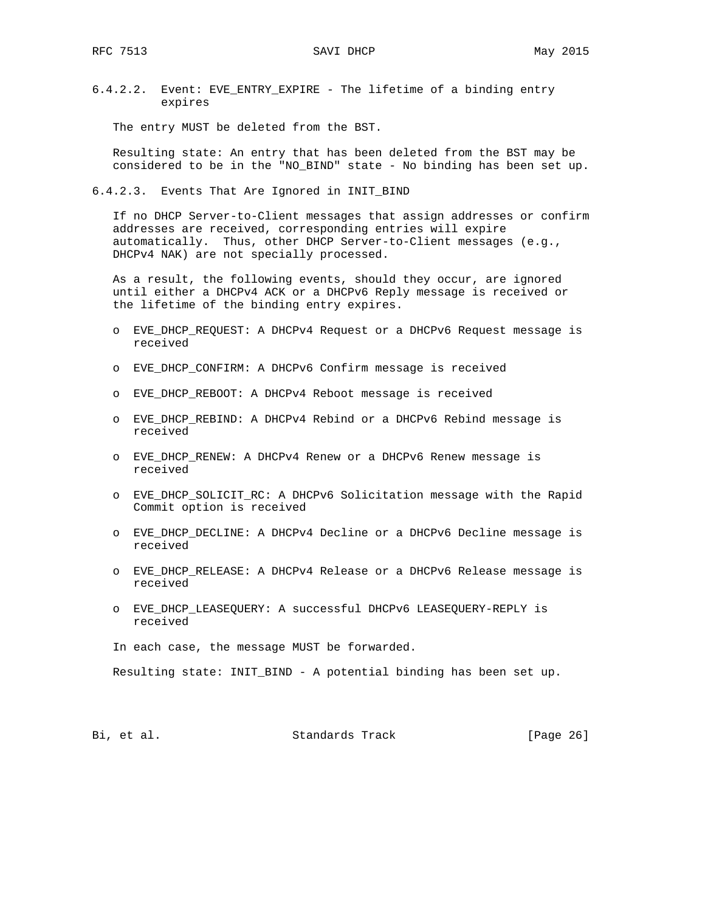#### 6.4.2.2. Event: EVE_ENTRY_EXPIRE - The lifetime of a binding entry expires

The entry MUST be deleted from the BST.

Resulting state: An entry that has been deleted from the BST may be considered to be in the "NO_BIND" state - No binding has been set up.

#### 6.4.2.3. Events That Are Ignored in INIT_BIND

If no DHCP Server-to-Client messages that assign addresses or confirm addresses are received, corresponding entries will expire automatically. Thus, other DHCP Server-to-Client messages (e.g., DHCPv4 NAK) are not specially processed.

As a result, the following events, should they occur, are ignored until either a DHCPv4 ACK or a DHCPv6 Reply message is received or the lifetime of the binding entry expires.

- EVE_DHCP_REQUEST: A DHCPv4 Request or a DHCPv6 Request message is received
- EVE_DHCP_CONFIRM: A DHCPv6 Confirm message is received
- EVE_DHCP_REBOOT: A DHCPv4 Reboot message is received
- EVE_DHCP_REBIND: A DHCPv4 Rebind or a DHCPv6 Rebind message is received
- EVE_DHCP_RENEW: A DHCPv4 Renew or a DHCPv6 Renew message is received
- EVE_DHCP_SOLICIT_RC: A DHCPv6 Solicitation message with the Rapid Commit option is received
- EVE_DHCP_DECLINE: A DHCPv4 Decline or a DHCPv6 Decline message is received
- EVE_DHCP_RELEASE: A DHCPv4 Release or a DHCPv6 Release message is received
- EVE_DHCP_LEASEQUERY: A successful DHCPv6 LEASEQUERY-REPLY is received

In each case, the message MUST be forwarded.

Resulting state: INIT_BIND - A potential binding has been set up.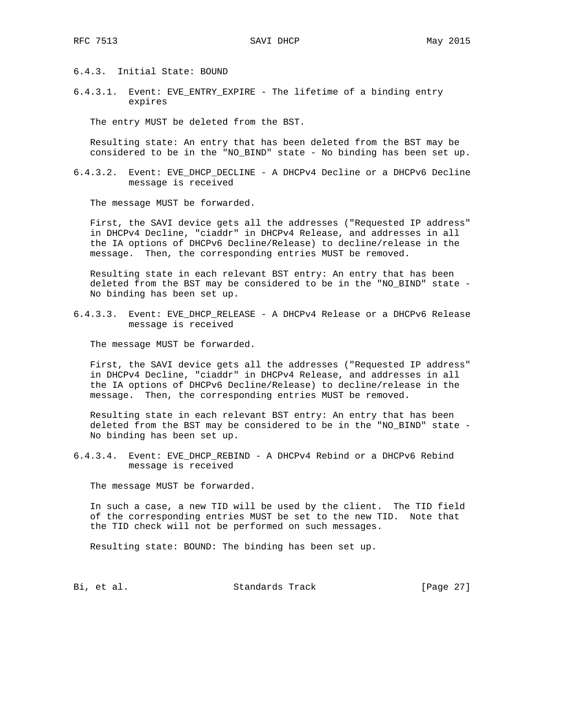### 6.4.3. Initial State: BOUND

#### 6.4.3.1. Event: EVE_ENTRY_EXPIRE - The lifetime of a binding entry expires

The entry MUST be deleted from the BST.

Resulting state: An entry that has been deleted from the BST may be considered to be in the "NO_BIND" state - No binding has been set up.

#### 6.4.3.2. Event: EVE_DHCP_DECLINE - A DHCPv4 Decline or a DHCPv6 Decline message is received

The message MUST be forwarded.

First, the SAVI device gets all the addresses ("Requested IP address" in DHCPv4 Decline, "ciaddr" in DHCPv4 Release, and addresses in all the IA options of DHCPv6 Decline/Release) to decline/release in the message. Then, the corresponding entries MUST be removed.

Resulting state in each relevant BST entry: An entry that has been deleted from the BST may be considered to be in the "NO_BIND" state - No binding has been set up.

#### 6.4.3.3. Event: EVE_DHCP_RELEASE - A DHCPv4 Release or a DHCPv6 Release message is received

The message MUST be forwarded.

First, the SAVI device gets all the addresses ("Requested IP address" in DHCPv4 Decline, "ciaddr" in DHCPv4 Release, and addresses in all the IA options of DHCPv6 Decline/Release) to decline/release in the message. Then, the corresponding entries MUST be removed.

Resulting state in each relevant BST entry: An entry that has been deleted from the BST may be considered to be in the "NO_BIND" state - No binding has been set up.

#### 6.4.3.4. Event: EVE_DHCP_REBIND - A DHCPv4 Rebind or a DHCPv6 Rebind message is received

The message MUST be forwarded.

In such a case, a new TID will be used by the client. The TID field of the corresponding entries MUST be set to the new TID. Note that the TID check will not be performed on such messages.

Resulting state: BOUND: The binding has been set up.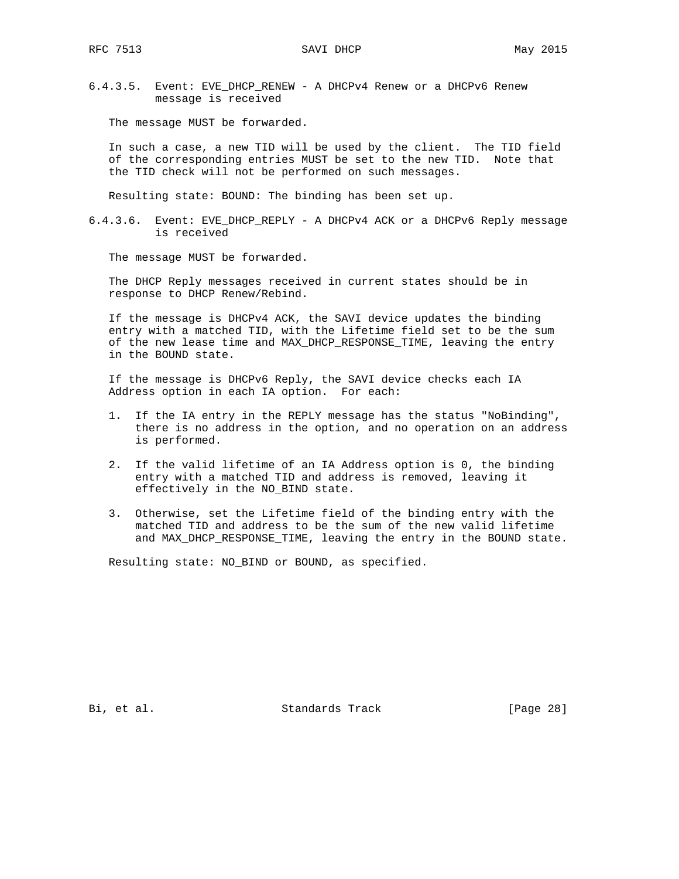#### 6.4.3.5. Event: EVE_DHCP_RENEW - A DHCPv4 Renew or a DHCPv6 Renew message is received

The message MUST be forwarded.

In such a case, a new TID will be used by the client. The TID field of the corresponding entries MUST be set to the new TID. Note that the TID check will not be performed on such messages.

Resulting state: BOUND: The binding has been set up.

#### 6.4.3.6. Event: EVE_DHCP_REPLY - A DHCPv4 ACK or a DHCPv6 Reply message is received

The message MUST be forwarded.

The DHCP Reply messages received in current states should be in response to DHCP Renew/Rebind.

If the message is DHCPv4 ACK, the SAVI device updates the binding entry with a matched TID, with the Lifetime field set to be the sum of the new lease time and MAX_DHCP_RESPONSE_TIME, leaving the entry in the BOUND state.

If the message is DHCPv6 Reply, the SAVI device checks each IA Address option in each IA option. For each:

1. If the IA entry in the REPLY message has the status "NoBinding", there is no address in the option, and no operation on an address is performed.

2. If the valid lifetime of an IA Address option is 0, the binding entry with a matched TID and address is removed, leaving it effectively in the NO_BIND state.

3. Otherwise, set the Lifetime field of the binding entry with the matched TID and address to be the sum of the new valid lifetime and MAX_DHCP_RESPONSE_TIME, leaving the entry in the BOUND state.

Resulting state: NO_BIND or BOUND, as specified.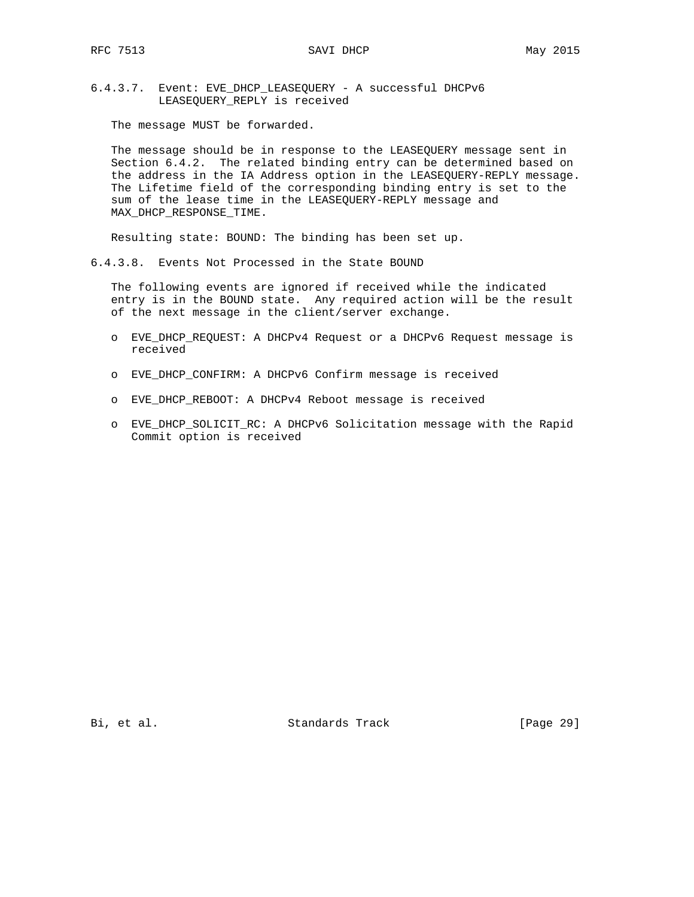#### 6.4.3.7. Event: EVE_DHCP_LEASEQUERY - A successful DHCPv6 LEASEQUERY_REPLY is received

The message MUST be forwarded.

The message should be in response to the LEASEQUERY message sent in Section 6.4.2. The related binding entry can be determined based on the address in the IA Address option in the LEASEQUERY-REPLY message. The Lifetime field of the corresponding binding entry is set to the sum of the lease time in the LEASEQUERY-REPLY message and MAX_DHCP_RESPONSE_TIME.

Resulting state: BOUND: The binding has been set up.

#### 6.4.3.8. Events Not Processed in the State BOUND

The following events are ignored if received while the indicated entry is in the BOUND state. Any required action will be the result of the next message in the client/server exchange.

- EVE_DHCP_REQUEST: A DHCPv4 Request or a DHCPv6 Request message is received
- EVE_DHCP_CONFIRM: A DHCPv6 Confirm message is received
- EVE_DHCP_REBOOT: A DHCPv4 Reboot message is received
- EVE_DHCP_SOLICIT_RC: A DHCPv6 Solicitation message with the Rapid Commit option is received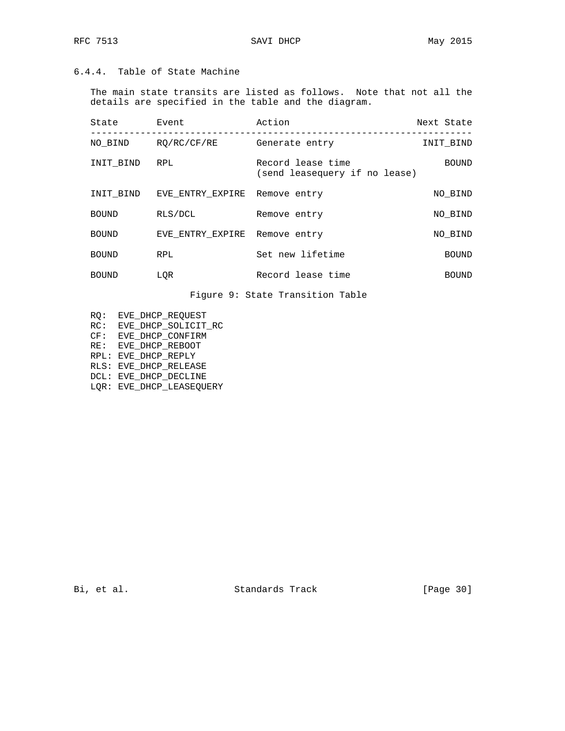### 6.4.4. Table of State Machine

The main state transits are listed as follows. Note that not all the details are specified in the table and the diagram.

| State | Event | Action | Next State |
| --- | --- | --- | --- |
| NO_BIND | RQ/RC/CF/RE | Generate entry | INIT_BIND |
| INIT_BIND | RPL | Record lease time (send leasequery if no lease) | BOUND |
| INIT_BIND | EVE_ENTRY_EXPIRE | Remove entry | NO_BIND |
| BOUND | RLS/DCL | Remove entry | NO_BIND |
| BOUND | EVE_ENTRY_EXPIRE | Remove entry | NO_BIND |
| BOUND | RPL | Set new lifetime | BOUND |
| BOUND | LQR | Record lease time | BOUND |

Figure 9: State Transition Table

RQ: EVE_DHCP_REQUEST
RC: EVE_DHCP_SOLICIT_RC
CF: EVE_DHCP_CONFIRM
RE: EVE_DHCP_REBOOT
RPL: EVE_DHCP_REPLY
RLS: EVE_DHCP_RELEASE
DCL: EVE_DHCP_DECLINE
LQR: EVE_DHCP_LEASEQUERY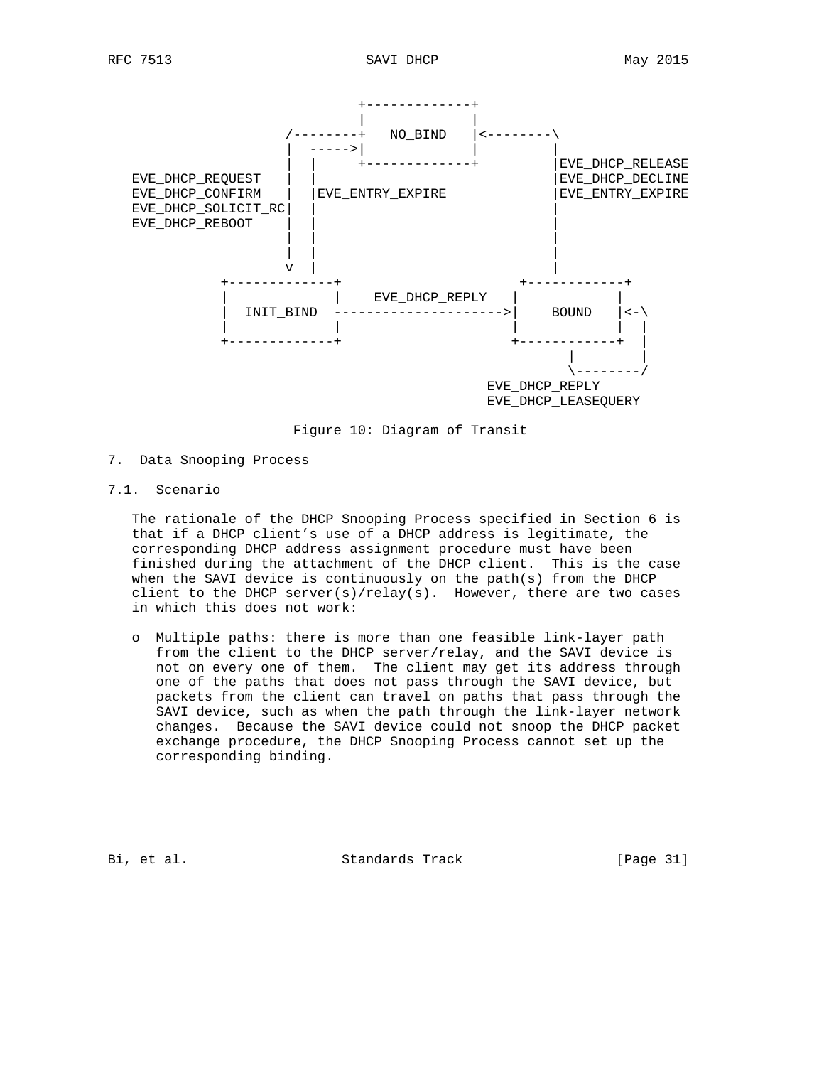```
                                +-------------+
                                |             |
                      /---------+   NO_BIND   |<--------\
                      |  ------>|             |         |
                      |  |      +-------------+         |EVE_DHCP_RELEASE
    EVE_DHCP_REQUEST  |  |                              |EVE_DHCP_DECLINE
    EVE_DHCP_CONFIRM  |  |EVE_ENTRY_EXPIRE              |EVE_ENTRY_EXPIRE
    EVE_DHCP_SOLICIT_RC| |                              |
    EVE_DHCP_REBOOT   |  |                              |
                      |  |                              |
                      |  |                              |
                      v  |                              |
              +-------------+                   +------------+
              |             |   EVE_DHCP_REPLY  |            |
              |  INIT_BIND  --------------------->|   BOUND    |<-\
              |             |                   |            |  |
              +-------------+                   +------------+  |
                                                       |        |
                                                       \--------/
                                               EVE_DHCP_REPLY
                                               EVE_DHCP_LEASEQUERY
```

Figure 10: Diagram of Transit

## 7. Data Snooping Process

### 7.1. Scenario

The rationale of the DHCP Snooping Process specified in Section 6 is that if a DHCP client's use of a DHCP address is legitimate, the corresponding DHCP address assignment procedure must have been finished during the attachment of the DHCP client. This is the case when the SAVI device is continuously on the path(s) from the DHCP client to the DHCP server(s)/relay(s). However, there are two cases in which this does not work:

- Multiple paths: there is more than one feasible link-layer path from the client to the DHCP server/relay, and the SAVI device is not on every one of them. The client may get its address through one of the paths that does not pass through the SAVI device, but packets from the client can travel on paths that pass through the SAVI device, such as when the path through the link-layer network changes. Because the SAVI device could not snoop the DHCP packet exchange procedure, the DHCP Snooping Process cannot set up the corresponding binding.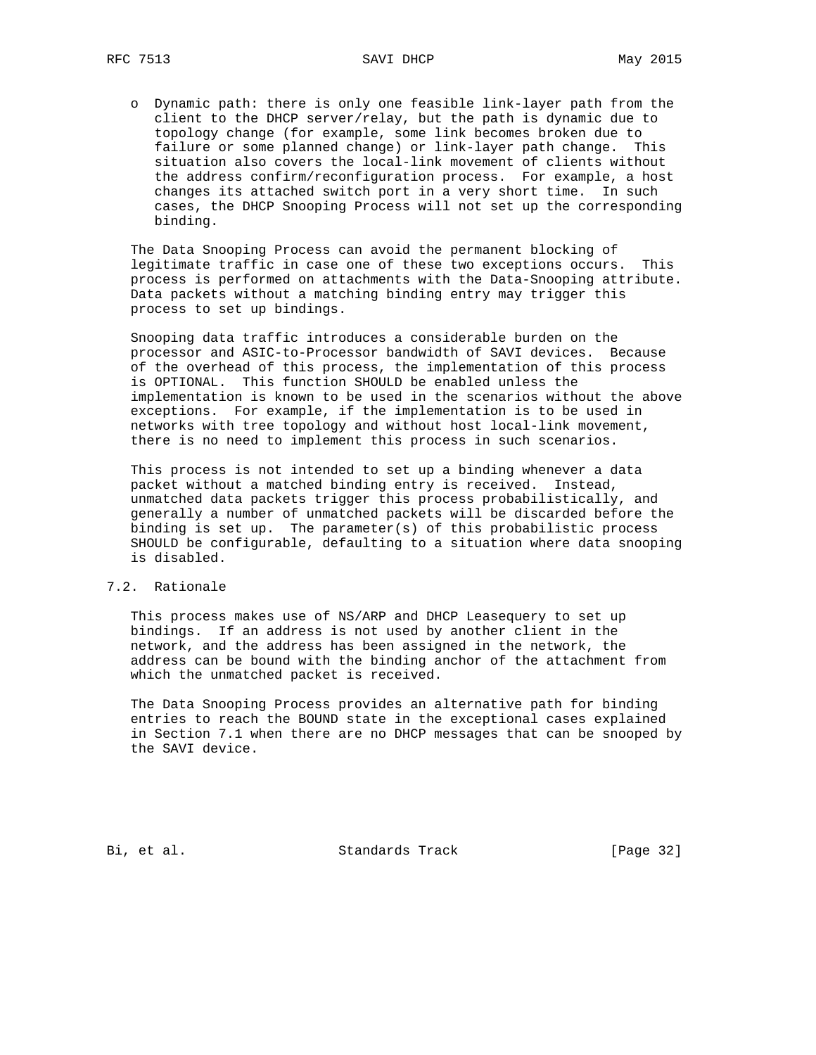- Dynamic path: there is only one feasible link-layer path from the client to the DHCP server/relay, but the path is dynamic due to topology change (for example, some link becomes broken due to failure or some planned change) or link-layer path change. This situation also covers the local-link movement of clients without the address confirm/reconfiguration process. For example, a host changes its attached switch port in a very short time. In such cases, the DHCP Snooping Process will not set up the corresponding binding.

The Data Snooping Process can avoid the permanent blocking of legitimate traffic in case one of these two exceptions occurs. This process is performed on attachments with the Data-Snooping attribute. Data packets without a matching binding entry may trigger this process to set up bindings.

Snooping data traffic introduces a considerable burden on the processor and ASIC-to-Processor bandwidth of SAVI devices. Because of the overhead of this process, the implementation of this process is OPTIONAL. This function SHOULD be enabled unless the implementation is known to be used in the scenarios without the above exceptions. For example, if the implementation is to be used in networks with tree topology and without host local-link movement, there is no need to implement this process in such scenarios.

This process is not intended to set up a binding whenever a data packet without a matched binding entry is received. Instead, unmatched data packets trigger this process probabilistically, and generally a number of unmatched packets will be discarded before the binding is set up. The parameter(s) of this probabilistic process SHOULD be configurable, defaulting to a situation where data snooping is disabled.

## 7.2. Rationale

This process makes use of NS/ARP and DHCP Leasequery to set up bindings. If an address is not used by another client in the network, and the address has been assigned in the network, the address can be bound with the binding anchor of the attachment from which the unmatched packet is received.

The Data Snooping Process provides an alternative path for binding entries to reach the BOUND state in the exceptional cases explained in Section 7.1 when there are no DHCP messages that can be snooped by the SAVI device.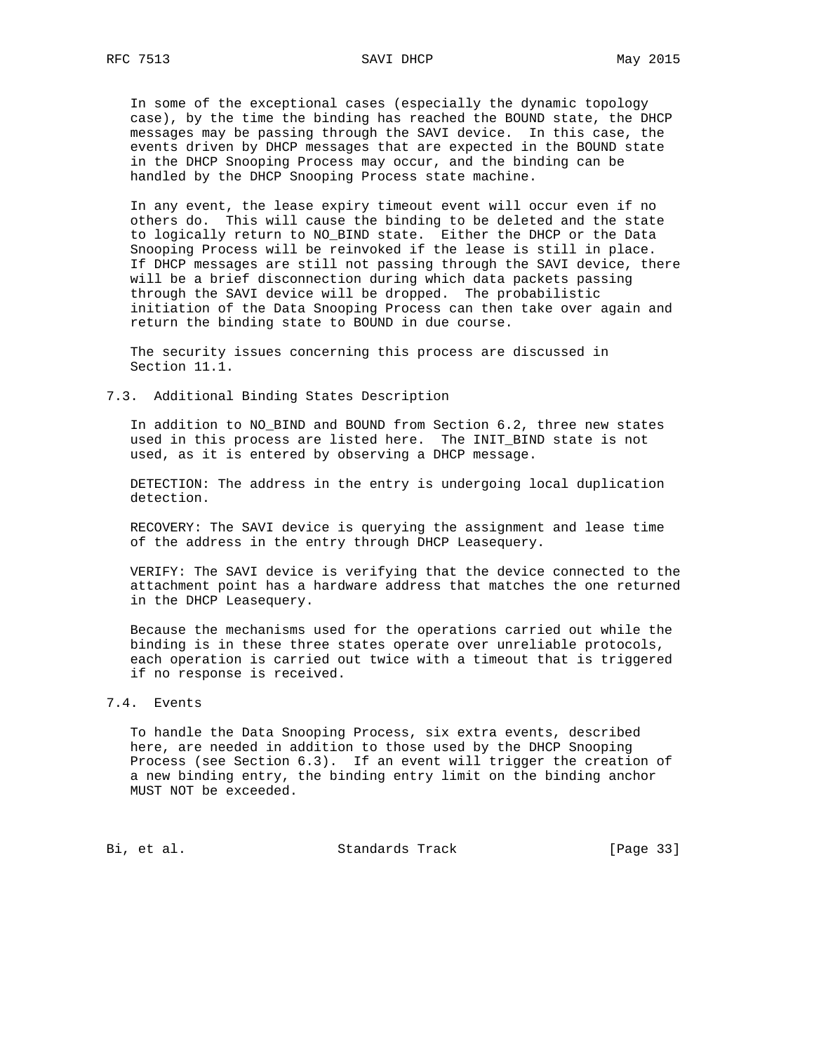In some of the exceptional cases (especially the dynamic topology case), by the time the binding has reached the BOUND state, the DHCP messages may be passing through the SAVI device. In this case, the events driven by DHCP messages that are expected in the BOUND state in the DHCP Snooping Process may occur, and the binding can be handled by the DHCP Snooping Process state machine.

In any event, the lease expiry timeout event will occur even if no others do. This will cause the binding to be deleted and the state to logically return to NO_BIND state. Either the DHCP or the Data Snooping Process will be reinvoked if the lease is still in place. If DHCP messages are still not passing through the SAVI device, there will be a brief disconnection during which data packets passing through the SAVI device will be dropped. The probabilistic initiation of the Data Snooping Process can then take over again and return the binding state to BOUND in due course.

The security issues concerning this process are discussed in Section 11.1.

## 7.3. Additional Binding States Description

In addition to NO_BIND and BOUND from Section 6.2, three new states used in this process are listed here. The INIT_BIND state is not used, as it is entered by observing a DHCP message.

DETECTION: The address in the entry is undergoing local duplication detection.

RECOVERY: The SAVI device is querying the assignment and lease time of the address in the entry through DHCP Leasequery.

VERIFY: The SAVI device is verifying that the device connected to the attachment point has a hardware address that matches the one returned in the DHCP Leasequery.

Because the mechanisms used for the operations carried out while the binding is in these three states operate over unreliable protocols, each operation is carried out twice with a timeout that is triggered if no response is received.

## 7.4. Events

To handle the Data Snooping Process, six extra events, described here, are needed in addition to those used by the DHCP Snooping Process (see Section 6.3). If an event will trigger the creation of a new binding entry, the binding entry limit on the binding anchor MUST NOT be exceeded.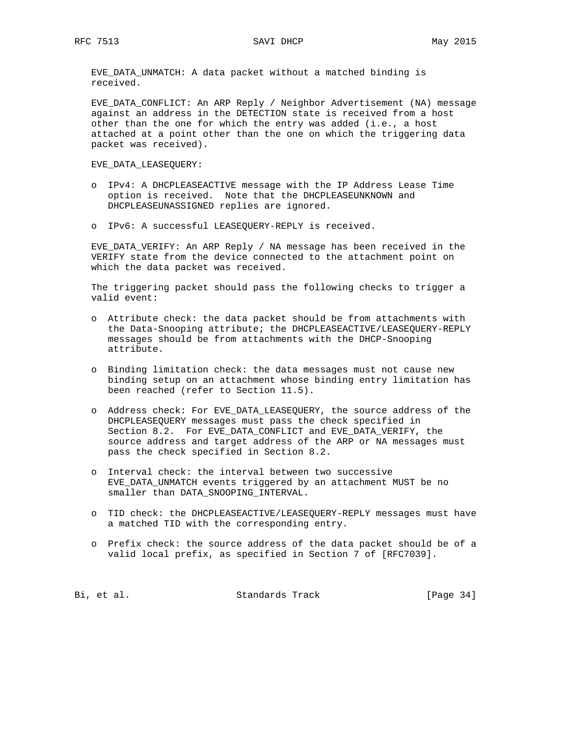EVE_DATA_UNMATCH: A data packet without a matched binding is received.

EVE_DATA_CONFLICT: An ARP Reply / Neighbor Advertisement (NA) message against an address in the DETECTION state is received from a host other than the one for which the entry was added (i.e., a host attached at a point other than the one on which the triggering data packet was received).

EVE_DATA_LEASEQUERY:

- IPv4: A DHCPLEASEACTIVE message with the IP Address Lease Time option is received. Note that the DHCPLEASEUNKNOWN and DHCPLEASEUNASSIGNED replies are ignored.

- IPv6: A successful LEASEQUERY-REPLY is received.

EVE_DATA_VERIFY: An ARP Reply / NA message has been received in the VERIFY state from the device connected to the attachment point on which the data packet was received.

The triggering packet should pass the following checks to trigger a valid event:

- Attribute check: the data packet should be from attachments with the Data-Snooping attribute; the DHCPLEASEACTIVE/LEASEQUERY-REPLY messages should be from attachments with the DHCP-Snooping attribute.

- Binding limitation check: the data messages must not cause new binding setup on an attachment whose binding entry limitation has been reached (refer to Section 11.5).

- Address check: For EVE_DATA_LEASEQUERY, the source address of the DHCPLEASEQUERY messages must pass the check specified in Section 8.2. For EVE_DATA_CONFLICT and EVE_DATA_VERIFY, the source address and target address of the ARP or NA messages must pass the check specified in Section 8.2.

- Interval check: the interval between two successive EVE_DATA_UNMATCH events triggered by an attachment MUST be no smaller than DATA_SNOOPING_INTERVAL.

- TID check: the DHCPLEASEACTIVE/LEASEQUERY-REPLY messages must have a matched TID with the corresponding entry.

- Prefix check: the source address of the data packet should be of a valid local prefix, as specified in Section 7 of [RFC7039].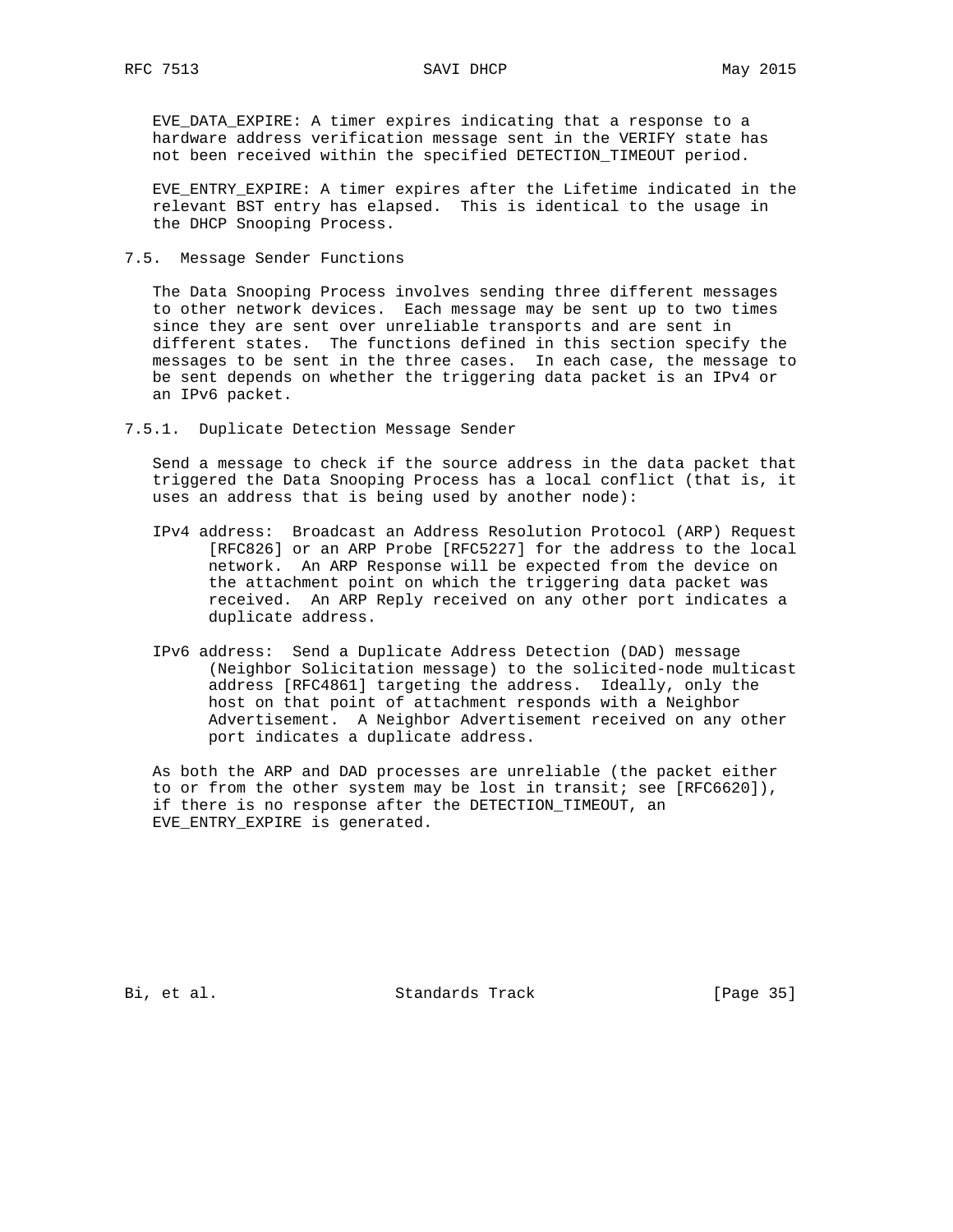EVE_DATA_EXPIRE: A timer expires indicating that a response to a hardware address verification message sent in the VERIFY state has not been received within the specified DETECTION_TIMEOUT period.

EVE_ENTRY_EXPIRE: A timer expires after the Lifetime indicated in the relevant BST entry has elapsed. This is identical to the usage in the DHCP Snooping Process.

## 7.5. Message Sender Functions

The Data Snooping Process involves sending three different messages to other network devices. Each message may be sent up to two times since they are sent over unreliable transports and are sent in different states. The functions defined in this section specify the messages to be sent in the three cases. In each case, the message to be sent depends on whether the triggering data packet is an IPv4 or an IPv6 packet.

### 7.5.1. Duplicate Detection Message Sender

Send a message to check if the source address in the data packet that triggered the Data Snooping Process has a local conflict (that is, it uses an address that is being used by another node):

IPv4 address: Broadcast an Address Resolution Protocol (ARP) Request [RFC826] or an ARP Probe [RFC5227] for the address to the local network. An ARP Response will be expected from the device on the attachment point on which the triggering data packet was received. An ARP Reply received on any other port indicates a duplicate address.

IPv6 address: Send a Duplicate Address Detection (DAD) message (Neighbor Solicitation message) to the solicited-node multicast address [RFC4861] targeting the address. Ideally, only the host on that point of attachment responds with a Neighbor Advertisement. A Neighbor Advertisement received on any other port indicates a duplicate address.

As both the ARP and DAD processes are unreliable (the packet either to or from the other system may be lost in transit; see [RFC6620]), if there is no response after the DETECTION_TIMEOUT, an EVE_ENTRY_EXPIRE is generated.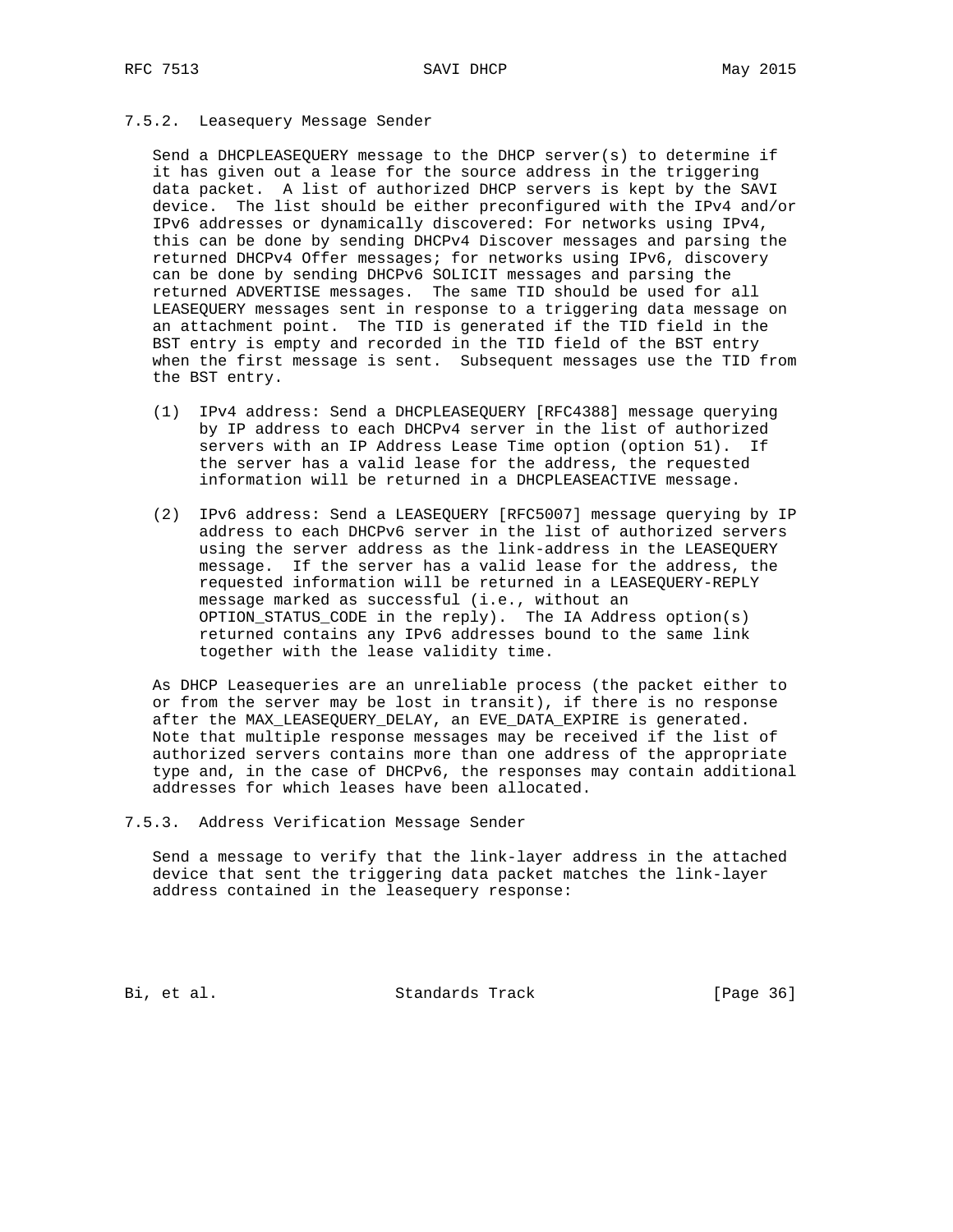#### 7.5.2. Leasequery Message Sender

Send a DHCPLEASEQUERY message to the DHCP server(s) to determine if it has given out a lease for the source address in the triggering data packet. A list of authorized DHCP servers is kept by the SAVI device. The list should be either preconfigured with the IPv4 and/or IPv6 addresses or dynamically discovered: For networks using IPv4, this can be done by sending DHCPv4 Discover messages and parsing the returned DHCPv4 Offer messages; for networks using IPv6, discovery can be done by sending DHCPv6 SOLICIT messages and parsing the returned ADVERTISE messages. The same TID should be used for all LEASEQUERY messages sent in response to a triggering data message on an attachment point. The TID is generated if the TID field in the BST entry is empty and recorded in the TID field of the BST entry when the first message is sent. Subsequent messages use the TID from the BST entry.

(1) IPv4 address: Send a DHCPLEASEQUERY [RFC4388] message querying by IP address to each DHCPv4 server in the list of authorized servers with an IP Address Lease Time option (option 51). If the server has a valid lease for the address, the requested information will be returned in a DHCPLEASEACTIVE message.

(2) IPv6 address: Send a LEASEQUERY [RFC5007] message querying by IP address to each DHCPv6 server in the list of authorized servers using the server address as the link-address in the LEASEQUERY message. If the server has a valid lease for the address, the requested information will be returned in a LEASEQUERY-REPLY message marked as successful (i.e., without an OPTION_STATUS_CODE in the reply). The IA Address option(s) returned contains any IPv6 addresses bound to the same link together with the lease validity time.

As DHCP Leasequeries are an unreliable process (the packet either to or from the server may be lost in transit), if there is no response after the MAX_LEASEQUERY_DELAY, an EVE_DATA_EXPIRE is generated. Note that multiple response messages may be received if the list of authorized servers contains more than one address of the appropriate type and, in the case of DHCPv6, the responses may contain additional addresses for which leases have been allocated.

#### 7.5.3. Address Verification Message Sender

Send a message to verify that the link-layer address in the attached device that sent the triggering data packet matches the link-layer address contained in the leasequery response: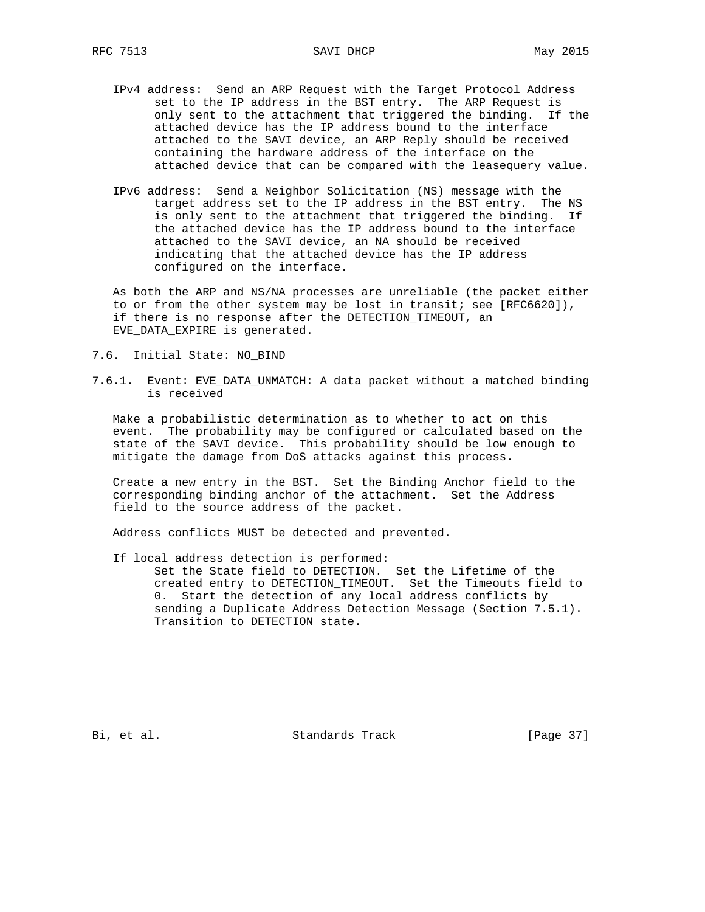IPv4 address: Send an ARP Request with the Target Protocol Address set to the IP address in the BST entry. The ARP Request is only sent to the attachment that triggered the binding. If the attached device has the IP address bound to the interface attached to the SAVI device, an ARP Reply should be received containing the hardware address of the interface on the attached device that can be compared with the leasequery value.

IPv6 address: Send a Neighbor Solicitation (NS) message with the target address set to the IP address in the BST entry. The NS is only sent to the attachment that triggered the binding. If the attached device has the IP address bound to the interface attached to the SAVI device, an NA should be received indicating that the attached device has the IP address configured on the interface.

As both the ARP and NS/NA processes are unreliable (the packet either to or from the other system may be lost in transit; see [RFC6620]), if there is no response after the DETECTION_TIMEOUT, an EVE_DATA_EXPIRE is generated.

### 7.6. Initial State: NO_BIND

#### 7.6.1. Event: EVE_DATA_UNMATCH: A data packet without a matched binding is received

Make a probabilistic determination as to whether to act on this event. The probability may be configured or calculated based on the state of the SAVI device. This probability should be low enough to mitigate the damage from DoS attacks against this process.

Create a new entry in the BST. Set the Binding Anchor field to the corresponding binding anchor of the attachment. Set the Address field to the source address of the packet.

Address conflicts MUST be detected and prevented.

If local address detection is performed:
Set the State field to DETECTION. Set the Lifetime of the created entry to DETECTION_TIMEOUT. Set the Timeouts field to 0. Start the detection of any local address conflicts by sending a Duplicate Address Detection Message (Section 7.5.1). Transition to DETECTION state.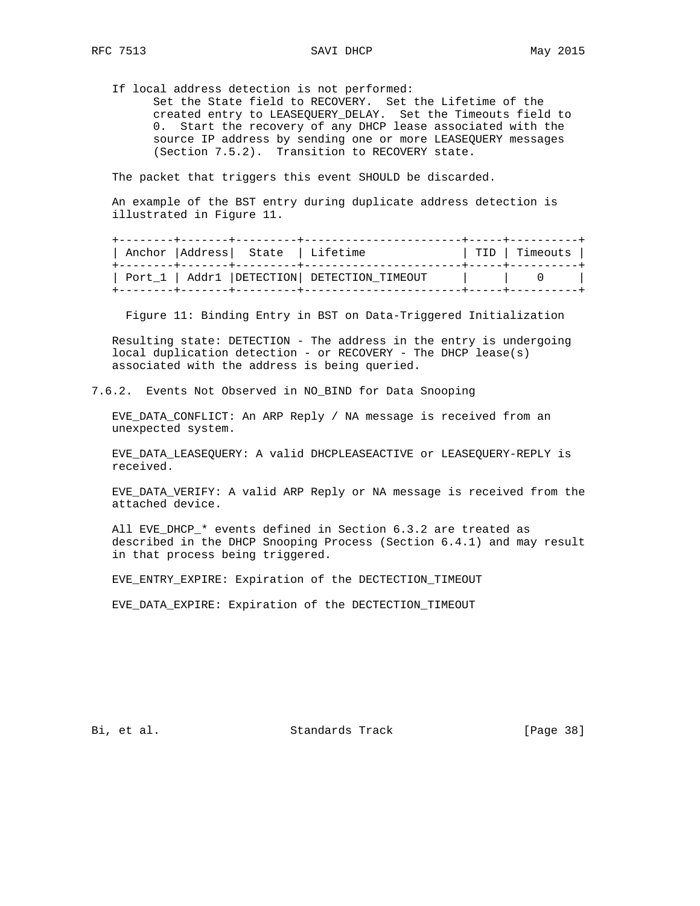If local address detection is not performed:

Set the State field to RECOVERY. Set the Lifetime of the created entry to LEASEQUERY_DELAY. Set the Timeouts field to 0. Start the recovery of any DHCP lease associated with the source IP address by sending one or more LEASEQUERY messages (Section 7.5.2). Transition to RECOVERY state.

The packet that triggers this event SHOULD be discarded.

An example of the BST entry during duplicate address detection is illustrated in Figure 11.

| Anchor | Address | State | Lifetime | TID | Timeouts |
|---|---|---|---|---|---|
| Port_1 | Addr1 | DETECTION | DETECTION_TIMEOUT | | 0 |

Figure 11: Binding Entry in BST on Data-Triggered Initialization

Resulting state: DETECTION - The address in the entry is undergoing local duplication detection - or RECOVERY - The DHCP lease(s) associated with the address is being queried.

### 7.6.2. Events Not Observed in NO_BIND for Data Snooping

EVE_DATA_CONFLICT: An ARP Reply / NA message is received from an unexpected system.

EVE_DATA_LEASEQUERY: A valid DHCPLEASEACTIVE or LEASEQUERY-REPLY is received.

EVE_DATA_VERIFY: A valid ARP Reply or NA message is received from the attached device.

All EVE_DHCP_* events defined in Section 6.3.2 are treated as described in the DHCP Snooping Process (Section 6.4.1) and may result in that process being triggered.

EVE_ENTRY_EXPIRE: Expiration of the DECTECTION_TIMEOUT

EVE_DATA_EXPIRE: Expiration of the DECTECTION_TIMEOUT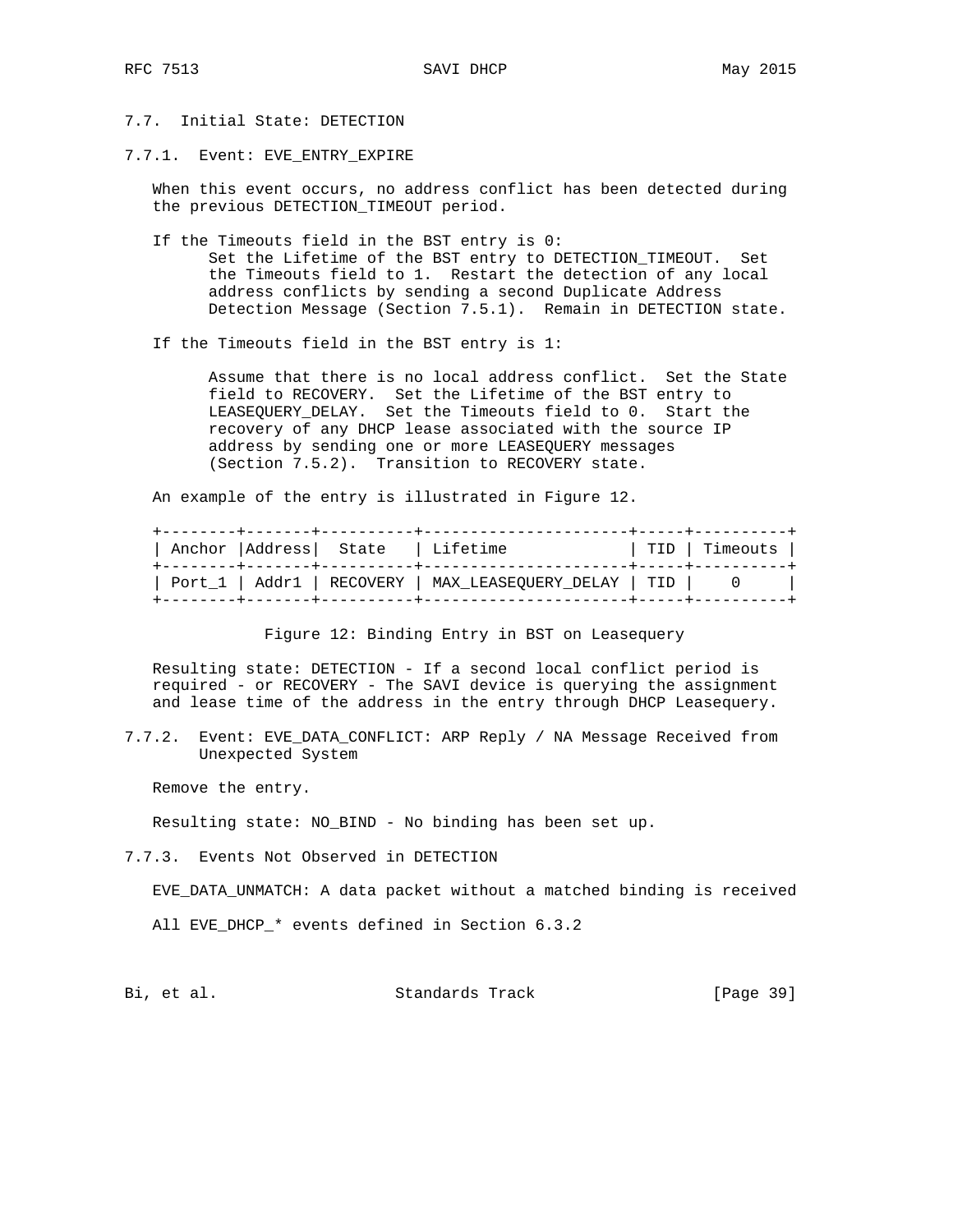### 7.7. Initial State: DETECTION

#### 7.7.1. Event: EVE_ENTRY_EXPIRE

When this event occurs, no address conflict has been detected during the previous DETECTION_TIMEOUT period.

If the Timeouts field in the BST entry is 0:

> Set the Lifetime of the BST entry to DETECTION_TIMEOUT. Set the Timeouts field to 1. Restart the detection of any local address conflicts by sending a second Duplicate Address Detection Message (Section 7.5.1). Remain in DETECTION state.

If the Timeouts field in the BST entry is 1:

> Assume that there is no local address conflict. Set the State field to RECOVERY. Set the Lifetime of the BST entry to LEASEQUERY_DELAY. Set the Timeouts field to 0. Start the recovery of any DHCP lease associated with the source IP address by sending one or more LEASEQUERY messages (Section 7.5.2). Transition to RECOVERY state.

An example of the entry is illustrated in Figure 12.

| Anchor | Address | State | Lifetime | TID | Timeouts |
|---|---|---|---|---|---|
| Port_1 | Addr1 | RECOVERY | MAX_LEASEQUERY_DELAY | TID | 0 |

Figure 12: Binding Entry in BST on Leasequery

Resulting state: DETECTION - If a second local conflict period is required - or RECOVERY - The SAVI device is querying the assignment and lease time of the address in the entry through DHCP Leasequery.

#### 7.7.2. Event: EVE_DATA_CONFLICT: ARP Reply / NA Message Received from Unexpected System

Remove the entry.

Resulting state: NO_BIND - No binding has been set up.

#### 7.7.3. Events Not Observed in DETECTION

EVE_DATA_UNMATCH: A data packet without a matched binding is received

All EVE_DHCP_* events defined in Section 6.3.2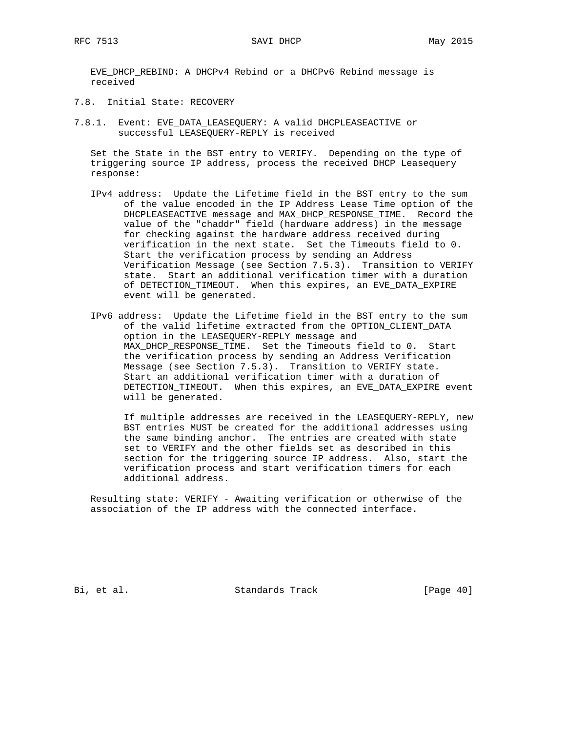EVE_DHCP_REBIND: A DHCPv4 Rebind or a DHCPv6 Rebind message is received

### 7.8. Initial State: RECOVERY

#### 7.8.1. Event: EVE_DATA_LEASEQUERY: A valid DHCPLEASEACTIVE or successful LEASEQUERY-REPLY is received

Set the State in the BST entry to VERIFY. Depending on the type of triggering source IP address, process the received DHCP Leasequery response:

IPv4 address: Update the Lifetime field in the BST entry to the sum of the value encoded in the IP Address Lease Time option of the DHCPLEASEACTIVE message and MAX_DHCP_RESPONSE_TIME. Record the value of the "chaddr" field (hardware address) in the message for checking against the hardware address received during verification in the next state. Set the Timeouts field to 0. Start the verification process by sending an Address Verification Message (see Section 7.5.3). Transition to VERIFY state. Start an additional verification timer with a duration of DETECTION_TIMEOUT. When this expires, an EVE_DATA_EXPIRE event will be generated.

IPv6 address: Update the Lifetime field in the BST entry to the sum of the valid lifetime extracted from the OPTION_CLIENT_DATA option in the LEASEQUERY-REPLY message and MAX_DHCP_RESPONSE_TIME. Set the Timeouts field to 0. Start the verification process by sending an Address Verification Message (see Section 7.5.3). Transition to VERIFY state. Start an additional verification timer with a duration of DETECTION_TIMEOUT. When this expires, an EVE_DATA_EXPIRE event will be generated.

If multiple addresses are received in the LEASEQUERY-REPLY, new BST entries MUST be created for the additional addresses using the same binding anchor. The entries are created with state set to VERIFY and the other fields set as described in this section for the triggering source IP address. Also, start the verification process and start verification timers for each additional address.

Resulting state: VERIFY - Awaiting verification or otherwise of the association of the IP address with the connected interface.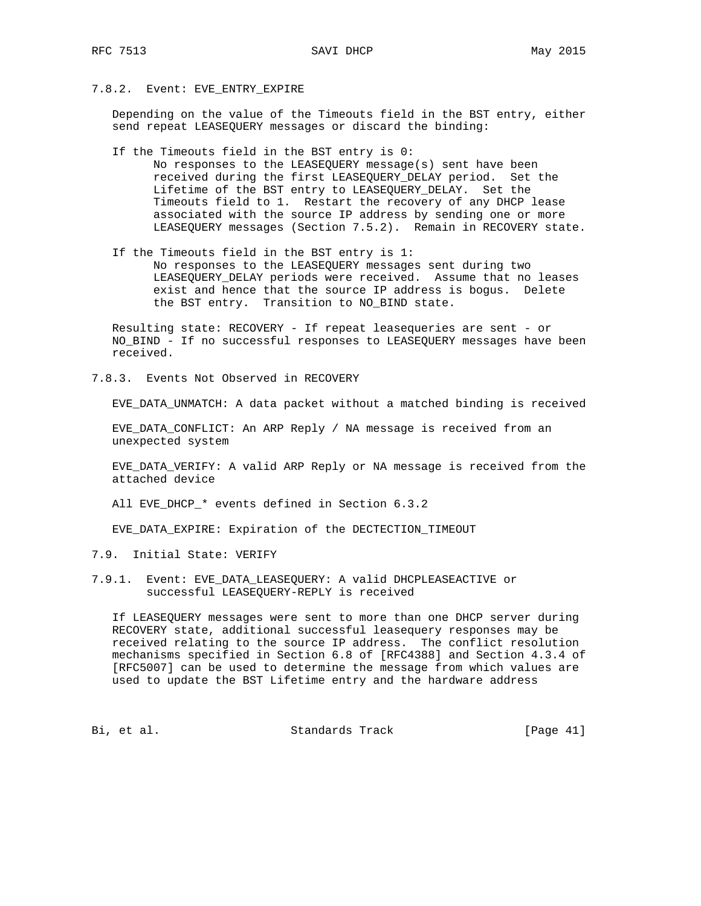#### 7.8.2. Event: EVE_ENTRY_EXPIRE

Depending on the value of the Timeouts field in the BST entry, either send repeat LEASEQUERY messages or discard the binding:

If the Timeouts field in the BST entry is 0:
: No responses to the LEASEQUERY message(s) sent have been received during the first LEASEQUERY_DELAY period. Set the Lifetime of the BST entry to LEASEQUERY_DELAY. Set the Timeouts field to 1. Restart the recovery of any DHCP lease associated with the source IP address by sending one or more LEASEQUERY messages (Section 7.5.2). Remain in RECOVERY state.

If the Timeouts field in the BST entry is 1:
: No responses to the LEASEQUERY messages sent during two LEASEQUERY_DELAY periods were received. Assume that no leases exist and hence that the source IP address is bogus. Delete the BST entry. Transition to NO_BIND state.

Resulting state: RECOVERY - If repeat leasequeries are sent - or NO_BIND - If no successful responses to LEASEQUERY messages have been received.

#### 7.8.3. Events Not Observed in RECOVERY

EVE_DATA_UNMATCH: A data packet without a matched binding is received

EVE_DATA_CONFLICT: An ARP Reply / NA message is received from an unexpected system

EVE_DATA_VERIFY: A valid ARP Reply or NA message is received from the attached device

All EVE_DHCP_* events defined in Section 6.3.2

EVE_DATA_EXPIRE: Expiration of the DECTECTION_TIMEOUT

### 7.9. Initial State: VERIFY

#### 7.9.1. Event: EVE_DATA_LEASEQUERY: A valid DHCPLEASEACTIVE or successful LEASEQUERY-REPLY is received

If LEASEQUERY messages were sent to more than one DHCP server during RECOVERY state, additional successful leasequery responses may be received relating to the source IP address. The conflict resolution mechanisms specified in Section 6.8 of [RFC4388] and Section 4.3.4 of [RFC5007] can be used to determine the message from which values are used to update the BST Lifetime entry and the hardware address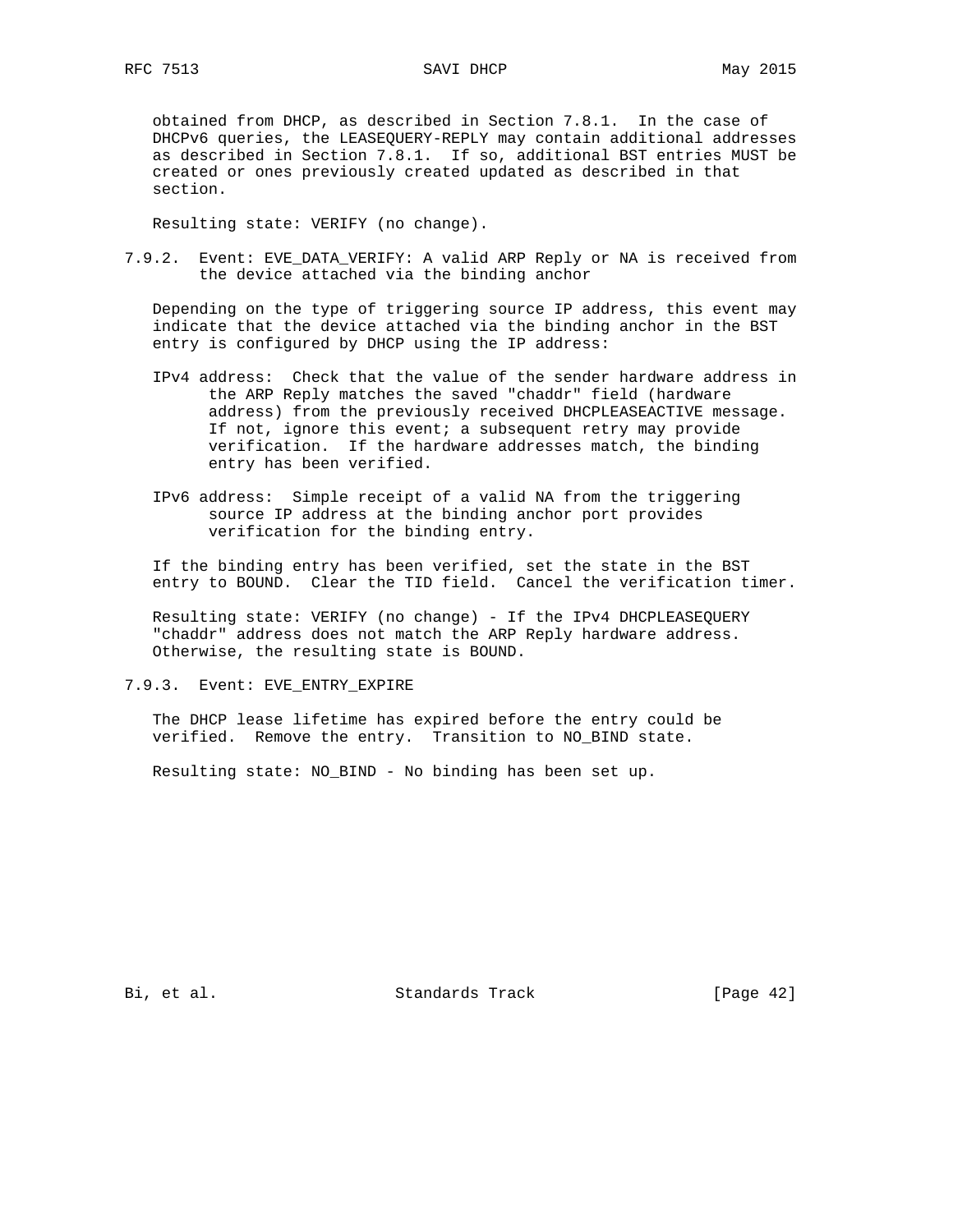obtained from DHCP, as described in Section 7.8.1. In the case of DHCPv6 queries, the LEASEQUERY-REPLY may contain additional addresses as described in Section 7.8.1. If so, additional BST entries MUST be created or ones previously created updated as described in that section.

Resulting state: VERIFY (no change).

#### 7.9.2. Event: EVE_DATA_VERIFY: A valid ARP Reply or NA is received from the device attached via the binding anchor

Depending on the type of triggering source IP address, this event may indicate that the device attached via the binding anchor in the BST entry is configured by DHCP using the IP address:

IPv4 address: Check that the value of the sender hardware address in the ARP Reply matches the saved "chaddr" field (hardware address) from the previously received DHCPLEASEACTIVE message. If not, ignore this event; a subsequent retry may provide verification. If the hardware addresses match, the binding entry has been verified.

IPv6 address: Simple receipt of a valid NA from the triggering source IP address at the binding anchor port provides verification for the binding entry.

If the binding entry has been verified, set the state in the BST entry to BOUND. Clear the TID field. Cancel the verification timer.

Resulting state: VERIFY (no change) - If the IPv4 DHCPLEASEQUERY "chaddr" address does not match the ARP Reply hardware address. Otherwise, the resulting state is BOUND.

#### 7.9.3. Event: EVE_ENTRY_EXPIRE

The DHCP lease lifetime has expired before the entry could be verified. Remove the entry. Transition to NO_BIND state.

Resulting state: NO_BIND - No binding has been set up.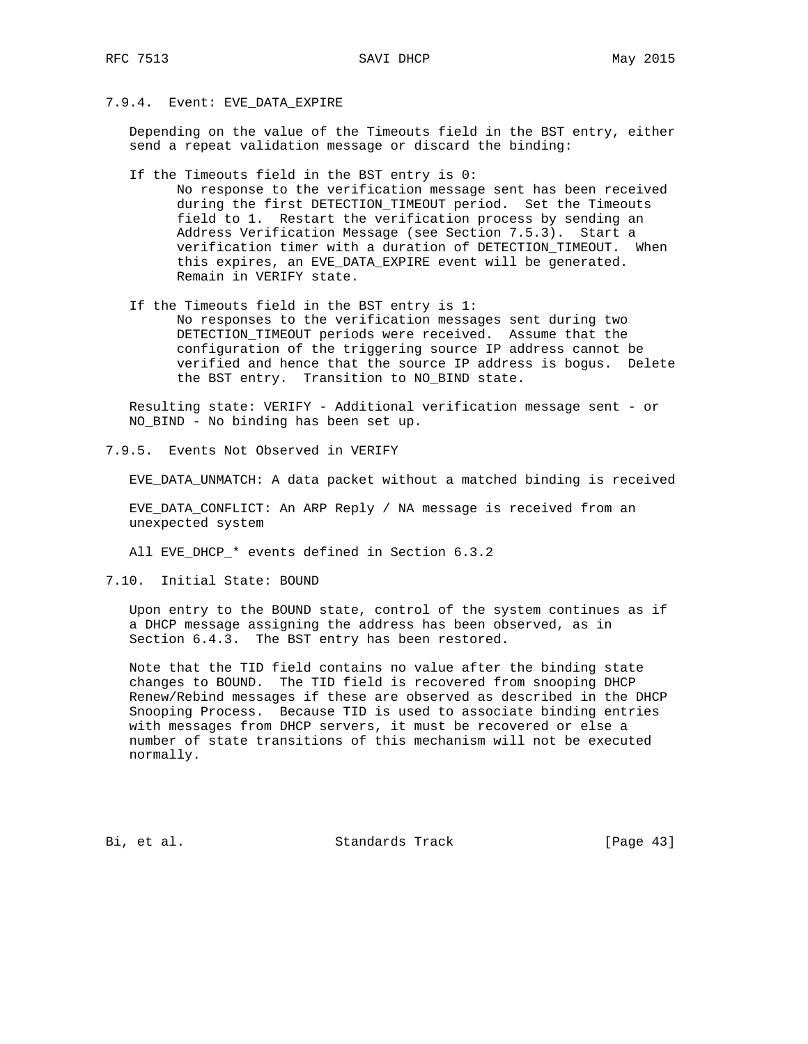#### 7.9.4. Event: EVE_DATA_EXPIRE

Depending on the value of the Timeouts field in the BST entry, either send a repeat validation message or discard the binding:

If the Timeouts field in the BST entry is 0:

No response to the verification message sent has been received during the first DETECTION_TIMEOUT period. Set the Timeouts field to 1. Restart the verification process by sending an Address Verification Message (see Section 7.5.3). Start a verification timer with a duration of DETECTION_TIMEOUT. When this expires, an EVE_DATA_EXPIRE event will be generated. Remain in VERIFY state.

If the Timeouts field in the BST entry is 1:

No responses to the verification messages sent during two DETECTION_TIMEOUT periods were received. Assume that the configuration of the triggering source IP address cannot be verified and hence that the source IP address is bogus. Delete the BST entry. Transition to NO_BIND state.

Resulting state: VERIFY - Additional verification message sent - or NO_BIND - No binding has been set up.

#### 7.9.5. Events Not Observed in VERIFY

EVE_DATA_UNMATCH: A data packet without a matched binding is received

EVE_DATA_CONFLICT: An ARP Reply / NA message is received from an unexpected system

All EVE_DHCP_* events defined in Section 6.3.2

### 7.10. Initial State: BOUND

Upon entry to the BOUND state, control of the system continues as if a DHCP message assigning the address has been observed, as in Section 6.4.3. The BST entry has been restored.

Note that the TID field contains no value after the binding state changes to BOUND. The TID field is recovered from snooping DHCP Renew/Rebind messages if these are observed as described in the DHCP Snooping Process. Because TID is used to associate binding entries with messages from DHCP servers, it must be recovered or else a number of state transitions of this mechanism will not be executed normally.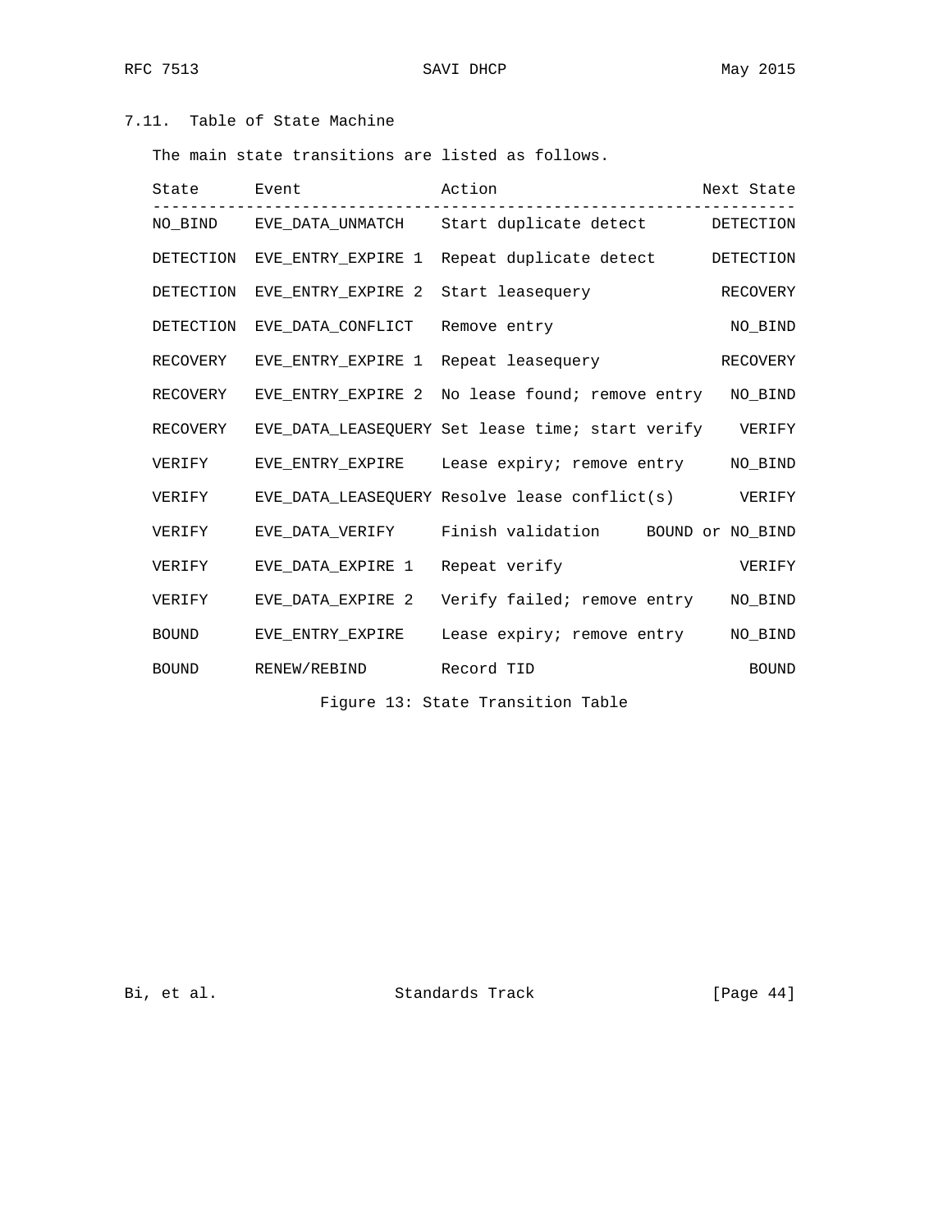### 7.11. Table of State Machine

The main state transitions are listed as follows.

| State | Event | Action | Next State |
| --- | --- | --- | --- |
| NO_BIND | EVE_DATA_UNMATCH | Start duplicate detect | DETECTION |
| DETECTION | EVE_ENTRY_EXPIRE 1 | Repeat duplicate detect | DETECTION |
| DETECTION | EVE_ENTRY_EXPIRE 2 | Start leasequery | RECOVERY |
| DETECTION | EVE_DATA_CONFLICT | Remove entry | NO_BIND |
| RECOVERY | EVE_ENTRY_EXPIRE 1 | Repeat leasequery | RECOVERY |
| RECOVERY | EVE_ENTRY_EXPIRE 2 | No lease found; remove entry | NO_BIND |
| RECOVERY | EVE_DATA_LEASEQUERY | Set lease time; start verify | VERIFY |
| VERIFY | EVE_ENTRY_EXPIRE | Lease expiry; remove entry | NO_BIND |
| VERIFY | EVE_DATA_LEASEQUERY | Resolve lease conflict(s) | VERIFY |
| VERIFY | EVE_DATA_VERIFY | Finish validation | BOUND or NO_BIND |
| VERIFY | EVE_DATA_EXPIRE 1 | Repeat verify | VERIFY |
| VERIFY | EVE_DATA_EXPIRE 2 | Verify failed; remove entry | NO_BIND |
| BOUND | EVE_ENTRY_EXPIRE | Lease expiry; remove entry | NO_BIND |
| BOUND | RENEW/REBIND | Record TID | BOUND |

Figure 13: State Transition Table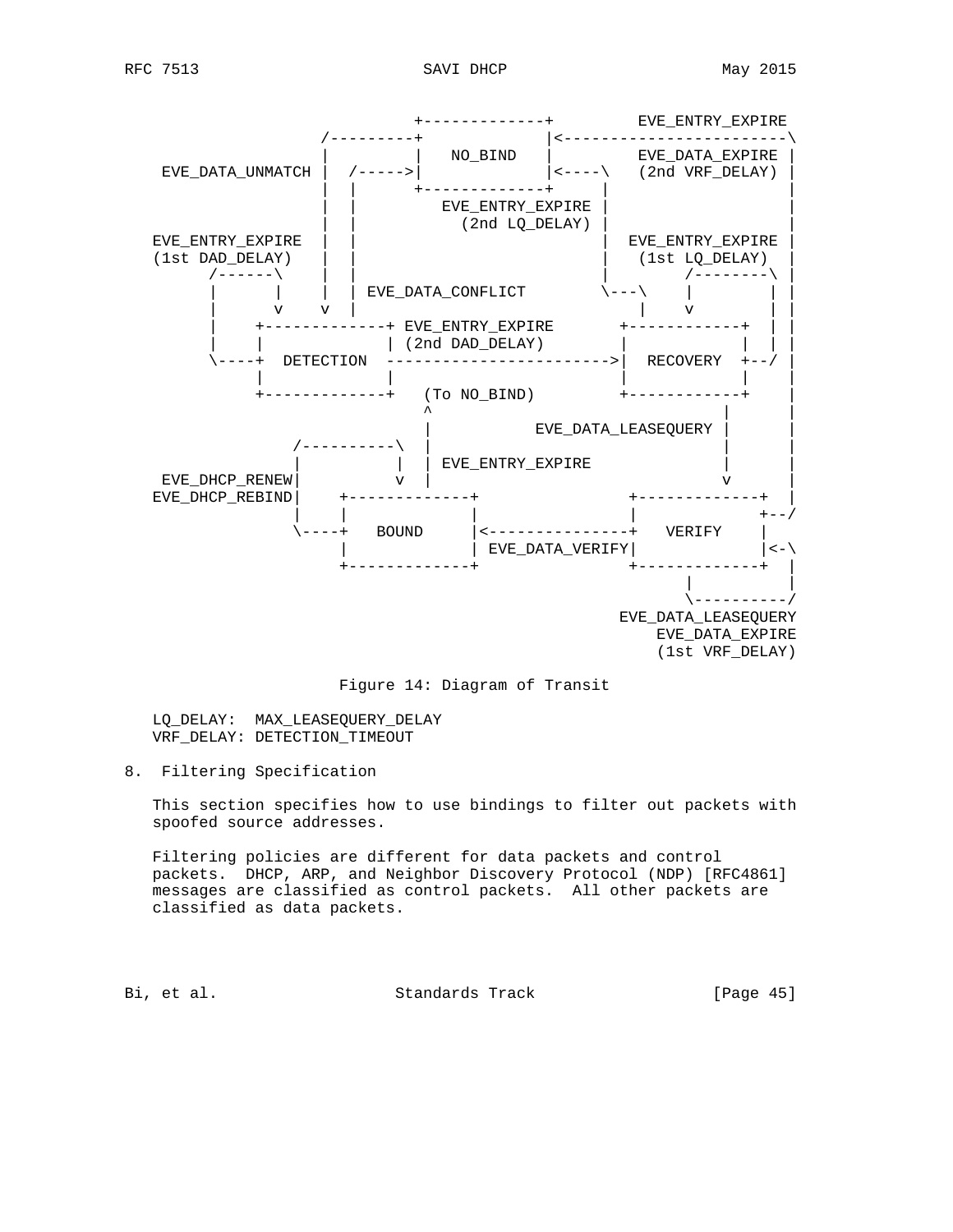```
                         +-------------+         EVE_ENTRY_EXPIRE
               /---------+             |<------------------------\
               |         |   NO_BIND   |         EVE_DATA_EXPIRE |
 EVE_DATA_UNMATCH |  /----->|             |<----\   (2nd VRF_DELAY) |
               |  |      +-------------+      |                   |
               |  |         EVE_ENTRY_EXPIRE |                   |
               |  |           (2nd LQ_DELAY) |                   |
EVE_ENTRY_EXPIRE  |  |                          |  EVE_ENTRY_EXPIRE |
(1st DAD_DELAY)   |  |                          |   (1st LQ_DELAY)  |
      /------\    |  |                          |        /--------\ |
      |      |    |  | EVE_DATA_CONFLICT        \---\    |        | |
      |      v    v  |                              |    v        | |
      |    +-------------+ EVE_ENTRY_EXPIRE       +------------+  | |
      |    |             | (2nd DAD_DELAY)        |            |  | |
      \----+  DETECTION  ------------------------>|  RECOVERY  +--/ |
           |             |                        |            |    |
           +-------------+   (To NO_BIND)         +------------+    |
                             ^                             |        |
                             |          EVE_DATA_LEASEQUERY |        |
              /----------\   |                             |        |
              |          |   | EVE_ENTRY_EXPIRE            |        |
 EVE_DHCP_RENEW|          v   |                            v        |
EVE_DHCP_REBIND|    +-------------+              +-------------+   |
              |     |             |              |             +--/
              \----+   BOUND     |<---------------+   VERIFY    |
                    |             | EVE_DATA_VERIFY|             |<-\
                    +-------------+              +-------------+  |
                                                        |          |
                                                        \----------/
                                                 EVE_DATA_LEASEQUERY
                                                     EVE_DATA_EXPIRE
                                                     (1st VRF_DELAY)
```

Figure 14: Diagram of Transit

LQ_DELAY:  MAX_LEASEQUERY_DELAY
VRF_DELAY: DETECTION_TIMEOUT

## 8. Filtering Specification

This section specifies how to use bindings to filter out packets with spoofed source addresses.

Filtering policies are different for data packets and control packets. DHCP, ARP, and Neighbor Discovery Protocol (NDP) [RFC4861] messages are classified as control packets. All other packets are classified as data packets.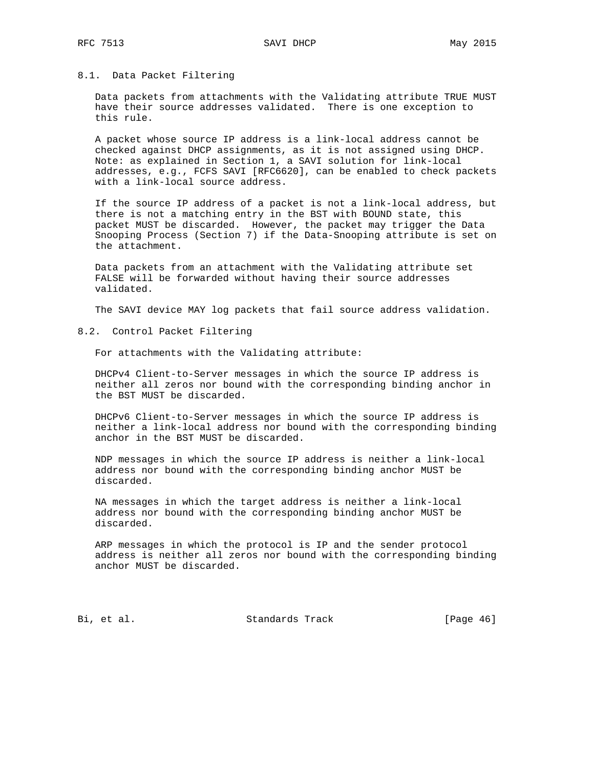### 8.1. Data Packet Filtering

Data packets from attachments with the Validating attribute TRUE MUST have their source addresses validated. There is one exception to this rule.

A packet whose source IP address is a link-local address cannot be checked against DHCP assignments, as it is not assigned using DHCP. Note: as explained in Section 1, a SAVI solution for link-local addresses, e.g., FCFS SAVI [RFC6620], can be enabled to check packets with a link-local source address.

If the source IP address of a packet is not a link-local address, but there is not a matching entry in the BST with BOUND state, this packet MUST be discarded. However, the packet may trigger the Data Snooping Process (Section 7) if the Data-Snooping attribute is set on the attachment.

Data packets from an attachment with the Validating attribute set FALSE will be forwarded without having their source addresses validated.

The SAVI device MAY log packets that fail source address validation.

### 8.2. Control Packet Filtering

For attachments with the Validating attribute:

DHCPv4 Client-to-Server messages in which the source IP address is neither all zeros nor bound with the corresponding binding anchor in the BST MUST be discarded.

DHCPv6 Client-to-Server messages in which the source IP address is neither a link-local address nor bound with the corresponding binding anchor in the BST MUST be discarded.

NDP messages in which the source IP address is neither a link-local address nor bound with the corresponding binding anchor MUST be discarded.

NA messages in which the target address is neither a link-local address nor bound with the corresponding binding anchor MUST be discarded.

ARP messages in which the protocol is IP and the sender protocol address is neither all zeros nor bound with the corresponding binding anchor MUST be discarded.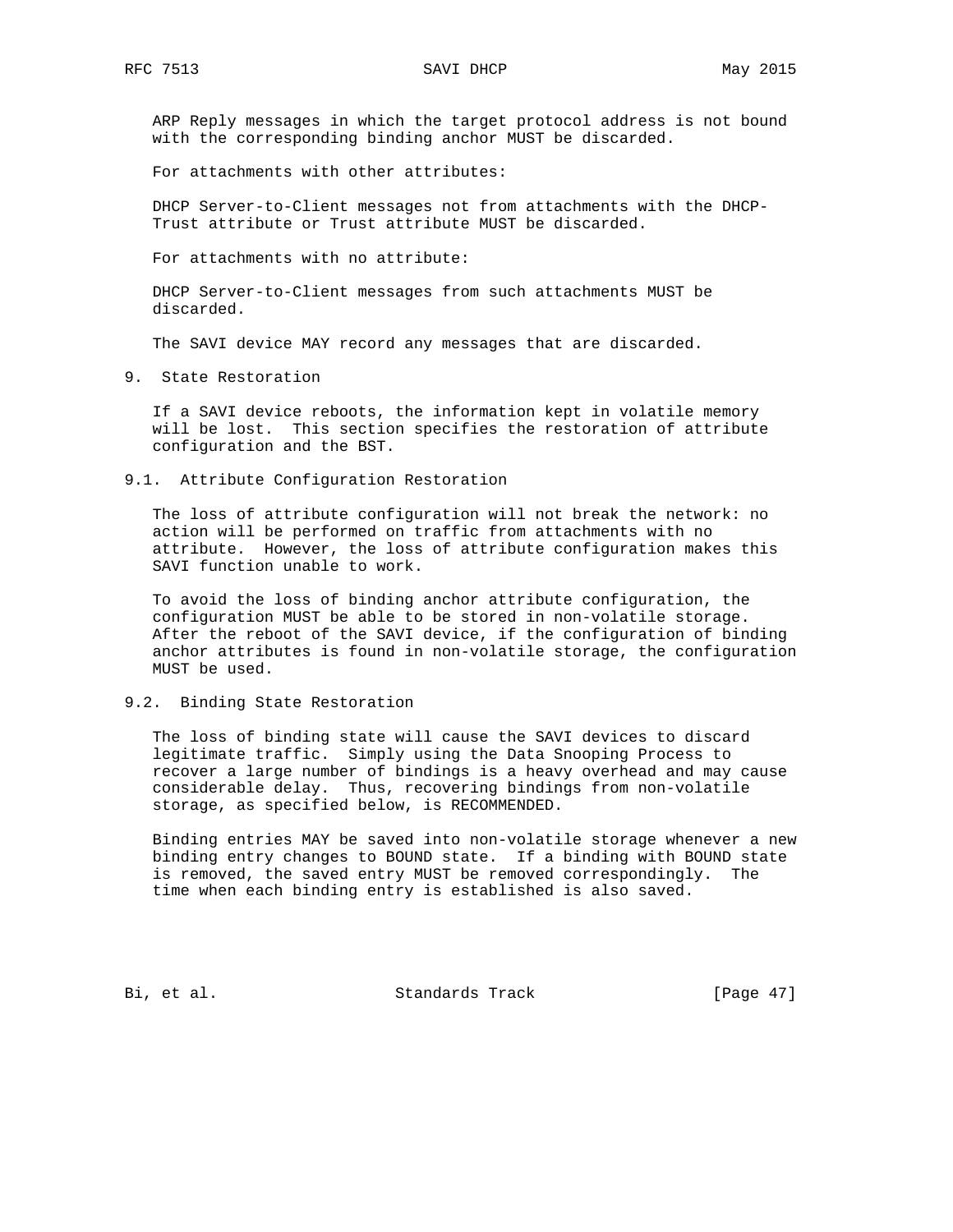ARP Reply messages in which the target protocol address is not bound with the corresponding binding anchor MUST be discarded.

For attachments with other attributes:

DHCP Server-to-Client messages not from attachments with the DHCP-Trust attribute or Trust attribute MUST be discarded.

For attachments with no attribute:

DHCP Server-to-Client messages from such attachments MUST be discarded.

The SAVI device MAY record any messages that are discarded.

## 9. State Restoration

If a SAVI device reboots, the information kept in volatile memory will be lost. This section specifies the restoration of attribute configuration and the BST.

### 9.1. Attribute Configuration Restoration

The loss of attribute configuration will not break the network: no action will be performed on traffic from attachments with no attribute. However, the loss of attribute configuration makes this SAVI function unable to work.

To avoid the loss of binding anchor attribute configuration, the configuration MUST be able to be stored in non-volatile storage. After the reboot of the SAVI device, if the configuration of binding anchor attributes is found in non-volatile storage, the configuration MUST be used.

### 9.2. Binding State Restoration

The loss of binding state will cause the SAVI devices to discard legitimate traffic. Simply using the Data Snooping Process to recover a large number of bindings is a heavy overhead and may cause considerable delay. Thus, recovering bindings from non-volatile storage, as specified below, is RECOMMENDED.

Binding entries MAY be saved into non-volatile storage whenever a new binding entry changes to BOUND state. If a binding with BOUND state is removed, the saved entry MUST be removed correspondingly. The time when each binding entry is established is also saved.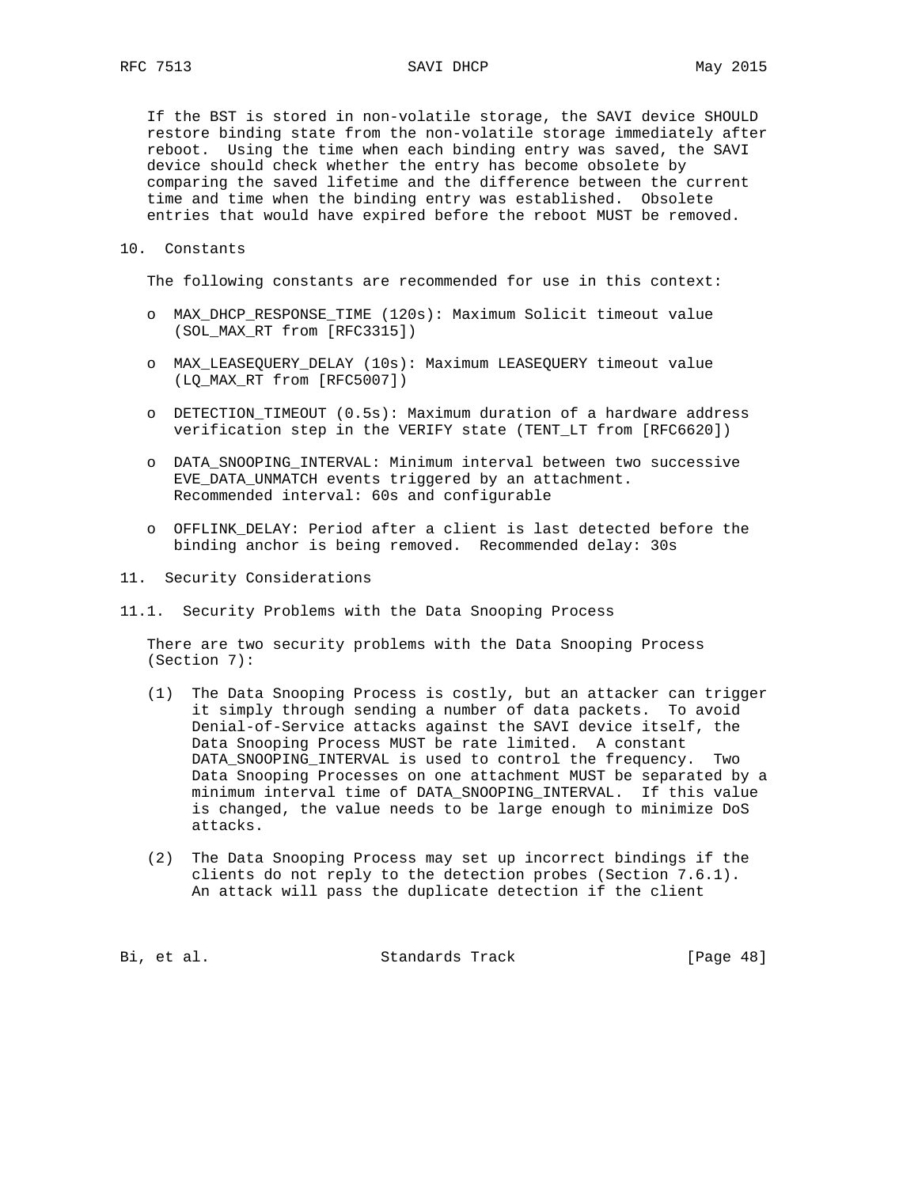If the BST is stored in non-volatile storage, the SAVI device SHOULD restore binding state from the non-volatile storage immediately after reboot. Using the time when each binding entry was saved, the SAVI device should check whether the entry has become obsolete by comparing the saved lifetime and the difference between the current time and time when the binding entry was established. Obsolete entries that would have expired before the reboot MUST be removed.

## 10. Constants

The following constants are recommended for use in this context:

- MAX_DHCP_RESPONSE_TIME (120s): Maximum Solicit timeout value (SOL_MAX_RT from [RFC3315])
- MAX_LEASEQUERY_DELAY (10s): Maximum LEASEQUERY timeout value (LQ_MAX_RT from [RFC5007])
- DETECTION_TIMEOUT (0.5s): Maximum duration of a hardware address verification step in the VERIFY state (TENT_LT from [RFC6620])
- DATA_SNOOPING_INTERVAL: Minimum interval between two successive EVE_DATA_UNMATCH events triggered by an attachment. Recommended interval: 60s and configurable
- OFFLINK_DELAY: Period after a client is last detected before the binding anchor is being removed. Recommended delay: 30s

## 11. Security Considerations

### 11.1. Security Problems with the Data Snooping Process

There are two security problems with the Data Snooping Process (Section 7):

(1) The Data Snooping Process is costly, but an attacker can trigger it simply through sending a number of data packets. To avoid Denial-of-Service attacks against the SAVI device itself, the Data Snooping Process MUST be rate limited. A constant DATA_SNOOPING_INTERVAL is used to control the frequency. Two Data Snooping Processes on one attachment MUST be separated by a minimum interval time of DATA_SNOOPING_INTERVAL. If this value is changed, the value needs to be large enough to minimize DoS attacks.

(2) The Data Snooping Process may set up incorrect bindings if the clients do not reply to the detection probes (Section 7.6.1). An attack will pass the duplicate detection if the client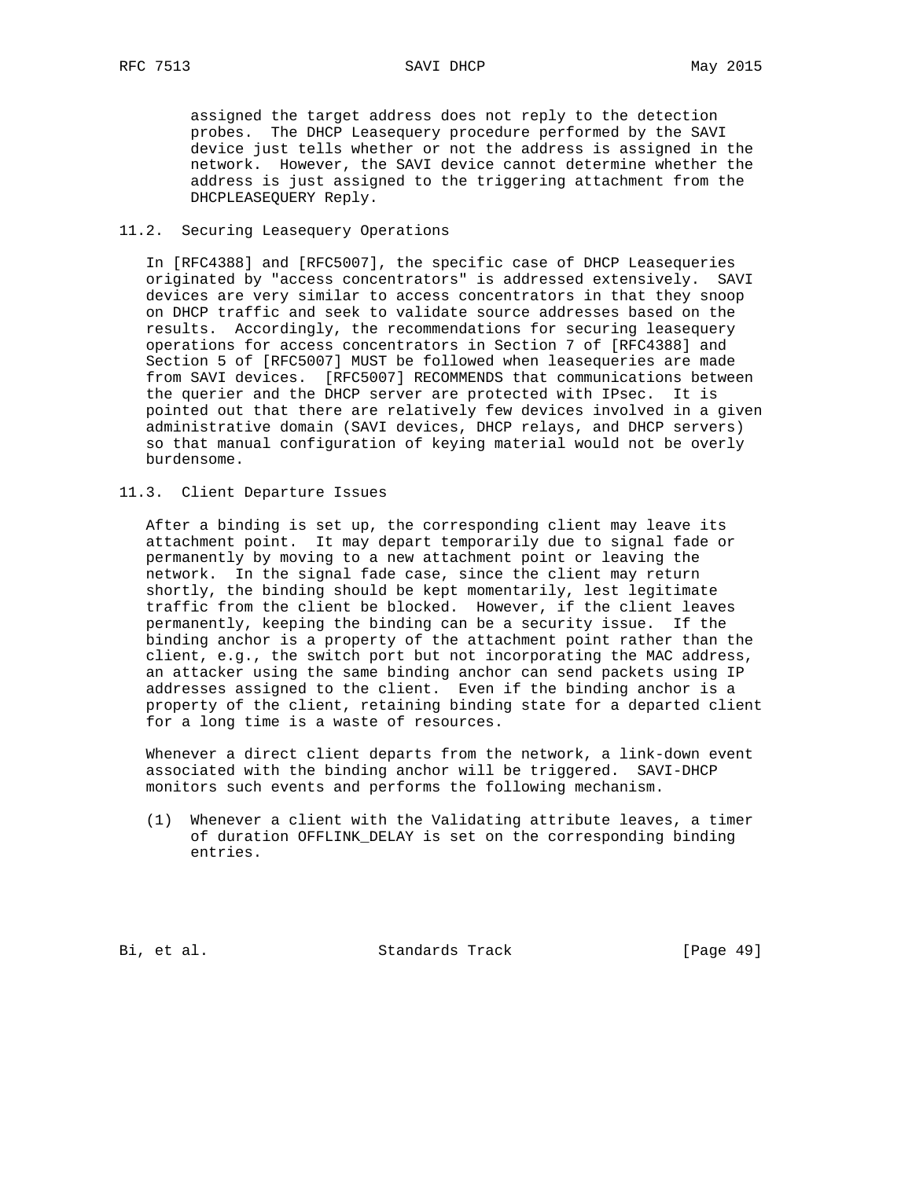assigned the target address does not reply to the detection probes. The DHCP Leasequery procedure performed by the SAVI device just tells whether or not the address is assigned in the network. However, the SAVI device cannot determine whether the address is just assigned to the triggering attachment from the DHCPLEASEQUERY Reply.

## 11.2. Securing Leasequery Operations

In [RFC4388] and [RFC5007], the specific case of DHCP Leasequeries originated by "access concentrators" is addressed extensively. SAVI devices are very similar to access concentrators in that they snoop on DHCP traffic and seek to validate source addresses based on the results. Accordingly, the recommendations for securing leasequery operations for access concentrators in Section 7 of [RFC4388] and Section 5 of [RFC5007] MUST be followed when leasequeries are made from SAVI devices. [RFC5007] RECOMMENDS that communications between the querier and the DHCP server are protected with IPsec. It is pointed out that there are relatively few devices involved in a given administrative domain (SAVI devices, DHCP relays, and DHCP servers) so that manual configuration of keying material would not be overly burdensome.

## 11.3. Client Departure Issues

After a binding is set up, the corresponding client may leave its attachment point. It may depart temporarily due to signal fade or permanently by moving to a new attachment point or leaving the network. In the signal fade case, since the client may return shortly, the binding should be kept momentarily, lest legitimate traffic from the client be blocked. However, if the client leaves permanently, keeping the binding can be a security issue. If the binding anchor is a property of the attachment point rather than the client, e.g., the switch port but not incorporating the MAC address, an attacker using the same binding anchor can send packets using IP addresses assigned to the client. Even if the binding anchor is a property of the client, retaining binding state for a departed client for a long time is a waste of resources.

Whenever a direct client departs from the network, a link-down event associated with the binding anchor will be triggered. SAVI-DHCP monitors such events and performs the following mechanism.

(1) Whenever a client with the Validating attribute leaves, a timer of duration OFFLINK_DELAY is set on the corresponding binding entries.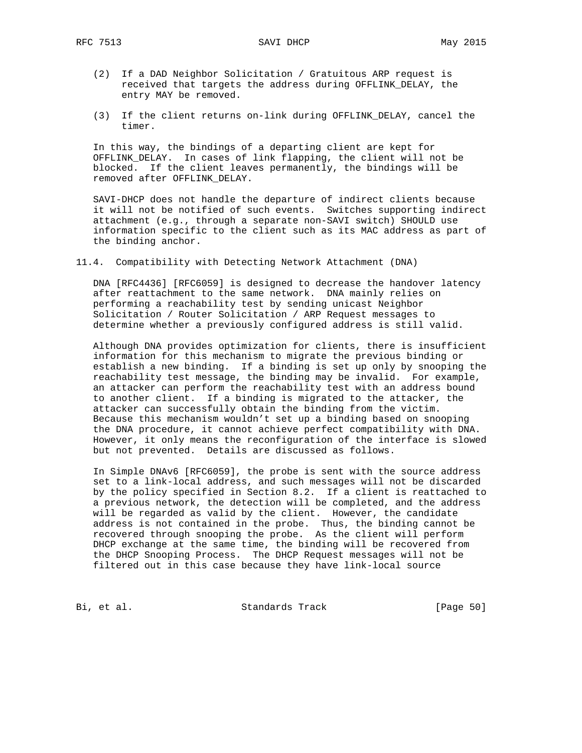(2) If a DAD Neighbor Solicitation / Gratuitous ARP request is received that targets the address during OFFLINK_DELAY, the entry MAY be removed.

(3) If the client returns on-link during OFFLINK_DELAY, cancel the timer.

In this way, the bindings of a departing client are kept for OFFLINK_DELAY. In cases of link flapping, the client will not be blocked. If the client leaves permanently, the bindings will be removed after OFFLINK_DELAY.

SAVI-DHCP does not handle the departure of indirect clients because it will not be notified of such events. Switches supporting indirect attachment (e.g., through a separate non-SAVI switch) SHOULD use information specific to the client such as its MAC address as part of the binding anchor.

### 11.4. Compatibility with Detecting Network Attachment (DNA)

DNA [RFC4436] [RFC6059] is designed to decrease the handover latency after reattachment to the same network. DNA mainly relies on performing a reachability test by sending unicast Neighbor Solicitation / Router Solicitation / ARP Request messages to determine whether a previously configured address is still valid.

Although DNA provides optimization for clients, there is insufficient information for this mechanism to migrate the previous binding or establish a new binding. If a binding is set up only by snooping the reachability test message, the binding may be invalid. For example, an attacker can perform the reachability test with an address bound to another client. If a binding is migrated to the attacker, the attacker can successfully obtain the binding from the victim. Because this mechanism wouldn't set up a binding based on snooping the DNA procedure, it cannot achieve perfect compatibility with DNA. However, it only means the reconfiguration of the interface is slowed but not prevented. Details are discussed as follows.

In Simple DNAv6 [RFC6059], the probe is sent with the source address set to a link-local address, and such messages will not be discarded by the policy specified in Section 8.2. If a client is reattached to a previous network, the detection will be completed, and the address will be regarded as valid by the client. However, the candidate address is not contained in the probe. Thus, the binding cannot be recovered through snooping the probe. As the client will perform DHCP exchange at the same time, the binding will be recovered from the DHCP Snooping Process. The DHCP Request messages will not be filtered out in this case because they have link-local source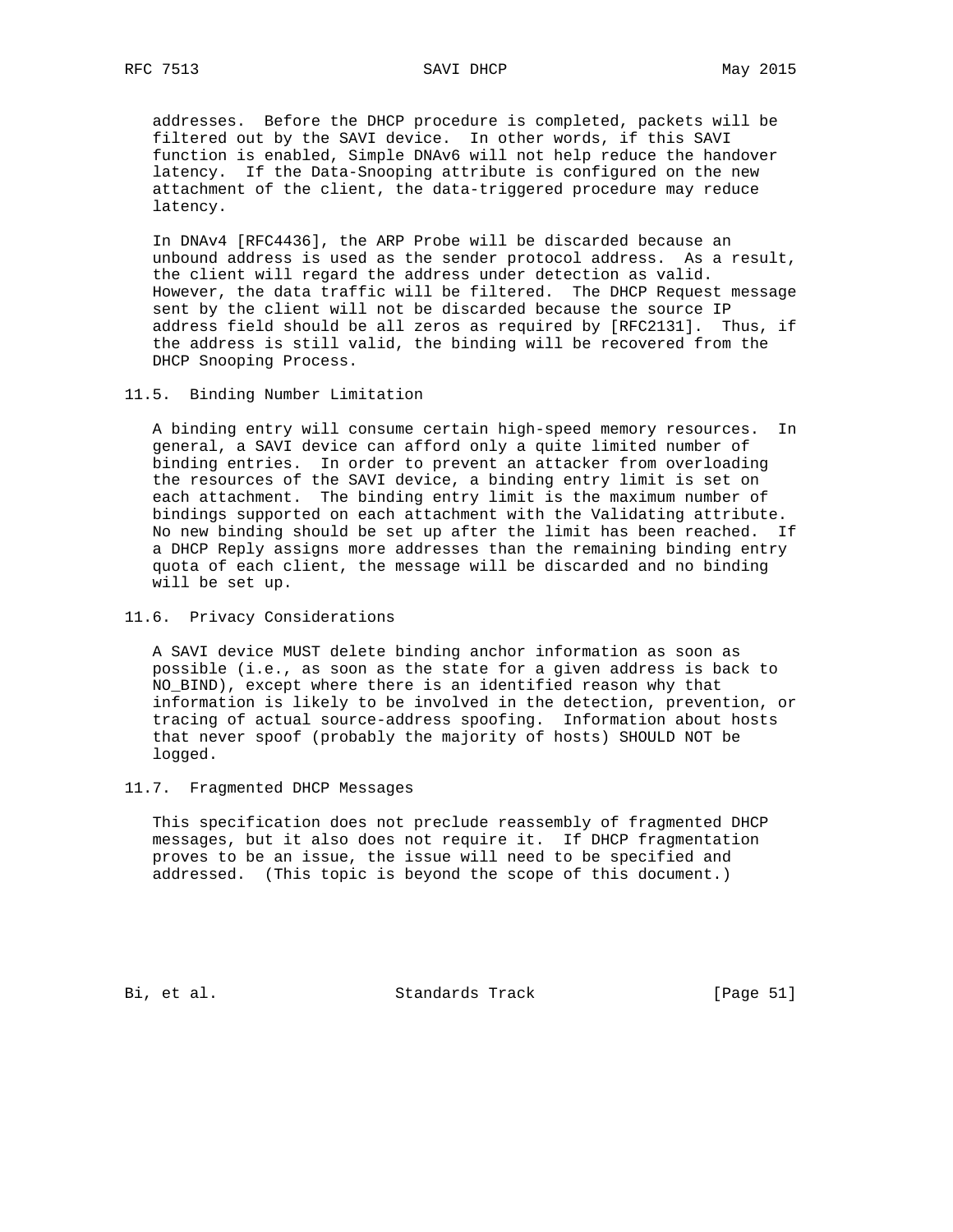addresses. Before the DHCP procedure is completed, packets will be filtered out by the SAVI device. In other words, if this SAVI function is enabled, Simple DNAv6 will not help reduce the handover latency. If the Data-Snooping attribute is configured on the new attachment of the client, the data-triggered procedure may reduce latency.

In DNAv4 [RFC4436], the ARP Probe will be discarded because an unbound address is used as the sender protocol address. As a result, the client will regard the address under detection as valid. However, the data traffic will be filtered. The DHCP Request message sent by the client will not be discarded because the source IP address field should be all zeros as required by [RFC2131]. Thus, if the address is still valid, the binding will be recovered from the DHCP Snooping Process.

### 11.5. Binding Number Limitation

A binding entry will consume certain high-speed memory resources. In general, a SAVI device can afford only a quite limited number of binding entries. In order to prevent an attacker from overloading the resources of the SAVI device, a binding entry limit is set on each attachment. The binding entry limit is the maximum number of bindings supported on each attachment with the Validating attribute. No new binding should be set up after the limit has been reached. If a DHCP Reply assigns more addresses than the remaining binding entry quota of each client, the message will be discarded and no binding will be set up.

### 11.6. Privacy Considerations

A SAVI device MUST delete binding anchor information as soon as possible (i.e., as soon as the state for a given address is back to NO_BIND), except where there is an identified reason why that information is likely to be involved in the detection, prevention, or tracing of actual source-address spoofing. Information about hosts that never spoof (probably the majority of hosts) SHOULD NOT be logged.

### 11.7. Fragmented DHCP Messages

This specification does not preclude reassembly of fragmented DHCP messages, but it also does not require it. If DHCP fragmentation proves to be an issue, the issue will need to be specified and addressed. (This topic is beyond the scope of this document.)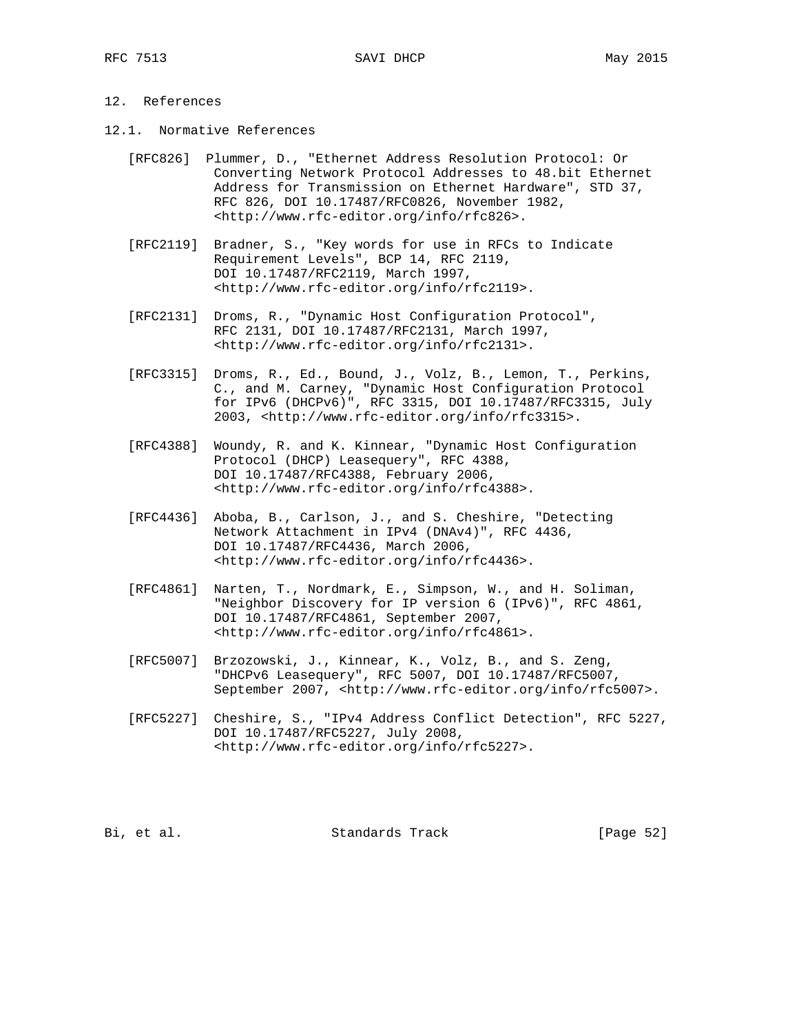## 12. References

### 12.1. Normative References

[RFC826] Plummer, D., "Ethernet Address Resolution Protocol: Or Converting Network Protocol Addresses to 48.bit Ethernet Address for Transmission on Ethernet Hardware", STD 37, RFC 826, DOI 10.17487/RFC0826, November 1982, <http://www.rfc-editor.org/info/rfc826>.

[RFC2119] Bradner, S., "Key words for use in RFCs to Indicate Requirement Levels", BCP 14, RFC 2119, DOI 10.17487/RFC2119, March 1997, <http://www.rfc-editor.org/info/rfc2119>.

[RFC2131] Droms, R., "Dynamic Host Configuration Protocol", RFC 2131, DOI 10.17487/RFC2131, March 1997, <http://www.rfc-editor.org/info/rfc2131>.

[RFC3315] Droms, R., Ed., Bound, J., Volz, B., Lemon, T., Perkins, C., and M. Carney, "Dynamic Host Configuration Protocol for IPv6 (DHCPv6)", RFC 3315, DOI 10.17487/RFC3315, July 2003, <http://www.rfc-editor.org/info/rfc3315>.

[RFC4388] Woundy, R. and K. Kinnear, "Dynamic Host Configuration Protocol (DHCP) Leasequery", RFC 4388, DOI 10.17487/RFC4388, February 2006, <http://www.rfc-editor.org/info/rfc4388>.

[RFC4436] Aboba, B., Carlson, J., and S. Cheshire, "Detecting Network Attachment in IPv4 (DNAv4)", RFC 4436, DOI 10.17487/RFC4436, March 2006, <http://www.rfc-editor.org/info/rfc4436>.

[RFC4861] Narten, T., Nordmark, E., Simpson, W., and H. Soliman, "Neighbor Discovery for IP version 6 (IPv6)", RFC 4861, DOI 10.17487/RFC4861, September 2007, <http://www.rfc-editor.org/info/rfc4861>.

[RFC5007] Brzozowski, J., Kinnear, K., Volz, B., and S. Zeng, "DHCPv6 Leasequery", RFC 5007, DOI 10.17487/RFC5007, September 2007, <http://www.rfc-editor.org/info/rfc5007>.

[RFC5227] Cheshire, S., "IPv4 Address Conflict Detection", RFC 5227, DOI 10.17487/RFC5227, July 2008, <http://www.rfc-editor.org/info/rfc5227>.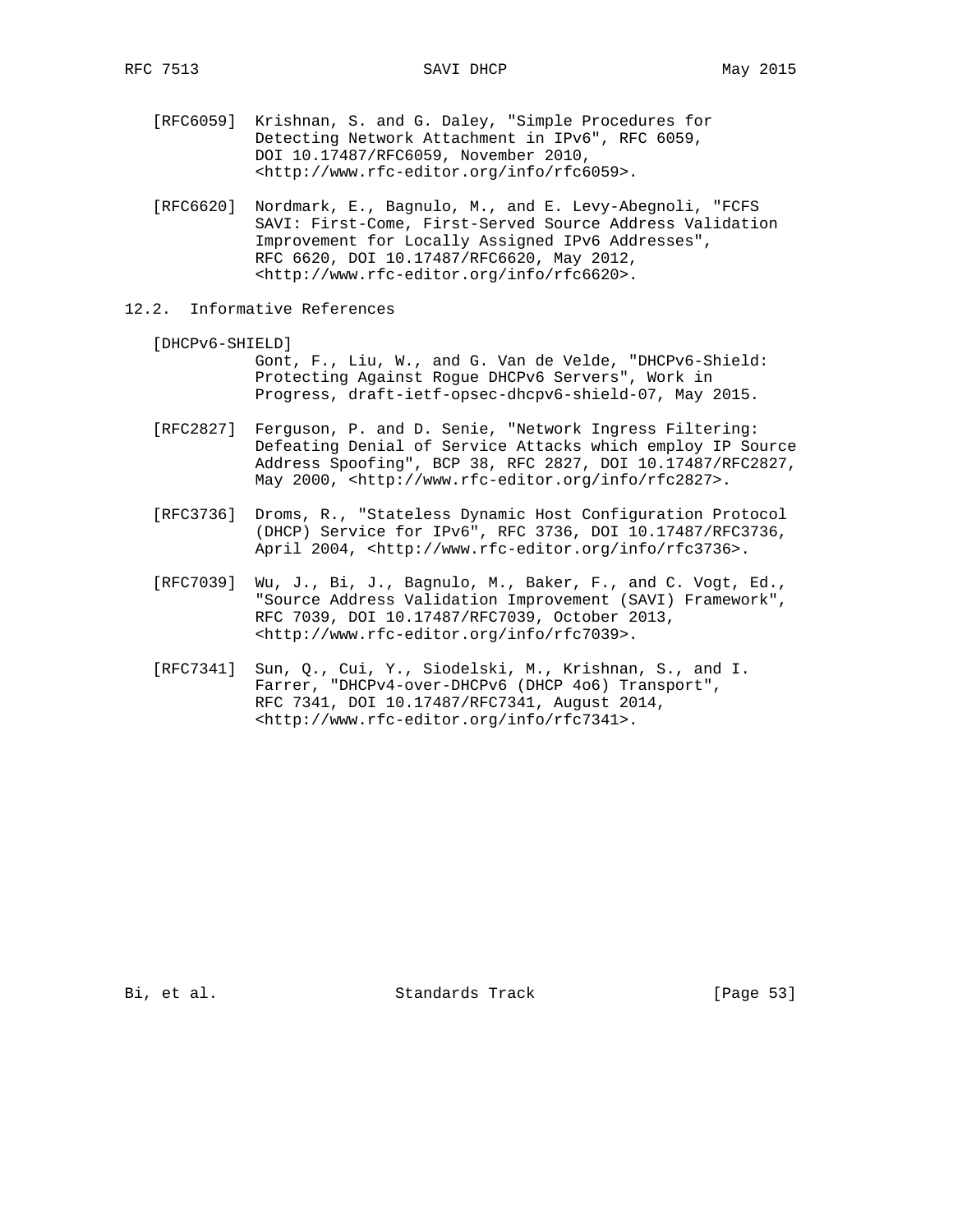[RFC6059] Krishnan, S. and G. Daley, "Simple Procedures for Detecting Network Attachment in IPv6", RFC 6059, DOI 10.17487/RFC6059, November 2010, <http://www.rfc-editor.org/info/rfc6059>.

[RFC6620] Nordmark, E., Bagnulo, M., and E. Levy-Abegnoli, "FCFS SAVI: First-Come, First-Served Source Address Validation Improvement for Locally Assigned IPv6 Addresses", RFC 6620, DOI 10.17487/RFC6620, May 2012, <http://www.rfc-editor.org/info/rfc6620>.

## 12.2. Informative References

[DHCPv6-SHIELD] Gont, F., Liu, W., and G. Van de Velde, "DHCPv6-Shield: Protecting Against Rogue DHCPv6 Servers", Work in Progress, draft-ietf-opsec-dhcpv6-shield-07, May 2015.

[RFC2827] Ferguson, P. and D. Senie, "Network Ingress Filtering: Defeating Denial of Service Attacks which employ IP Source Address Spoofing", BCP 38, RFC 2827, DOI 10.17487/RFC2827, May 2000, <http://www.rfc-editor.org/info/rfc2827>.

[RFC3736] Droms, R., "Stateless Dynamic Host Configuration Protocol (DHCP) Service for IPv6", RFC 3736, DOI 10.17487/RFC3736, April 2004, <http://www.rfc-editor.org/info/rfc3736>.

[RFC7039] Wu, J., Bi, J., Bagnulo, M., Baker, F., and C. Vogt, Ed., "Source Address Validation Improvement (SAVI) Framework", RFC 7039, DOI 10.17487/RFC7039, October 2013, <http://www.rfc-editor.org/info/rfc7039>.

[RFC7341] Sun, Q., Cui, Y., Siodelski, M., Krishnan, S., and I. Farrer, "DHCPv4-over-DHCPv6 (DHCP 4o6) Transport", RFC 7341, DOI 10.17487/RFC7341, August 2014, <http://www.rfc-editor.org/info/rfc7341>.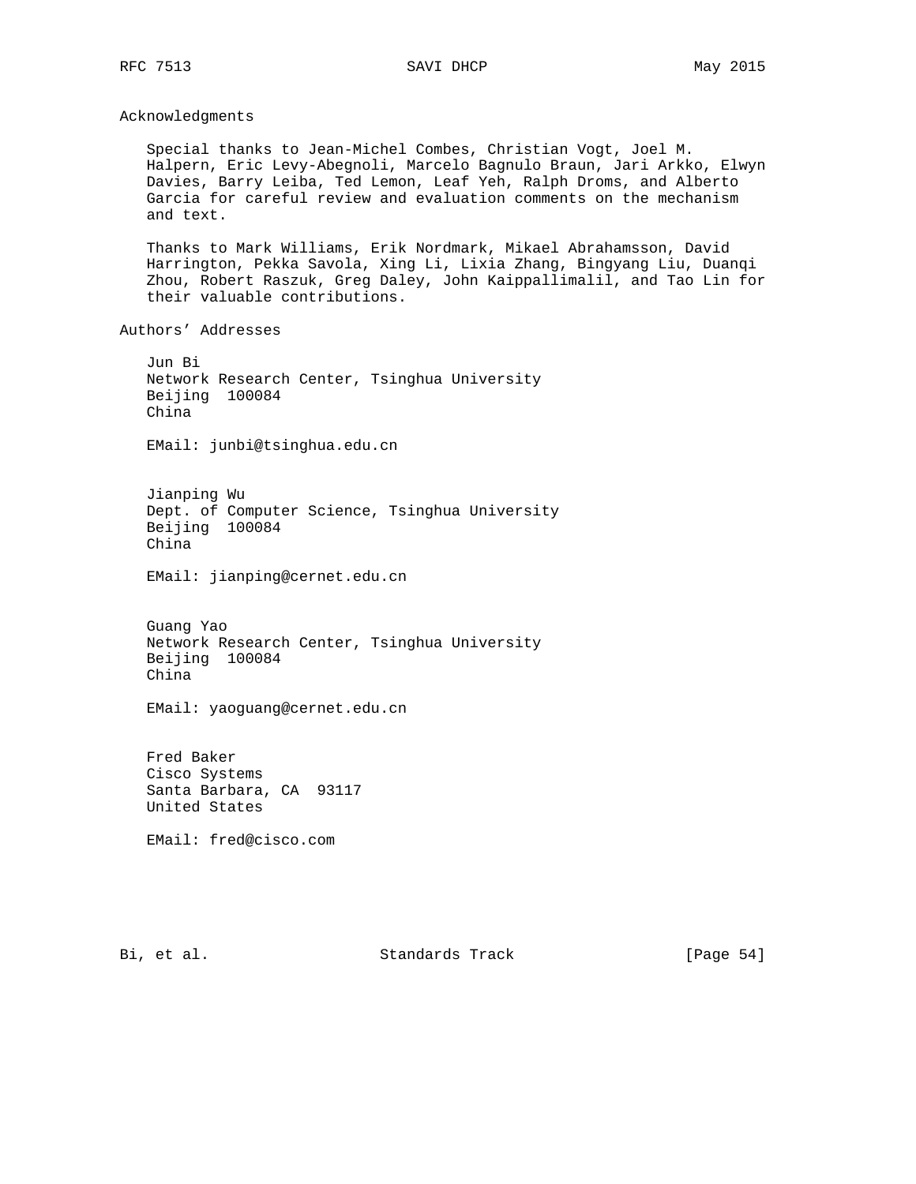## Acknowledgments

Special thanks to Jean-Michel Combes, Christian Vogt, Joel M. Halpern, Eric Levy-Abegnoli, Marcelo Bagnulo Braun, Jari Arkko, Elwyn Davies, Barry Leiba, Ted Lemon, Leaf Yeh, Ralph Droms, and Alberto Garcia for careful review and evaluation comments on the mechanism and text.

Thanks to Mark Williams, Erik Nordmark, Mikael Abrahamsson, David Harrington, Pekka Savola, Xing Li, Lixia Zhang, Bingyang Liu, Duanqi Zhou, Robert Raszuk, Greg Daley, John Kaippallimalil, and Tao Lin for their valuable contributions.

## Authors' Addresses

Jun Bi
Network Research Center, Tsinghua University
Beijing  100084
China

EMail: junbi@tsinghua.edu.cn

Jianping Wu
Dept. of Computer Science, Tsinghua University
Beijing  100084
China

EMail: jianping@cernet.edu.cn

Guang Yao
Network Research Center, Tsinghua University
Beijing  100084
China

EMail: yaoguang@cernet.edu.cn

Fred Baker
Cisco Systems
Santa Barbara, CA  93117
United States

EMail: fred@cisco.com